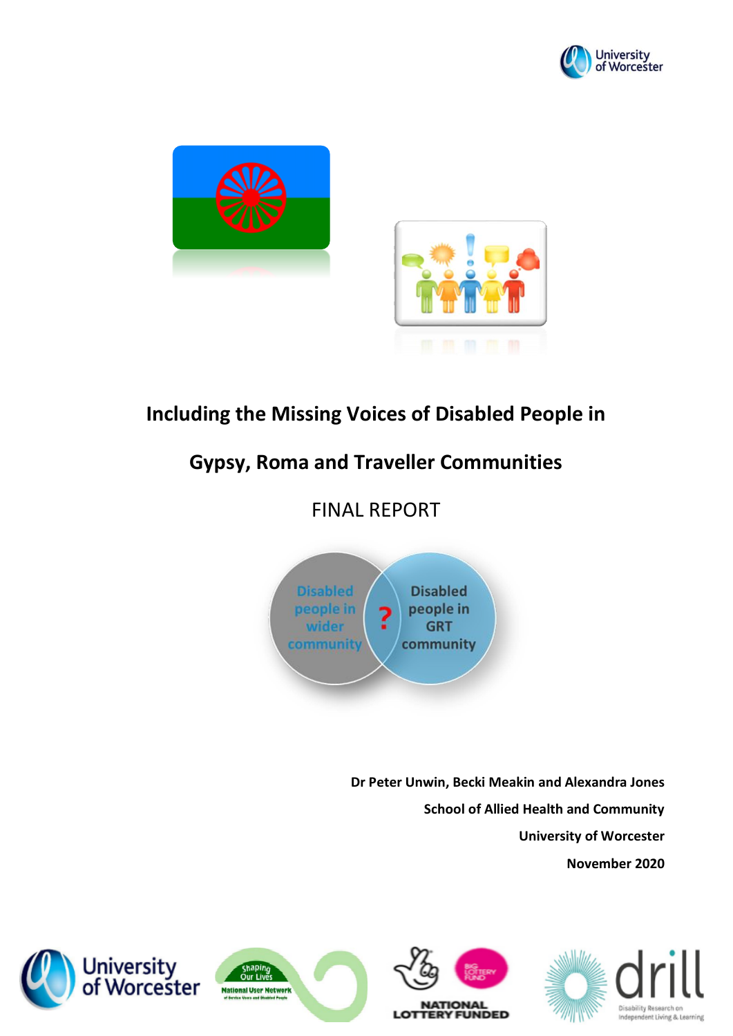# Including the Missing Voices of Disabled People in Gypsy, Roma and Traveller Communities

FINAL REPORT

Disabled people in wider community

?

Disabled people in GRT community

**Dr Peter Unwin, Becki Meakin and Alexandra Jones**

**School of Allied Health and Community**

**University of Worcester**

**November 2020**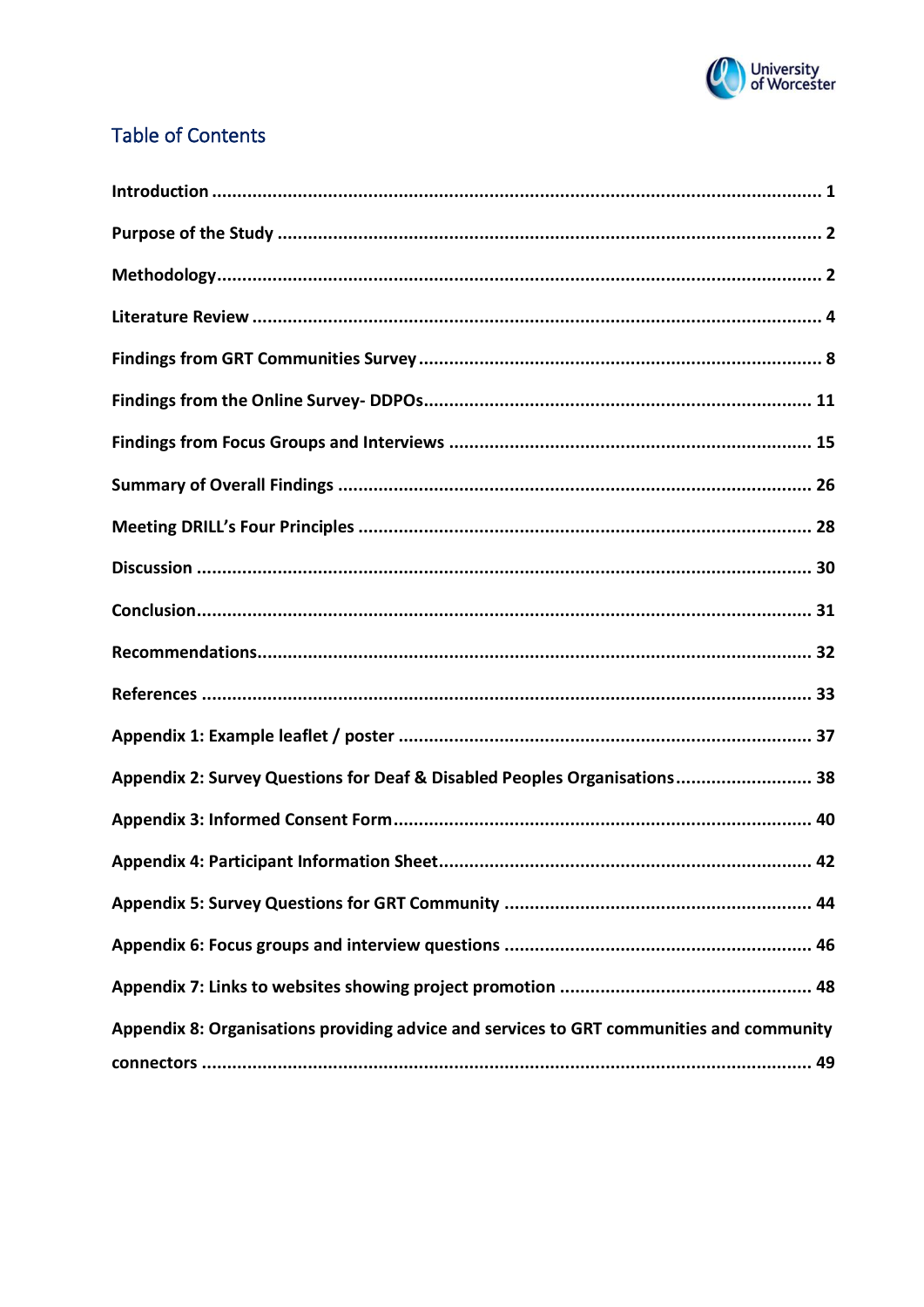## Table of Contents

**Introduction** ........................................................................................................ **1**

**Purpose of the Study** ........................................................................................................ **2**

**Methodology** ........................................................................................................ **2**

**Literature Review** ........................................................................................................ **4**

**Findings from GRT Communities Survey** ........................................................................................................ **8**

**Findings from the Online Survey- DDPOs** ........................................................................................................ **11**

**Findings from Focus Groups and Interviews** ........................................................................................................ **15**

**Summary of Overall Findings** ........................................................................................................ **26**

**Meeting DRILL's Four Principles** ........................................................................................................ **28**

**Discussion** ........................................................................................................ **30**

**Conclusion** ........................................................................................................ **31**

**Recommendations** ........................................................................................................ **32**

**References** ........................................................................................................ **33**

**Appendix 1: Example leaflet / poster** ........................................................................................................ **37**

**Appendix 2: Survey Questions for Deaf & Disabled Peoples Organisations** ........................................................................................................ **38**

**Appendix 3: Informed Consent Form** ........................................................................................................ **40**

**Appendix 4: Participant Information Sheet** ........................................................................................................ **42**

**Appendix 5: Survey Questions for GRT Community** ........................................................................................................ **44**

**Appendix 6: Focus groups and interview questions** ........................................................................................................ **46**

**Appendix 7: Links to websites showing project promotion** ........................................................................................................ **48**

**Appendix 8: Organisations providing advice and services to GRT communities and community connectors** ........................................................................................................ **49**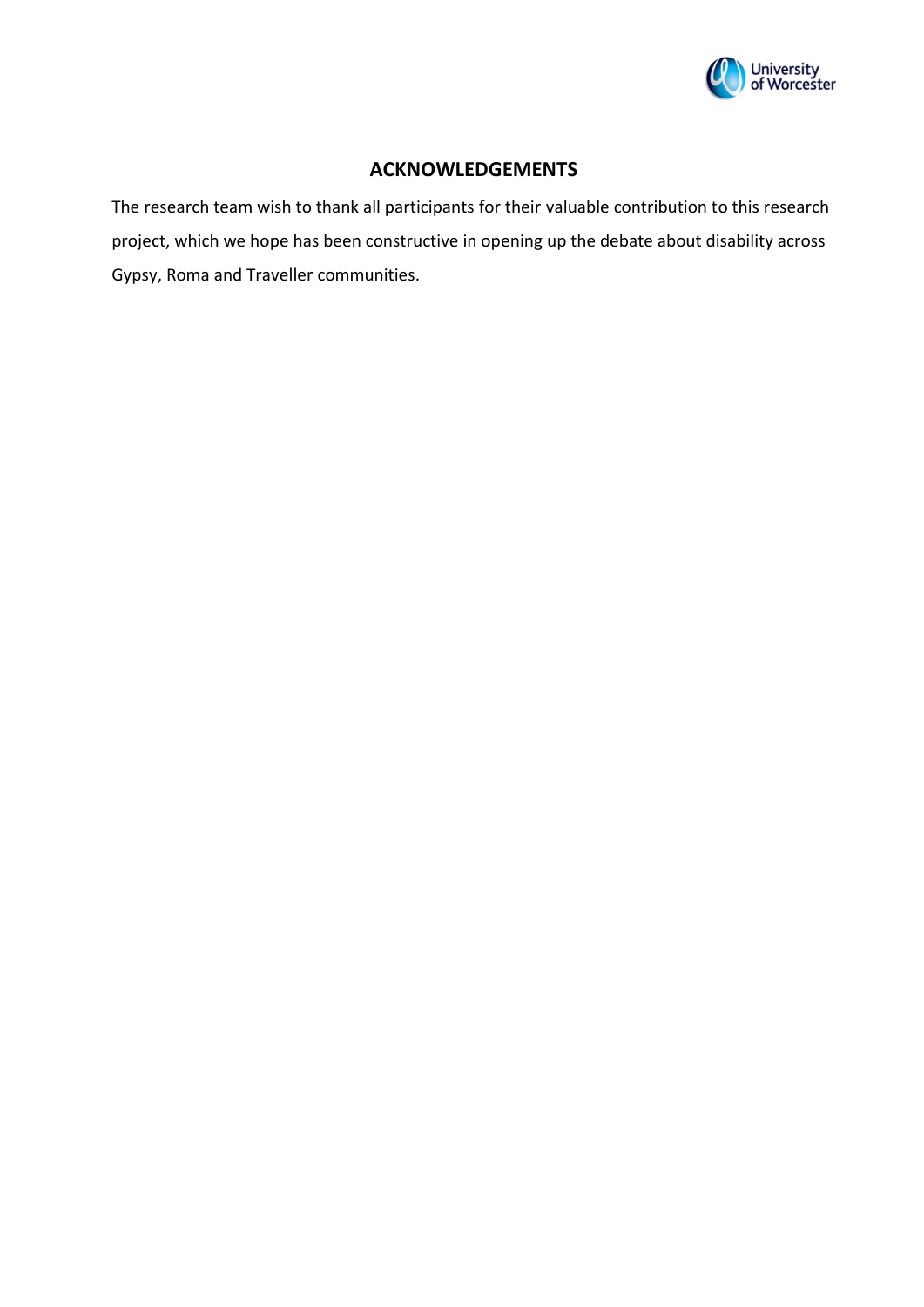## ACKNOWLEDGEMENTS

The research team wish to thank all participants for their valuable contribution to this research project, which we hope has been constructive in opening up the debate about disability across Gypsy, Roma and Traveller communities.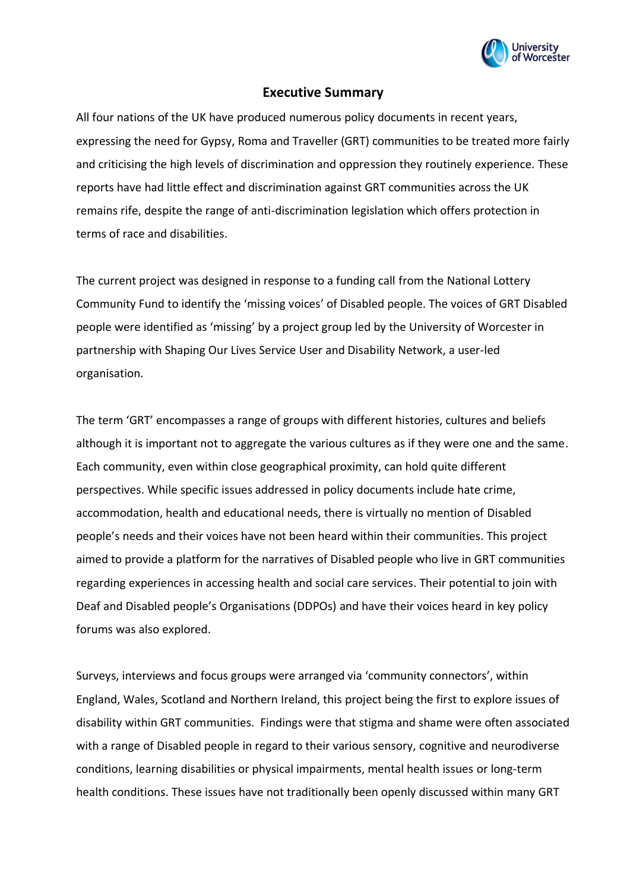## Executive Summary

All four nations of the UK have produced numerous policy documents in recent years, expressing the need for Gypsy, Roma and Traveller (GRT) communities to be treated more fairly and criticising the high levels of discrimination and oppression they routinely experience. These reports have had little effect and discrimination against GRT communities across the UK remains rife, despite the range of anti-discrimination legislation which offers protection in terms of race and disabilities.

The current project was designed in response to a funding call from the National Lottery Community Fund to identify the 'missing voices' of Disabled people. The voices of GRT Disabled people were identified as 'missing' by a project group led by the University of Worcester in partnership with Shaping Our Lives Service User and Disability Network, a user-led organisation.

The term 'GRT' encompasses a range of groups with different histories, cultures and beliefs although it is important not to aggregate the various cultures as if they were one and the same. Each community, even within close geographical proximity, can hold quite different perspectives. While specific issues addressed in policy documents include hate crime, accommodation, health and educational needs, there is virtually no mention of Disabled people's needs and their voices have not been heard within their communities. This project aimed to provide a platform for the narratives of Disabled people who live in GRT communities regarding experiences in accessing health and social care services. Their potential to join with Deaf and Disabled people's Organisations (DDPOs) and have their voices heard in key policy forums was also explored.

Surveys, interviews and focus groups were arranged via 'community connectors', within England, Wales, Scotland and Northern Ireland, this project being the first to explore issues of disability within GRT communities. Findings were that stigma and shame were often associated with a range of Disabled people in regard to their various sensory, cognitive and neurodiverse conditions, learning disabilities or physical impairments, mental health issues or long-term health conditions. These issues have not traditionally been openly discussed within many GRT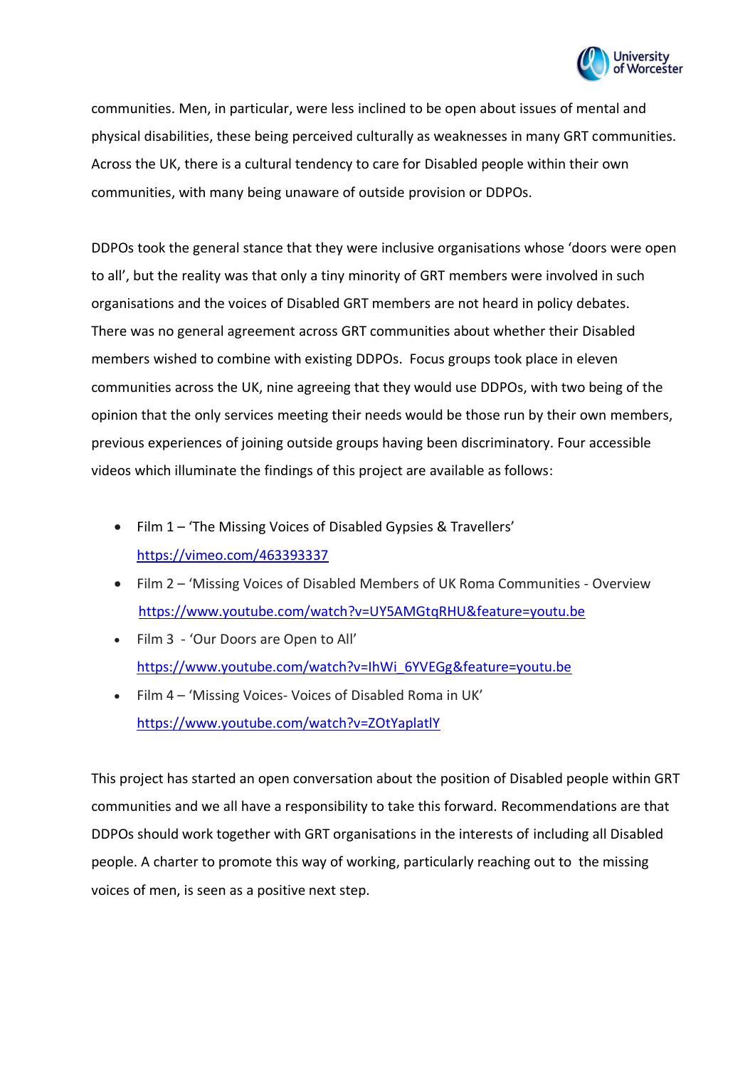communities. Men, in particular, were less inclined to be open about issues of mental and physical disabilities, these being perceived culturally as weaknesses in many GRT communities. Across the UK, there is a cultural tendency to care for Disabled people within their own communities, with many being unaware of outside provision or DDPOs.

DDPOs took the general stance that they were inclusive organisations whose 'doors were open to all', but the reality was that only a tiny minority of GRT members were involved in such organisations and the voices of Disabled GRT members are not heard in policy debates. There was no general agreement across GRT communities about whether their Disabled members wished to combine with existing DDPOs. Focus groups took place in eleven communities across the UK, nine agreeing that they would use DDPOs, with two being of the opinion that the only services meeting their needs would be those run by their own members, previous experiences of joining outside groups having been discriminatory. Four accessible videos which illuminate the findings of this project are available as follows:

- Film 1 – 'The Missing Voices of Disabled Gypsies & Travellers' https://vimeo.com/463393337
- Film 2 – 'Missing Voices of Disabled Members of UK Roma Communities - Overview https://www.youtube.com/watch?v=UY5AMGtqRHU&feature=youtu.be
- Film 3 - 'Our Doors are Open to All' https://www.youtube.com/watch?v=IhWi_6YVEGg&feature=youtu.be
- Film 4 – 'Missing Voices- Voices of Disabled Roma in UK' https://www.youtube.com/watch?v=ZOtYaplatlY

This project has started an open conversation about the position of Disabled people within GRT communities and we all have a responsibility to take this forward. Recommendations are that DDPOs should work together with GRT organisations in the interests of including all Disabled people. A charter to promote this way of working, particularly reaching out to the missing voices of men, is seen as a positive next step.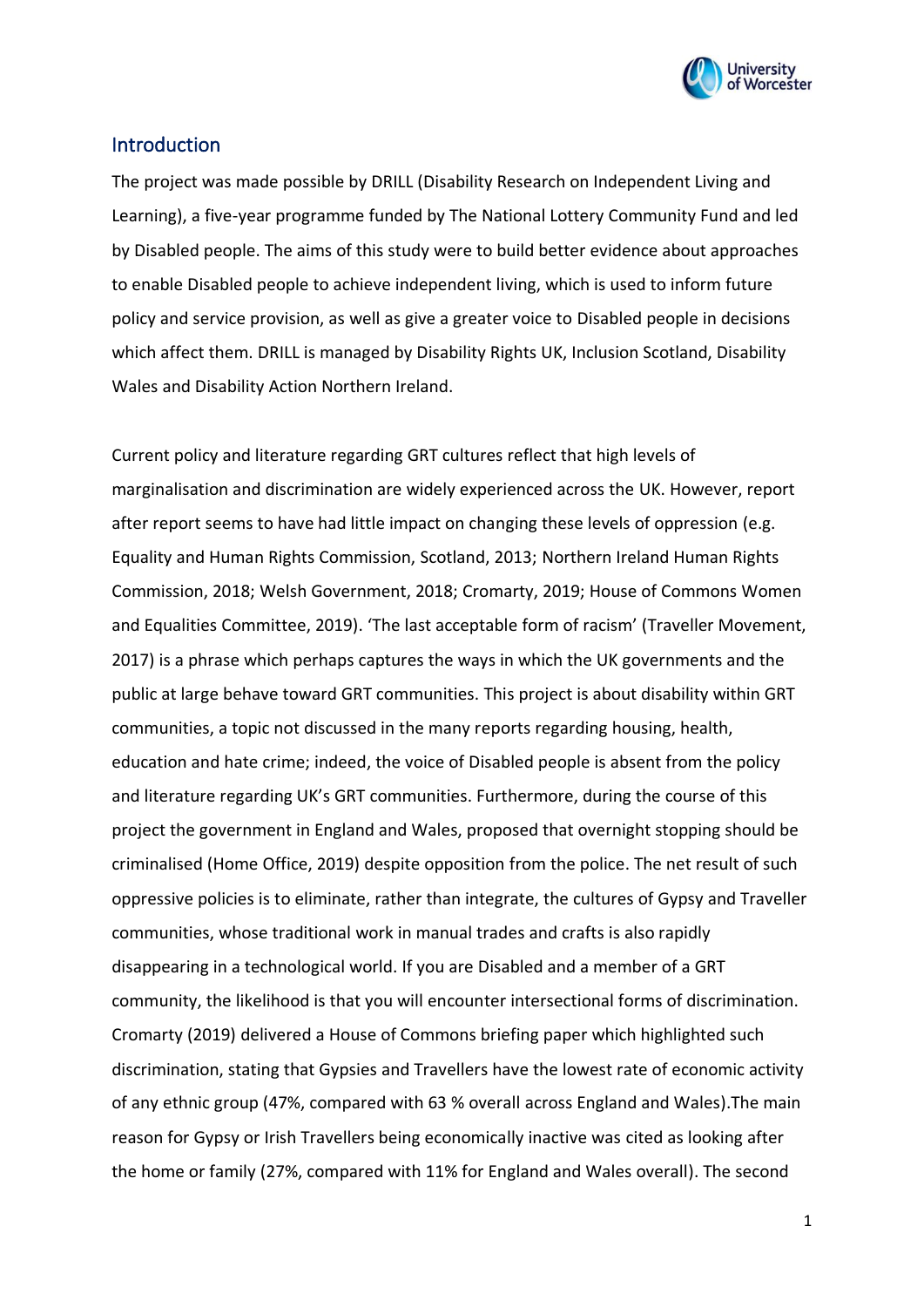## Introduction

The project was made possible by DRILL (Disability Research on Independent Living and Learning), a five-year programme funded by The National Lottery Community Fund and led by Disabled people. The aims of this study were to build better evidence about approaches to enable Disabled people to achieve independent living, which is used to inform future policy and service provision, as well as give a greater voice to Disabled people in decisions which affect them. DRILL is managed by Disability Rights UK, Inclusion Scotland, Disability Wales and Disability Action Northern Ireland.

Current policy and literature regarding GRT cultures reflect that high levels of marginalisation and discrimination are widely experienced across the UK. However, report after report seems to have had little impact on changing these levels of oppression (e.g. Equality and Human Rights Commission, Scotland, 2013; Northern Ireland Human Rights Commission, 2018; Welsh Government, 2018; Cromarty, 2019; House of Commons Women and Equalities Committee, 2019). 'The last acceptable form of racism' (Traveller Movement, 2017) is a phrase which perhaps captures the ways in which the UK governments and the public at large behave toward GRT communities. This project is about disability within GRT communities, a topic not discussed in the many reports regarding housing, health, education and hate crime; indeed, the voice of Disabled people is absent from the policy and literature regarding UK's GRT communities. Furthermore, during the course of this project the government in England and Wales, proposed that overnight stopping should be criminalised (Home Office, 2019) despite opposition from the police. The net result of such oppressive policies is to eliminate, rather than integrate, the cultures of Gypsy and Traveller communities, whose traditional work in manual trades and crafts is also rapidly disappearing in a technological world. If you are Disabled and a member of a GRT community, the likelihood is that you will encounter intersectional forms of discrimination. Cromarty (2019) delivered a House of Commons briefing paper which highlighted such discrimination, stating that Gypsies and Travellers have the lowest rate of economic activity of any ethnic group (47%, compared with 63 % overall across England and Wales).The main reason for Gypsy or Irish Travellers being economically inactive was cited as looking after the home or family (27%, compared with 11% for England and Wales overall). The second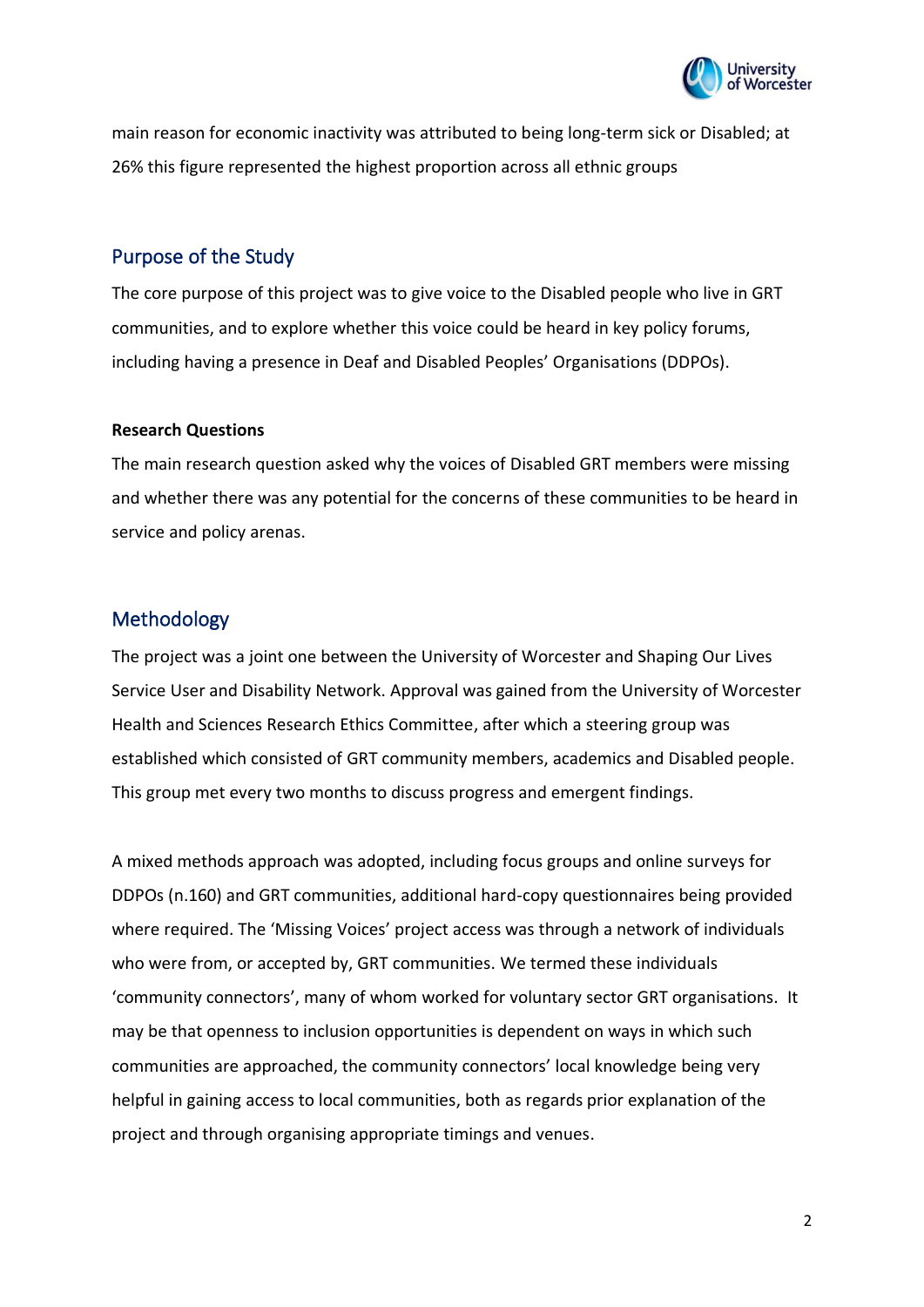main reason for economic inactivity was attributed to being long-term sick or Disabled; at 26% this figure represented the highest proportion across all ethnic groups

## Purpose of the Study

The core purpose of this project was to give voice to the Disabled people who live in GRT communities, and to explore whether this voice could be heard in key policy forums, including having a presence in Deaf and Disabled Peoples' Organisations (DDPOs).

**Research Questions**

The main research question asked why the voices of Disabled GRT members were missing and whether there was any potential for the concerns of these communities to be heard in service and policy arenas.

## Methodology

The project was a joint one between the University of Worcester and Shaping Our Lives Service User and Disability Network. Approval was gained from the University of Worcester Health and Sciences Research Ethics Committee, after which a steering group was established which consisted of GRT community members, academics and Disabled people. This group met every two months to discuss progress and emergent findings.

A mixed methods approach was adopted, including focus groups and online surveys for DDPOs (n.160) and GRT communities, additional hard-copy questionnaires being provided where required. The 'Missing Voices' project access was through a network of individuals who were from, or accepted by, GRT communities. We termed these individuals 'community connectors', many of whom worked for voluntary sector GRT organisations. It may be that openness to inclusion opportunities is dependent on ways in which such communities are approached, the community connectors' local knowledge being very helpful in gaining access to local communities, both as regards prior explanation of the project and through organising appropriate timings and venues.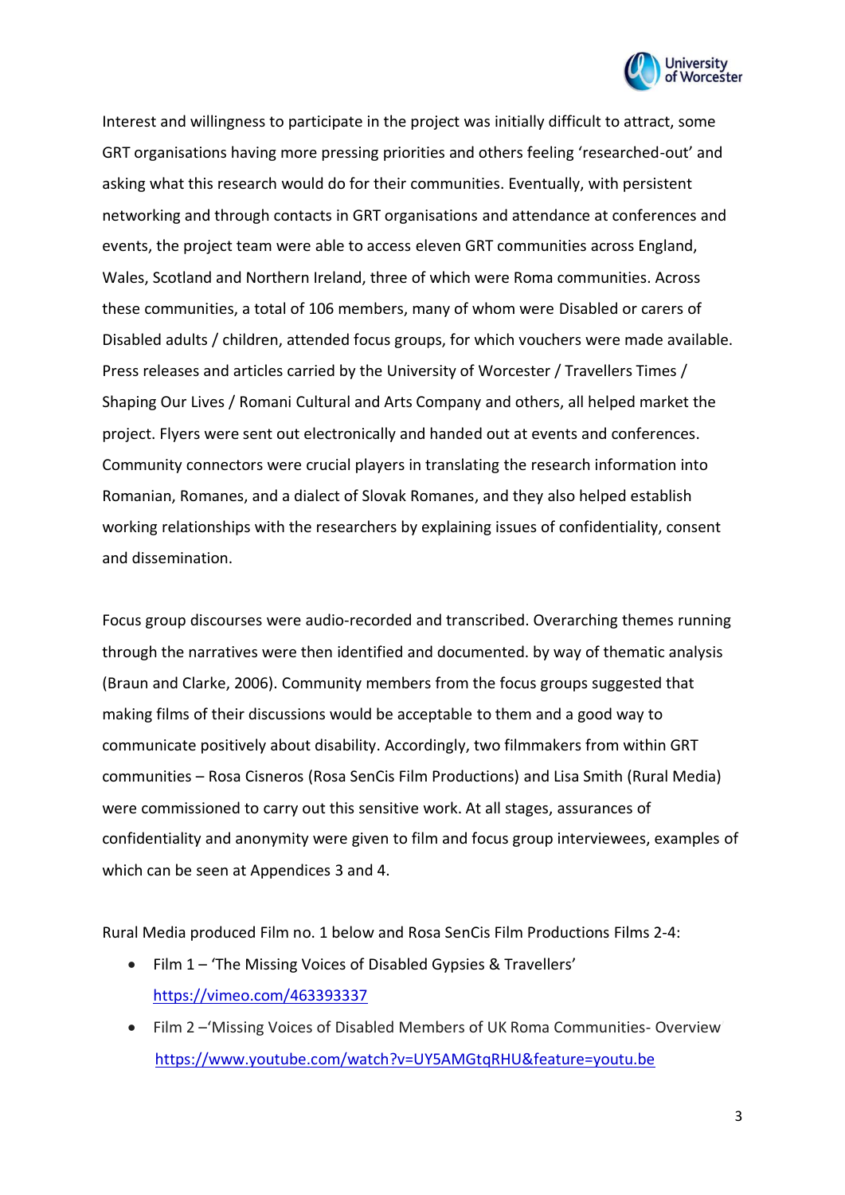Interest and willingness to participate in the project was initially difficult to attract, some GRT organisations having more pressing priorities and others feeling 'researched-out' and asking what this research would do for their communities. Eventually, with persistent networking and through contacts in GRT organisations and attendance at conferences and events, the project team were able to access eleven GRT communities across England, Wales, Scotland and Northern Ireland, three of which were Roma communities. Across these communities, a total of 106 members, many of whom were Disabled or carers of Disabled adults / children, attended focus groups, for which vouchers were made available. Press releases and articles carried by the University of Worcester / Travellers Times / Shaping Our Lives / Romani Cultural and Arts Company and others, all helped market the project. Flyers were sent out electronically and handed out at events and conferences. Community connectors were crucial players in translating the research information into Romanian, Romanes, and a dialect of Slovak Romanes, and they also helped establish working relationships with the researchers by explaining issues of confidentiality, consent and dissemination.

Focus group discourses were audio-recorded and transcribed. Overarching themes running through the narratives were then identified and documented. by way of thematic analysis (Braun and Clarke, 2006). Community members from the focus groups suggested that making films of their discussions would be acceptable to them and a good way to communicate positively about disability. Accordingly, two filmmakers from within GRT communities – Rosa Cisneros (Rosa SenCis Film Productions) and Lisa Smith (Rural Media) were commissioned to carry out this sensitive work. At all stages, assurances of confidentiality and anonymity were given to film and focus group interviewees, examples of which can be seen at Appendices 3 and 4.

Rural Media produced Film no. 1 below and Rosa SenCis Film Productions Films 2-4:

- Film 1 – 'The Missing Voices of Disabled Gypsies & Travellers' https://vimeo.com/463393337
- Film 2 –'Missing Voices of Disabled Members of UK Roma Communities- Overview https://www.youtube.com/watch?v=UY5AMGtqRHU&feature=youtu.be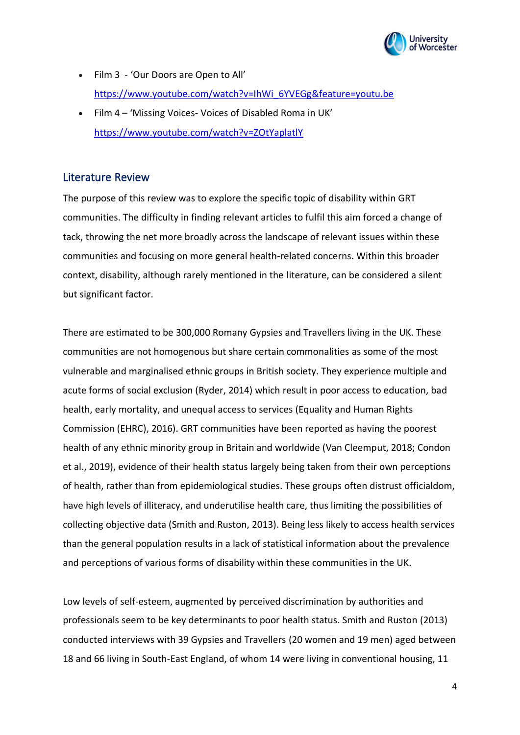- Film 3 - 'Our Doors are Open to All'
  https://www.youtube.com/watch?v=IhWi_6YVEGg&feature=youtu.be
- Film 4 – 'Missing Voices- Voices of Disabled Roma in UK'
  https://www.youtube.com/watch?v=ZOtYaplatlY

## Literature Review

The purpose of this review was to explore the specific topic of disability within GRT communities. The difficulty in finding relevant articles to fulfil this aim forced a change of tack, throwing the net more broadly across the landscape of relevant issues within these communities and focusing on more general health-related concerns. Within this broader context, disability, although rarely mentioned in the literature, can be considered a silent but significant factor.

There are estimated to be 300,000 Romany Gypsies and Travellers living in the UK. These communities are not homogenous but share certain commonalities as some of the most vulnerable and marginalised ethnic groups in British society. They experience multiple and acute forms of social exclusion (Ryder, 2014) which result in poor access to education, bad health, early mortality, and unequal access to services (Equality and Human Rights Commission (EHRC), 2016). GRT communities have been reported as having the poorest health of any ethnic minority group in Britain and worldwide (Van Cleemput, 2018; Condon et al., 2019), evidence of their health status largely being taken from their own perceptions of health, rather than from epidemiological studies. These groups often distrust officialdom, have high levels of illiteracy, and underutilise health care, thus limiting the possibilities of collecting objective data (Smith and Ruston, 2013). Being less likely to access health services than the general population results in a lack of statistical information about the prevalence and perceptions of various forms of disability within these communities in the UK.

Low levels of self-esteem, augmented by perceived discrimination by authorities and professionals seem to be key determinants to poor health status. Smith and Ruston (2013) conducted interviews with 39 Gypsies and Travellers (20 women and 19 men) aged between 18 and 66 living in South-East England, of whom 14 were living in conventional housing, 11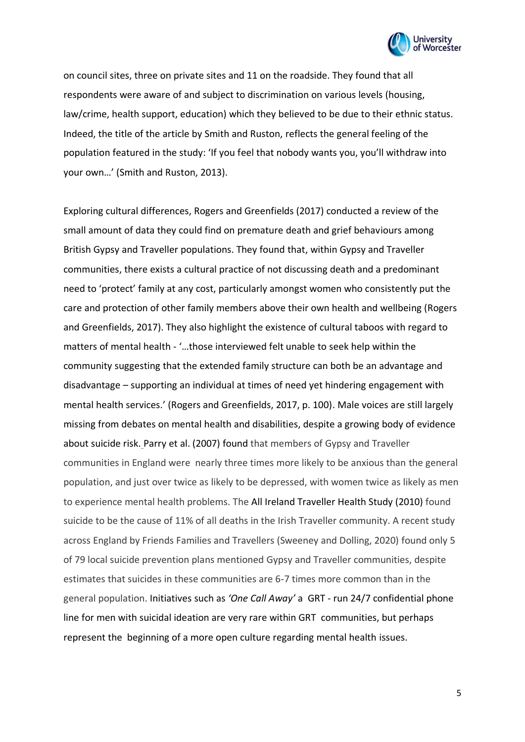on council sites, three on private sites and 11 on the roadside. They found that all respondents were aware of and subject to discrimination on various levels (housing, law/crime, health support, education) which they believed to be due to their ethnic status. Indeed, the title of the article by Smith and Ruston, reflects the general feeling of the population featured in the study: 'If you feel that nobody wants you, you'll withdraw into your own…' (Smith and Ruston, 2013).

Exploring cultural differences, Rogers and Greenfields (2017) conducted a review of the small amount of data they could find on premature death and grief behaviours among British Gypsy and Traveller populations. They found that, within Gypsy and Traveller communities, there exists a cultural practice of not discussing death and a predominant need to 'protect' family at any cost, particularly amongst women who consistently put the care and protection of other family members above their own health and wellbeing (Rogers and Greenfields, 2017). They also highlight the existence of cultural taboos with regard to matters of mental health - '…those interviewed felt unable to seek help within the community suggesting that the extended family structure can both be an advantage and disadvantage – supporting an individual at times of need yet hindering engagement with mental health services.' (Rogers and Greenfields, 2017, p. 100). Male voices are still largely missing from debates on mental health and disabilities, despite a growing body of evidence about suicide risk. Parry et al. (2007) found that members of Gypsy and Traveller communities in England were nearly three times more likely to be anxious than the general population, and just over twice as likely to be depressed, with women twice as likely as men to experience mental health problems. The All Ireland Traveller Health Study (2010) found suicide to be the cause of 11% of all deaths in the Irish Traveller community. A recent study across England by Friends Families and Travellers (Sweeney and Dolling, 2020) found only 5 of 79 local suicide prevention plans mentioned Gypsy and Traveller communities, despite estimates that suicides in these communities are 6-7 times more common than in the general population. Initiatives such as *'One Call Away'* a GRT - run 24/7 confidential phone line for men with suicidal ideation are very rare within GRT communities, but perhaps represent the beginning of a more open culture regarding mental health issues.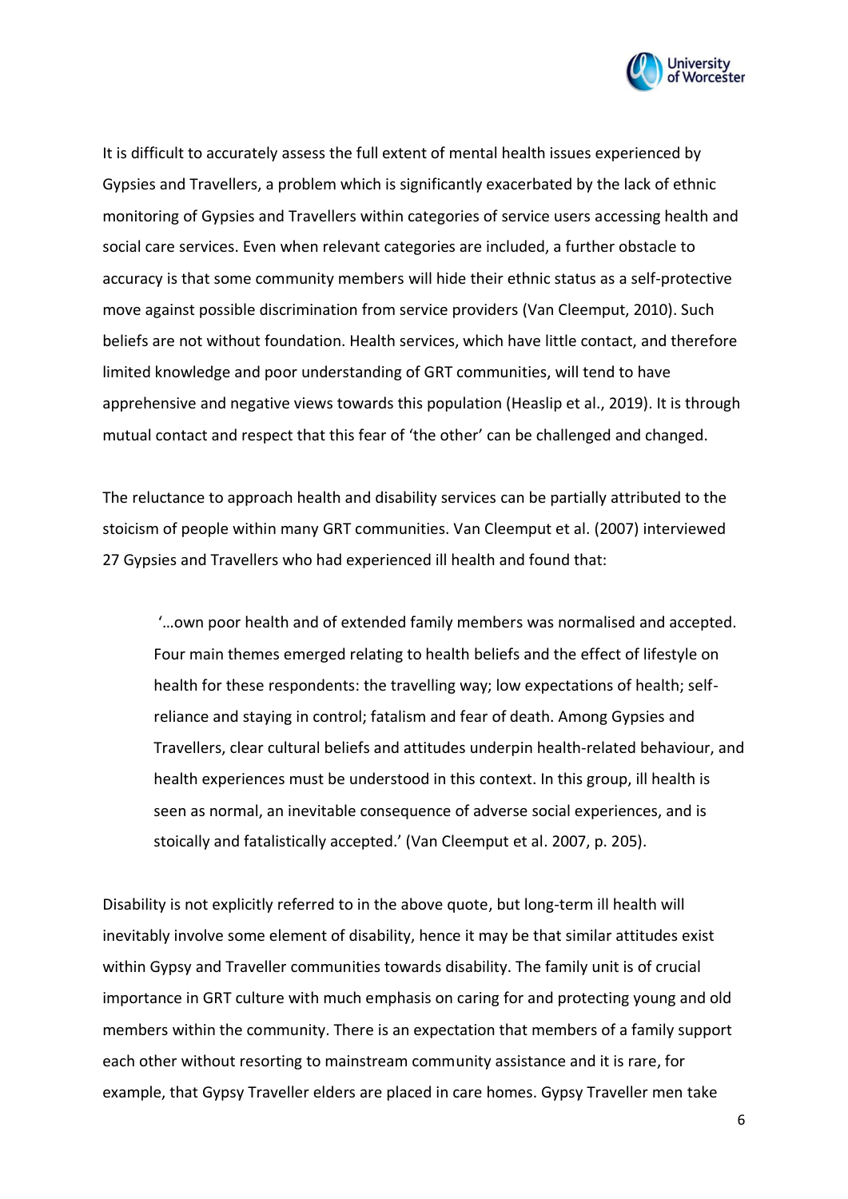It is difficult to accurately assess the full extent of mental health issues experienced by Gypsies and Travellers, a problem which is significantly exacerbated by the lack of ethnic monitoring of Gypsies and Travellers within categories of service users accessing health and social care services. Even when relevant categories are included, a further obstacle to accuracy is that some community members will hide their ethnic status as a self-protective move against possible discrimination from service providers (Van Cleemput, 2010). Such beliefs are not without foundation. Health services, which have little contact, and therefore limited knowledge and poor understanding of GRT communities, will tend to have apprehensive and negative views towards this population (Heaslip et al., 2019). It is through mutual contact and respect that this fear of 'the other' can be challenged and changed.

The reluctance to approach health and disability services can be partially attributed to the stoicism of people within many GRT communities. Van Cleemput et al. (2007) interviewed 27 Gypsies and Travellers who had experienced ill health and found that:

> '…own poor health and of extended family members was normalised and accepted. Four main themes emerged relating to health beliefs and the effect of lifestyle on health for these respondents: the travelling way; low expectations of health; self-reliance and staying in control; fatalism and fear of death. Among Gypsies and Travellers, clear cultural beliefs and attitudes underpin health-related behaviour, and health experiences must be understood in this context. In this group, ill health is seen as normal, an inevitable consequence of adverse social experiences, and is stoically and fatalistically accepted.' (Van Cleemput et al. 2007, p. 205).

Disability is not explicitly referred to in the above quote, but long-term ill health will inevitably involve some element of disability, hence it may be that similar attitudes exist within Gypsy and Traveller communities towards disability. The family unit is of crucial importance in GRT culture with much emphasis on caring for and protecting young and old members within the community. There is an expectation that members of a family support each other without resorting to mainstream community assistance and it is rare, for example, that Gypsy Traveller elders are placed in care homes. Gypsy Traveller men take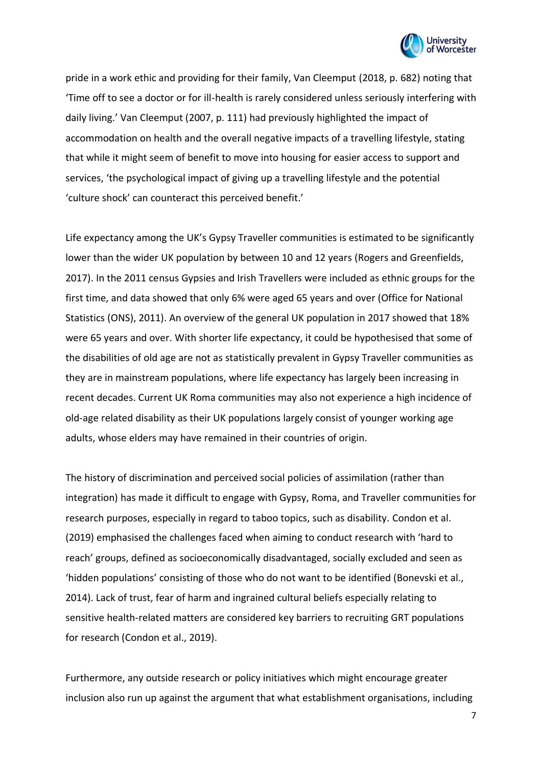pride in a work ethic and providing for their family, Van Cleemput (2018, p. 682) noting that 'Time off to see a doctor or for ill-health is rarely considered unless seriously interfering with daily living.' Van Cleemput (2007, p. 111) had previously highlighted the impact of accommodation on health and the overall negative impacts of a travelling lifestyle, stating that while it might seem of benefit to move into housing for easier access to support and services, 'the psychological impact of giving up a travelling lifestyle and the potential 'culture shock' can counteract this perceived benefit.'

Life expectancy among the UK's Gypsy Traveller communities is estimated to be significantly lower than the wider UK population by between 10 and 12 years (Rogers and Greenfields, 2017). In the 2011 census Gypsies and Irish Travellers were included as ethnic groups for the first time, and data showed that only 6% were aged 65 years and over (Office for National Statistics (ONS), 2011). An overview of the general UK population in 2017 showed that 18% were 65 years and over. With shorter life expectancy, it could be hypothesised that some of the disabilities of old age are not as statistically prevalent in Gypsy Traveller communities as they are in mainstream populations, where life expectancy has largely been increasing in recent decades. Current UK Roma communities may also not experience a high incidence of old-age related disability as their UK populations largely consist of younger working age adults, whose elders may have remained in their countries of origin.

The history of discrimination and perceived social policies of assimilation (rather than integration) has made it difficult to engage with Gypsy, Roma, and Traveller communities for research purposes, especially in regard to taboo topics, such as disability. Condon et al. (2019) emphasised the challenges faced when aiming to conduct research with 'hard to reach' groups, defined as socioeconomically disadvantaged, socially excluded and seen as 'hidden populations' consisting of those who do not want to be identified (Bonevski et al., 2014). Lack of trust, fear of harm and ingrained cultural beliefs especially relating to sensitive health-related matters are considered key barriers to recruiting GRT populations for research (Condon et al., 2019).

Furthermore, any outside research or policy initiatives which might encourage greater inclusion also run up against the argument that what establishment organisations, including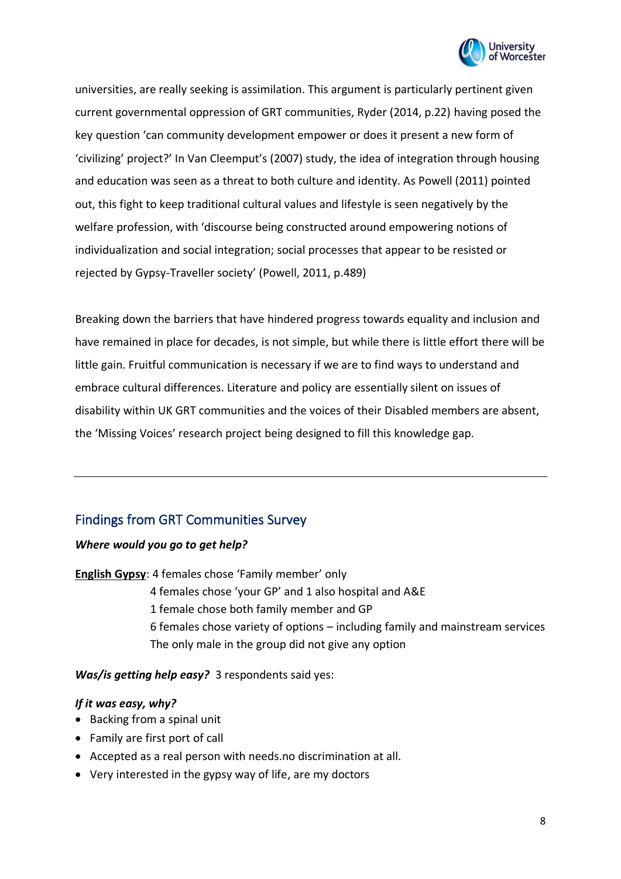universities, are really seeking is assimilation. This argument is particularly pertinent given current governmental oppression of GRT communities, Ryder (2014, p.22) having posed the key question 'can community development empower or does it present a new form of 'civilizing' project?' In Van Cleemput's (2007) study, the idea of integration through housing and education was seen as a threat to both culture and identity. As Powell (2011) pointed out, this fight to keep traditional cultural values and lifestyle is seen negatively by the welfare profession, with 'discourse being constructed around empowering notions of individualization and social integration; social processes that appear to be resisted or rejected by Gypsy-Traveller society' (Powell, 2011, p.489)

Breaking down the barriers that have hindered progress towards equality and inclusion and have remained in place for decades, is not simple, but while there is little effort there will be little gain. Fruitful communication is necessary if we are to find ways to understand and embrace cultural differences. Literature and policy are essentially silent on issues of disability within UK GRT communities and the voices of their Disabled members are absent, the 'Missing Voices' research project being designed to fill this knowledge gap.

---

## Findings from GRT Communities Survey

***Where would you go to get help?***

**English Gypsy**: 4 females chose 'Family member' only
4 females chose 'your GP' and 1 also hospital and A&E
1 female chose both family member and GP
6 females chose variety of options – including family and mainstream services
The only male in the group did not give any option

***Was/is getting help easy?*** 3 respondents said yes:

***If it was easy, why?***

- Backing from a spinal unit
- Family are first port of call
- Accepted as a real person with needs.no discrimination at all.
- Very interested in the gypsy way of life, are my doctors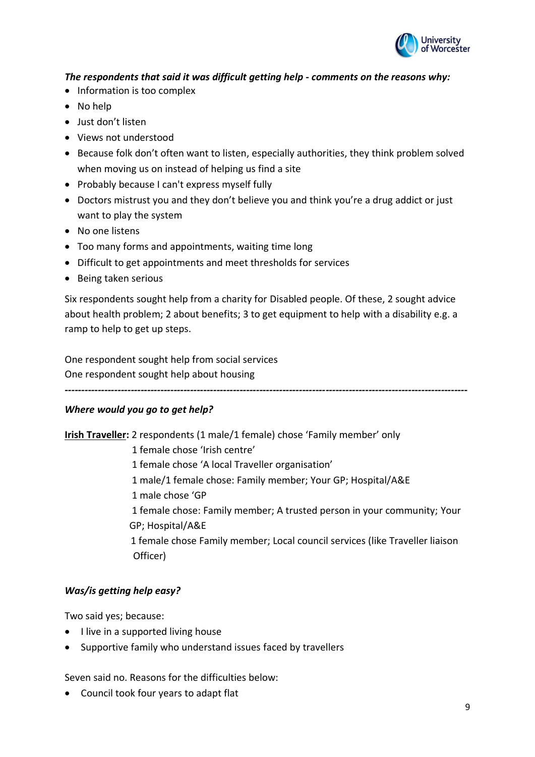***The respondents that said it was difficult getting help - comments on the reasons why:***

- Information is too complex
- No help
- Just don't listen
- Views not understood
- Because folk don't often want to listen, especially authorities, they think problem solved when moving us on instead of helping us find a site
- Probably because I can't express myself fully
- Doctors mistrust you and they don't believe you and think you're a drug addict or just want to play the system
- No one listens
- Too many forms and appointments, waiting time long
- Difficult to get appointments and meet thresholds for services
- Being taken serious

Six respondents sought help from a charity for Disabled people. Of these, 2 sought advice about health problem; 2 about benefits; 3 to get equipment to help with a disability e.g. a ramp to help to get up steps.

One respondent sought help from social services
One respondent sought help about housing

---

***Where would you go to get help?***

**Irish Traveller:** 2 respondents (1 male/1 female) chose 'Family member' only
1 female chose 'Irish centre'
1 female chose 'A local Traveller organisation'
1 male/1 female chose: Family member; Your GP; Hospital/A&E
1 male chose 'GP
1 female chose: Family member; A trusted person in your community; Your GP; Hospital/A&E
1 female chose Family member; Local council services (like Traveller liaison Officer)

***Was/is getting help easy?***

Two said yes; because:

- I live in a supported living house
- Supportive family who understand issues faced by travellers

Seven said no. Reasons for the difficulties below:

- Council took four years to adapt flat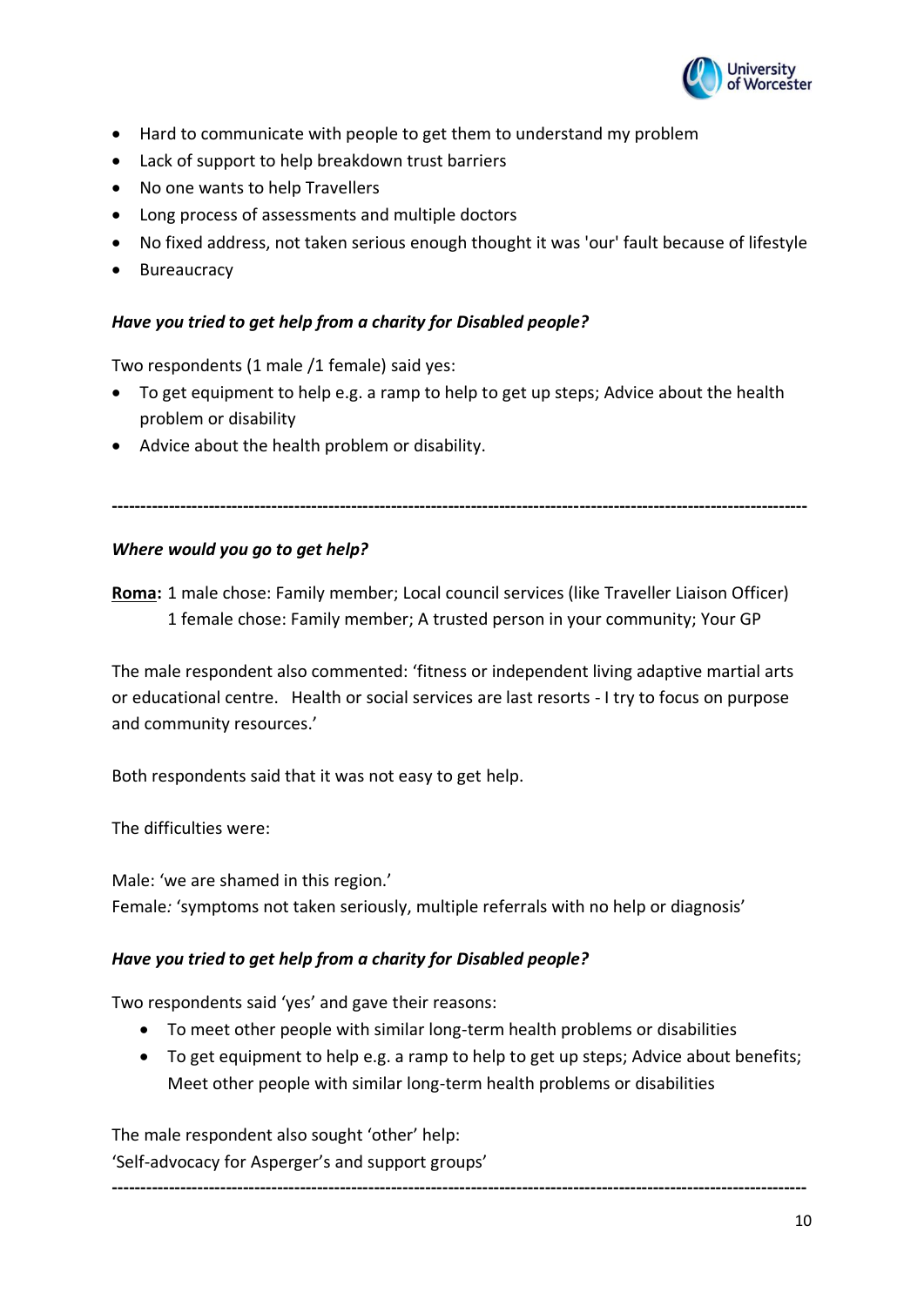- Hard to communicate with people to get them to understand my problem
- Lack of support to help breakdown trust barriers
- No one wants to help Travellers
- Long process of assessments and multiple doctors
- No fixed address, not taken serious enough thought it was 'our' fault because of lifestyle
- Bureaucracy

***Have you tried to get help from a charity for Disabled people?***

Two respondents (1 male /1 female) said yes:

- To get equipment to help e.g. a ramp to help to get up steps; Advice about the health problem or disability
- Advice about the health problem or disability.

---

***Where would you go to get help?***

**<u>Roma</u>:** 1 male chose: Family member; Local council services (like Traveller Liaison Officer)
1 female chose: Family member; A trusted person in your community; Your GP

The male respondent also commented: 'fitness or independent living adaptive martial arts or educational centre. Health or social services are last resorts - I try to focus on purpose and community resources.'

Both respondents said that it was not easy to get help.

The difficulties were:

Male: 'we are shamed in this region.'
Female*:* 'symptoms not taken seriously, multiple referrals with no help or diagnosis'

***Have you tried to get help from a charity for Disabled people?***

Two respondents said 'yes' and gave their reasons:

- To meet other people with similar long-term health problems or disabilities
- To get equipment to help e.g. a ramp to help to get up steps; Advice about benefits; Meet other people with similar long-term health problems or disabilities

The male respondent also sought 'other' help:
'Self-advocacy for Asperger's and support groups'

---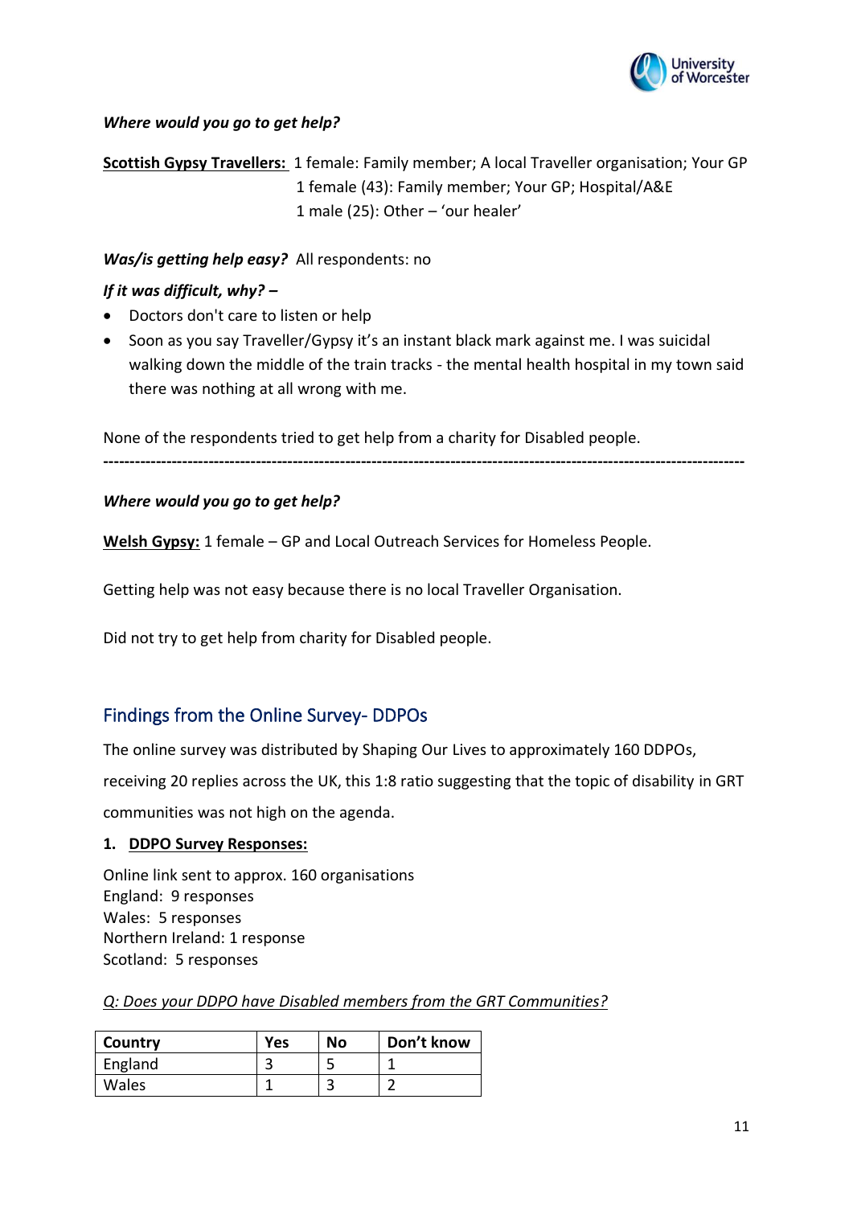***Where would you go to get help?***

**Scottish Gypsy Travellers:** 1 female: Family member; A local Traveller organisation; Your GP
1 female (43): Family member; Your GP; Hospital/A&E
1 male (25): Other – 'our healer'

***Was/is getting help easy?*** All respondents: no

***If it was difficult, why? –***

- Doctors don't care to listen or help
- Soon as you say Traveller/Gypsy it's an instant black mark against me. I was suicidal walking down the middle of the train tracks - the mental health hospital in my town said there was nothing at all wrong with me.

None of the respondents tried to get help from a charity for Disabled people.

---

***Where would you go to get help?***

**Welsh Gypsy:** 1 female – GP and Local Outreach Services for Homeless People.

Getting help was not easy because there is no local Traveller Organisation.

Did not try to get help from charity for Disabled people.

## Findings from the Online Survey- DDPOs

The online survey was distributed by Shaping Our Lives to approximately 160 DDPOs, receiving 20 replies across the UK, this 1:8 ratio suggesting that the topic of disability in GRT communities was not high on the agenda.

1. **DDPO Survey Responses:**

Online link sent to approx. 160 organisations
England: 9 responses
Wales: 5 responses
Northern Ireland: 1 response
Scotland: 5 responses

*Q: Does your DDPO have Disabled members from the GRT Communities?*

| Country | Yes | No | Don't know |
|---|---|---|---|
| England | 3 | 5 | 1 |
| Wales | 1 | 3 | 2 |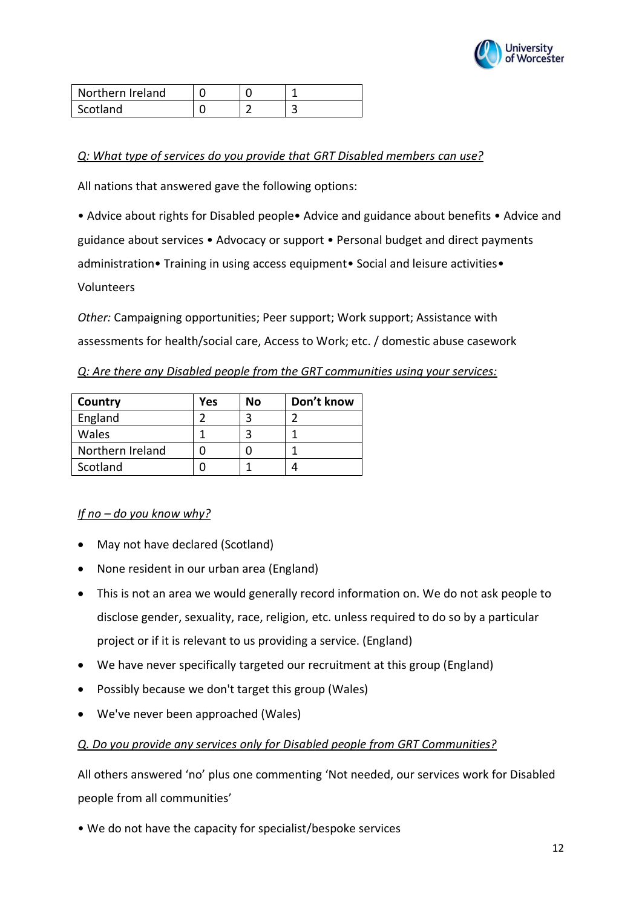| | | | |
|---|---|---|---|
| Northern Ireland | 0 | 0 | 1 |
| Scotland | 0 | 2 | 3 |

*Q: What type of services do you provide that GRT Disabled members can use?*

All nations that answered gave the following options:

• Advice about rights for Disabled people• Advice and guidance about benefits • Advice and guidance about services • Advocacy or support • Personal budget and direct payments administration• Training in using access equipment• Social and leisure activities• Volunteers

*Other:* Campaigning opportunities; Peer support; Work support; Assistance with assessments for health/social care, Access to Work; etc. / domestic abuse casework

*Q: Are there any Disabled people from the GRT communities using your services:*

| **Country** | **Yes** | **No** | **Don't know** |
|---|---|---|---|
| England | 2 | 3 | 2 |
| Wales | 1 | 3 | 1 |
| Northern Ireland | 0 | 0 | 1 |
| Scotland | 0 | 1 | 4 |

*If no – do you know why?*

- May not have declared (Scotland)
- None resident in our urban area (England)
- This is not an area we would generally record information on. We do not ask people to disclose gender, sexuality, race, religion, etc. unless required to do so by a particular project or if it is relevant to us providing a service. (England)
- We have never specifically targeted our recruitment at this group (England)
- Possibly because we don't target this group (Wales)
- We've never been approached (Wales)

*Q. Do you provide any services only for Disabled people from GRT Communities?*

All others answered 'no' plus one commenting 'Not needed, our services work for Disabled people from all communities'

• We do not have the capacity for specialist/bespoke services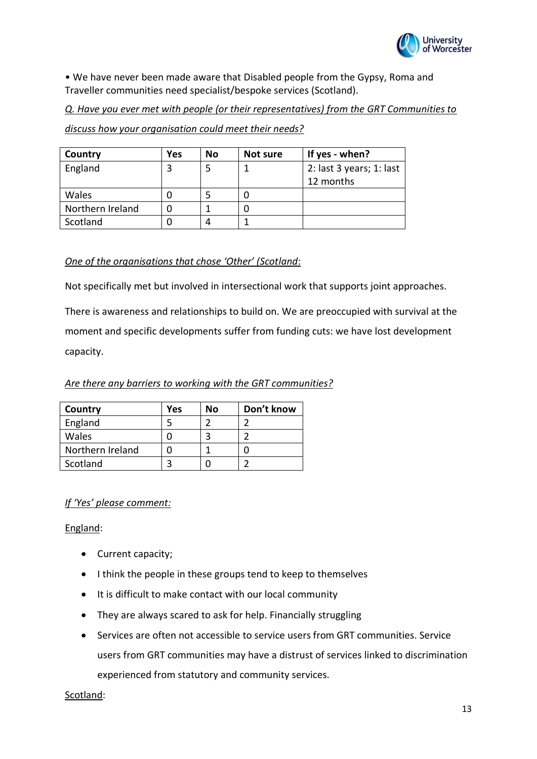• We have never been made aware that Disabled people from the Gypsy, Roma and Traveller communities need specialist/bespoke services (Scotland).

*Q. Have you ever met with people (or their representatives) from the GRT Communities to discuss how your organisation could meet their needs?*

| Country | Yes | No | Not sure | If yes - when? |
|---|---|---|---|---|
| England | 3 | 5 | 1 | 2: last 3 years; 1: last 12 months |
| Wales | 0 | 5 | 0 | |
| Northern Ireland | 0 | 1 | 0 | |
| Scotland | 0 | 4 | 1 | |

*One of the organisations that chose 'Other' (Scotland*:

Not specifically met but involved in intersectional work that supports joint approaches.

There is awareness and relationships to build on. We are preoccupied with survival at the moment and specific developments suffer from funding cuts: we have lost development capacity.

*Are there any barriers to working with the GRT communities?*

| Country | Yes | No | Don't know |
|---|---|---|---|
| England | 5 | 2 | 2 |
| Wales | 0 | 3 | 2 |
| Northern Ireland | 0 | 1 | 0 |
| Scotland | 3 | 0 | 2 |

*If 'Yes' please comment:*

England:

- Current capacity;
- I think the people in these groups tend to keep to themselves
- It is difficult to make contact with our local community
- They are always scared to ask for help. Financially struggling
- Services are often not accessible to service users from GRT communities. Service users from GRT communities may have a distrust of services linked to discrimination experienced from statutory and community services.

Scotland: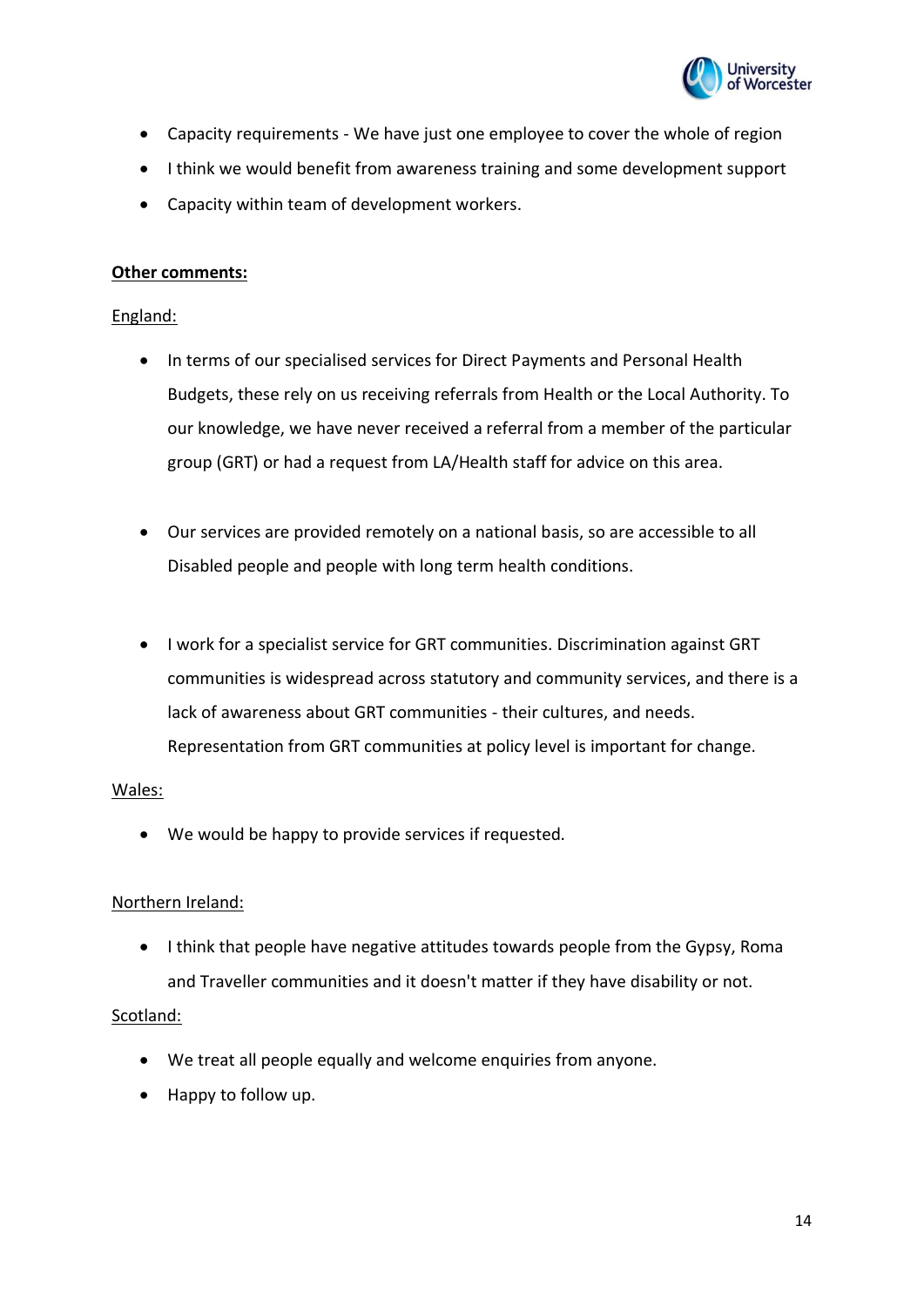- Capacity requirements - We have just one employee to cover the whole of region
- I think we would benefit from awareness training and some development support
- Capacity within team of development workers.

**Other comments:**

England:

- In terms of our specialised services for Direct Payments and Personal Health Budgets, these rely on us receiving referrals from Health or the Local Authority. To our knowledge, we have never received a referral from a member of the particular group (GRT) or had a request from LA/Health staff for advice on this area.

- Our services are provided remotely on a national basis, so are accessible to all Disabled people and people with long term health conditions.

- I work for a specialist service for GRT communities. Discrimination against GRT communities is widespread across statutory and community services, and there is a lack of awareness about GRT communities - their cultures, and needs. Representation from GRT communities at policy level is important for change.

Wales:

- We would be happy to provide services if requested.

Northern Ireland:

- I think that people have negative attitudes towards people from the Gypsy, Roma and Traveller communities and it doesn't matter if they have disability or not.

Scotland:

- We treat all people equally and welcome enquiries from anyone.
- Happy to follow up.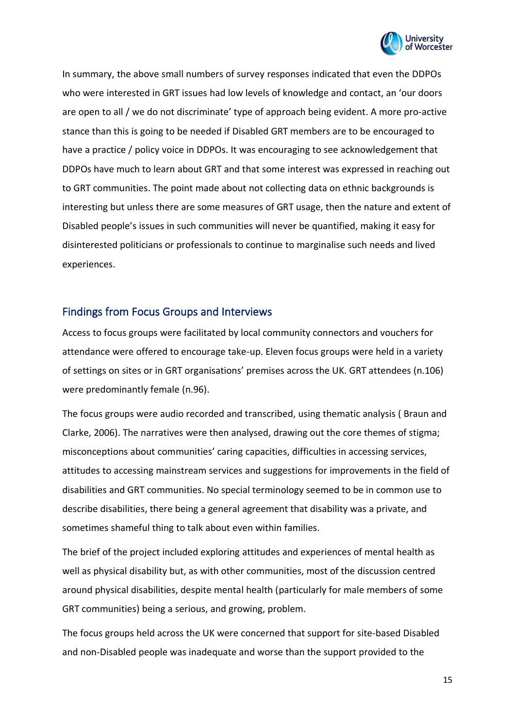In summary, the above small numbers of survey responses indicated that even the DDPOs who were interested in GRT issues had low levels of knowledge and contact, an 'our doors are open to all / we do not discriminate' type of approach being evident. A more pro-active stance than this is going to be needed if Disabled GRT members are to be encouraged to have a practice / policy voice in DDPOs. It was encouraging to see acknowledgement that DDPOs have much to learn about GRT and that some interest was expressed in reaching out to GRT communities. The point made about not collecting data on ethnic backgrounds is interesting but unless there are some measures of GRT usage, then the nature and extent of Disabled people's issues in such communities will never be quantified, making it easy for disinterested politicians or professionals to continue to marginalise such needs and lived experiences.

## Findings from Focus Groups and Interviews

Access to focus groups were facilitated by local community connectors and vouchers for attendance were offered to encourage take-up. Eleven focus groups were held in a variety of settings on sites or in GRT organisations' premises across the UK. GRT attendees (n.106) were predominantly female (n.96).

The focus groups were audio recorded and transcribed, using thematic analysis ( Braun and Clarke, 2006). The narratives were then analysed, drawing out the core themes of stigma; misconceptions about communities' caring capacities, difficulties in accessing services, attitudes to accessing mainstream services and suggestions for improvements in the field of disabilities and GRT communities. No special terminology seemed to be in common use to describe disabilities, there being a general agreement that disability was a private, and sometimes shameful thing to talk about even within families.

The brief of the project included exploring attitudes and experiences of mental health as well as physical disability but, as with other communities, most of the discussion centred around physical disabilities, despite mental health (particularly for male members of some GRT communities) being a serious, and growing, problem.

The focus groups held across the UK were concerned that support for site-based Disabled and non-Disabled people was inadequate and worse than the support provided to the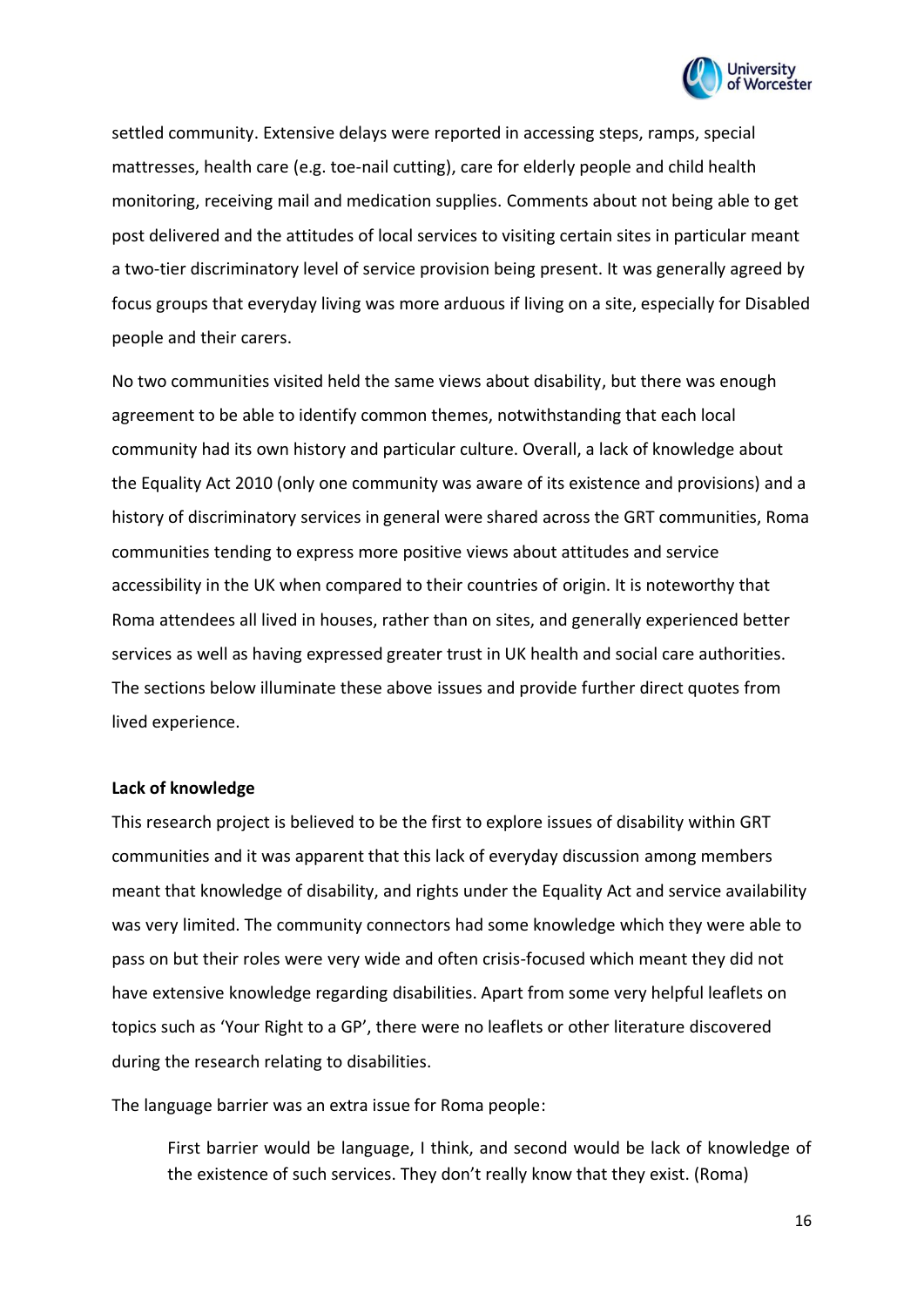settled community. Extensive delays were reported in accessing steps, ramps, special mattresses, health care (e.g. toe-nail cutting), care for elderly people and child health monitoring, receiving mail and medication supplies. Comments about not being able to get post delivered and the attitudes of local services to visiting certain sites in particular meant a two-tier discriminatory level of service provision being present. It was generally agreed by focus groups that everyday living was more arduous if living on a site, especially for Disabled people and their carers.

No two communities visited held the same views about disability, but there was enough agreement to be able to identify common themes, notwithstanding that each local community had its own history and particular culture. Overall, a lack of knowledge about the Equality Act 2010 (only one community was aware of its existence and provisions) and a history of discriminatory services in general were shared across the GRT communities, Roma communities tending to express more positive views about attitudes and service accessibility in the UK when compared to their countries of origin. It is noteworthy that Roma attendees all lived in houses, rather than on sites, and generally experienced better services as well as having expressed greater trust in UK health and social care authorities. The sections below illuminate these above issues and provide further direct quotes from lived experience.

**Lack of knowledge**

This research project is believed to be the first to explore issues of disability within GRT communities and it was apparent that this lack of everyday discussion among members meant that knowledge of disability, and rights under the Equality Act and service availability was very limited. The community connectors had some knowledge which they were able to pass on but their roles were very wide and often crisis-focused which meant they did not have extensive knowledge regarding disabilities. Apart from some very helpful leaflets on topics such as 'Your Right to a GP', there were no leaflets or other literature discovered during the research relating to disabilities.

The language barrier was an extra issue for Roma people:

> First barrier would be language, I think, and second would be lack of knowledge of the existence of such services. They don't really know that they exist. (Roma)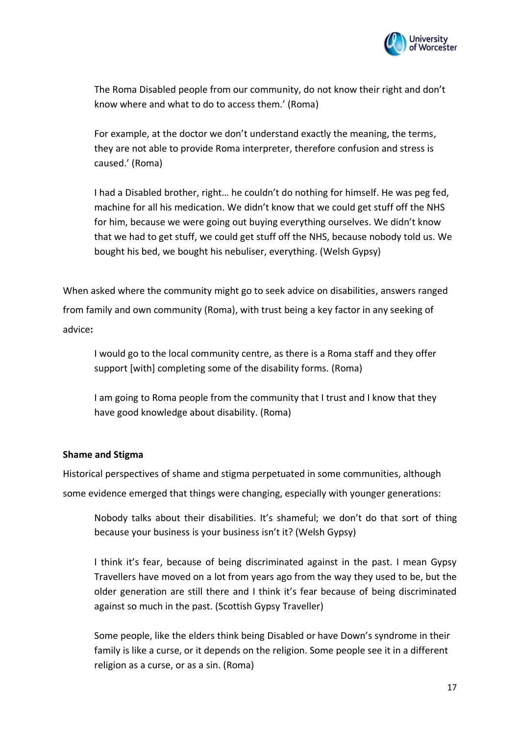> The Roma Disabled people from our community, do not know their right and don't know where and what to do to access them.' (Roma)

> For example, at the doctor we don't understand exactly the meaning, the terms, they are not able to provide Roma interpreter, therefore confusion and stress is caused.' (Roma)

> I had a Disabled brother, right… he couldn't do nothing for himself. He was peg fed, machine for all his medication. We didn't know that we could get stuff off the NHS for him, because we were going out buying everything ourselves. We didn't know that we had to get stuff, we could get stuff off the NHS, because nobody told us. We bought his bed, we bought his nebuliser, everything. (Welsh Gypsy)

When asked where the community might go to seek advice on disabilities, answers ranged from family and own community (Roma), with trust being a key factor in any seeking of advice**:**

> I would go to the local community centre, as there is a Roma staff and they offer support [with] completing some of the disability forms. (Roma)

> I am going to Roma people from the community that I trust and I know that they have good knowledge about disability. (Roma)

**Shame and Stigma**

Historical perspectives of shame and stigma perpetuated in some communities, although some evidence emerged that things were changing, especially with younger generations:

> Nobody talks about their disabilities. It's shameful; we don't do that sort of thing because your business is your business isn't it? (Welsh Gypsy)

> I think it's fear, because of being discriminated against in the past. I mean Gypsy Travellers have moved on a lot from years ago from the way they used to be, but the older generation are still there and I think it's fear because of being discriminated against so much in the past. (Scottish Gypsy Traveller)

> Some people, like the elders think being Disabled or have Down's syndrome in their family is like a curse, or it depends on the religion. Some people see it in a different religion as a curse, or as a sin. (Roma)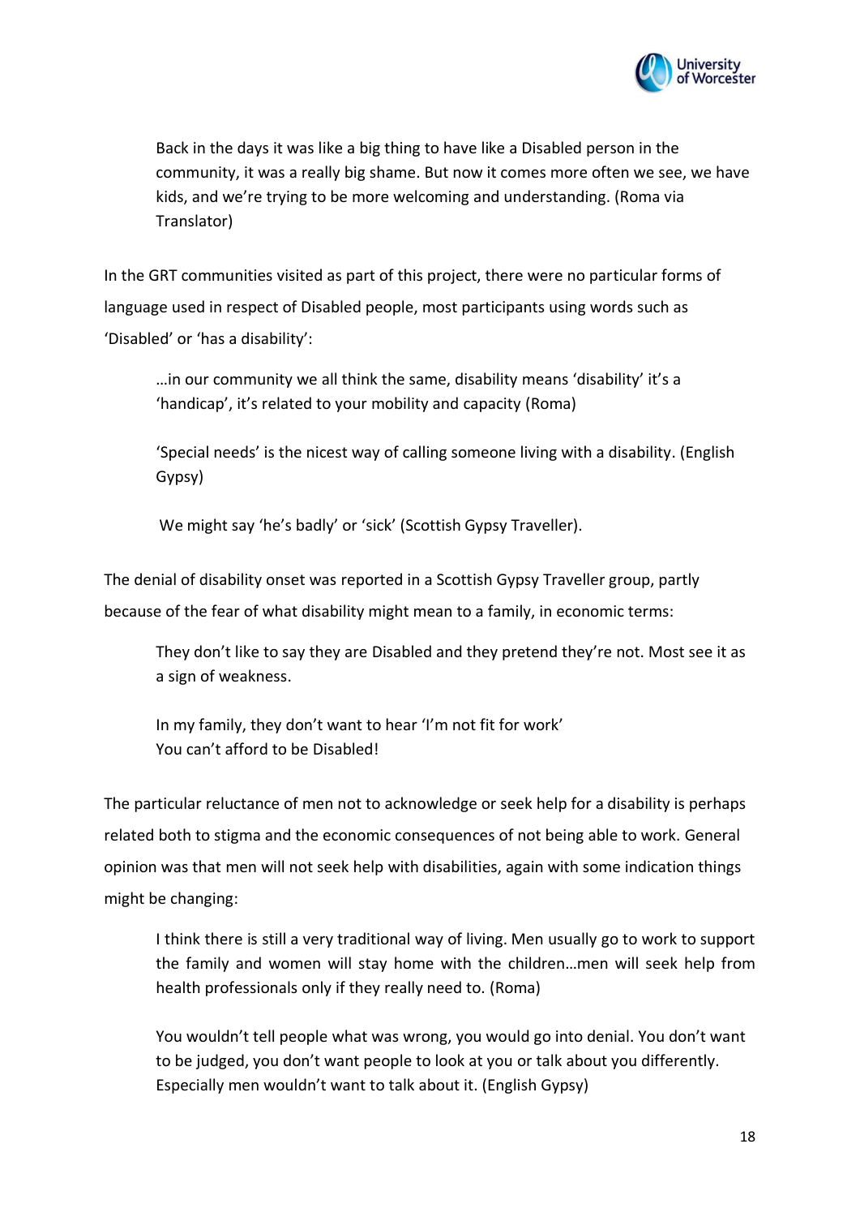> Back in the days it was like a big thing to have like a Disabled person in the community, it was a really big shame. But now it comes more often we see, we have kids, and we're trying to be more welcoming and understanding. (Roma via Translator)

In the GRT communities visited as part of this project, there were no particular forms of language used in respect of Disabled people, most participants using words such as 'Disabled' or 'has a disability':

> …in our community we all think the same, disability means 'disability' it's a 'handicap', it's related to your mobility and capacity (Roma)

> 'Special needs' is the nicest way of calling someone living with a disability. (English Gypsy)

> We might say 'he's badly' or 'sick' (Scottish Gypsy Traveller).

The denial of disability onset was reported in a Scottish Gypsy Traveller group, partly because of the fear of what disability might mean to a family, in economic terms:

> They don't like to say they are Disabled and they pretend they're not. Most see it as a sign of weakness.

> In my family, they don't want to hear 'I'm not fit for work'
> You can't afford to be Disabled!

The particular reluctance of men not to acknowledge or seek help for a disability is perhaps related both to stigma and the economic consequences of not being able to work. General opinion was that men will not seek help with disabilities, again with some indication things might be changing:

> I think there is still a very traditional way of living. Men usually go to work to support the family and women will stay home with the children…men will seek help from health professionals only if they really need to. (Roma)

> You wouldn't tell people what was wrong, you would go into denial. You don't want to be judged, you don't want people to look at you or talk about you differently. Especially men wouldn't want to talk about it. (English Gypsy)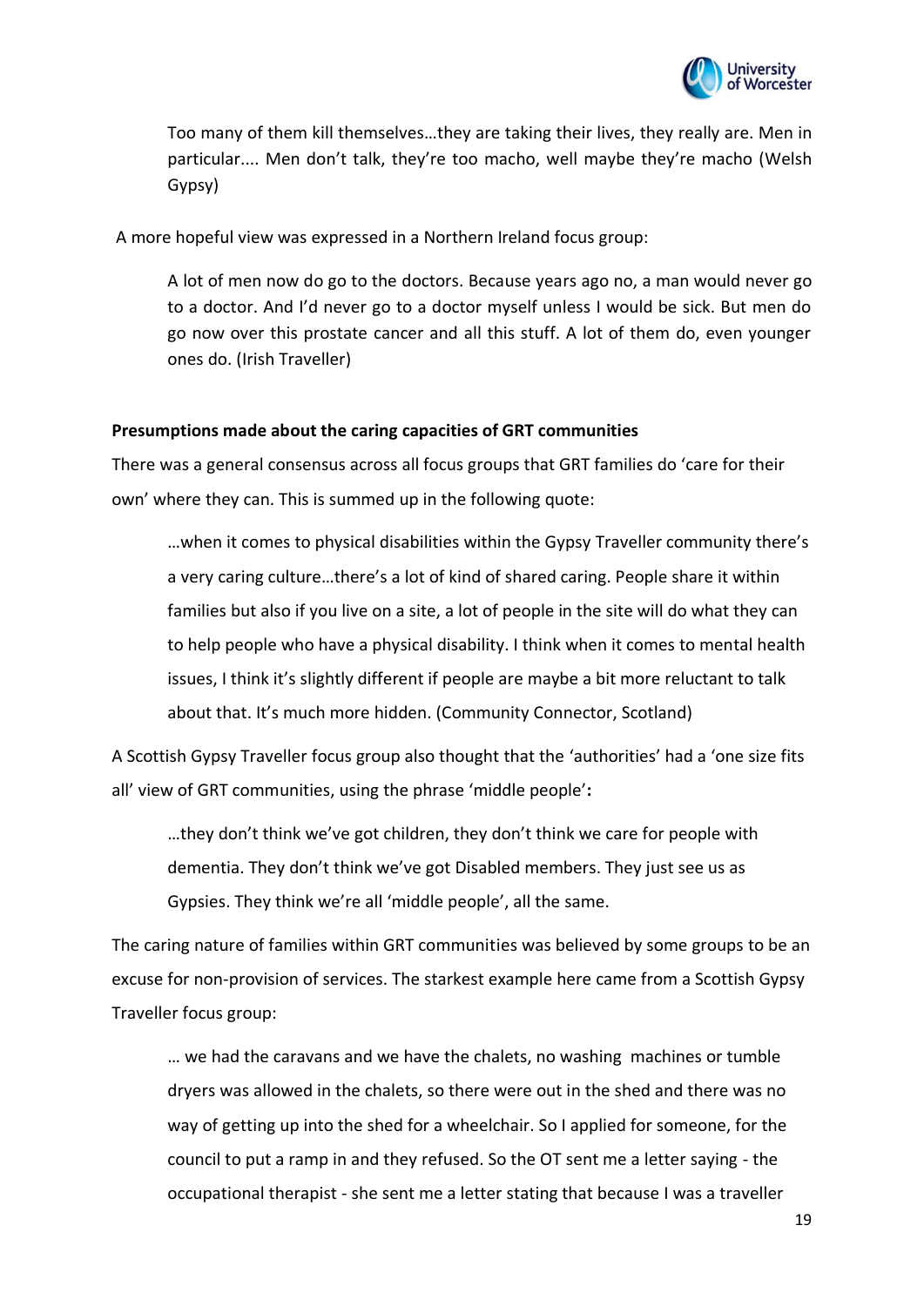> Too many of them kill themselves…they are taking their lives, they really are. Men in particular.... Men don't talk, they're too macho, well maybe they're macho (Welsh Gypsy)

A more hopeful view was expressed in a Northern Ireland focus group:

> A lot of men now do go to the doctors. Because years ago no, a man would never go to a doctor. And I'd never go to a doctor myself unless I would be sick. But men do go now over this prostate cancer and all this stuff. A lot of them do, even younger ones do. (Irish Traveller)

**Presumptions made about the caring capacities of GRT communities**

There was a general consensus across all focus groups that GRT families do 'care for their own' where they can. This is summed up in the following quote:

> …when it comes to physical disabilities within the Gypsy Traveller community there's a very caring culture…there's a lot of kind of shared caring. People share it within families but also if you live on a site, a lot of people in the site will do what they can to help people who have a physical disability. I think when it comes to mental health issues, I think it's slightly different if people are maybe a bit more reluctant to talk about that. It's much more hidden. (Community Connector, Scotland)

A Scottish Gypsy Traveller focus group also thought that the 'authorities' had a 'one size fits all' view of GRT communities, using the phrase 'middle people'**:**

> …they don't think we've got children, they don't think we care for people with dementia. They don't think we've got Disabled members. They just see us as Gypsies. They think we're all 'middle people', all the same.

The caring nature of families within GRT communities was believed by some groups to be an excuse for non-provision of services. The starkest example here came from a Scottish Gypsy Traveller focus group:

> … we had the caravans and we have the chalets, no washing machines or tumble dryers was allowed in the chalets, so there were out in the shed and there was no way of getting up into the shed for a wheelchair. So I applied for someone, for the council to put a ramp in and they refused. So the OT sent me a letter saying - the occupational therapist - she sent me a letter stating that because I was a traveller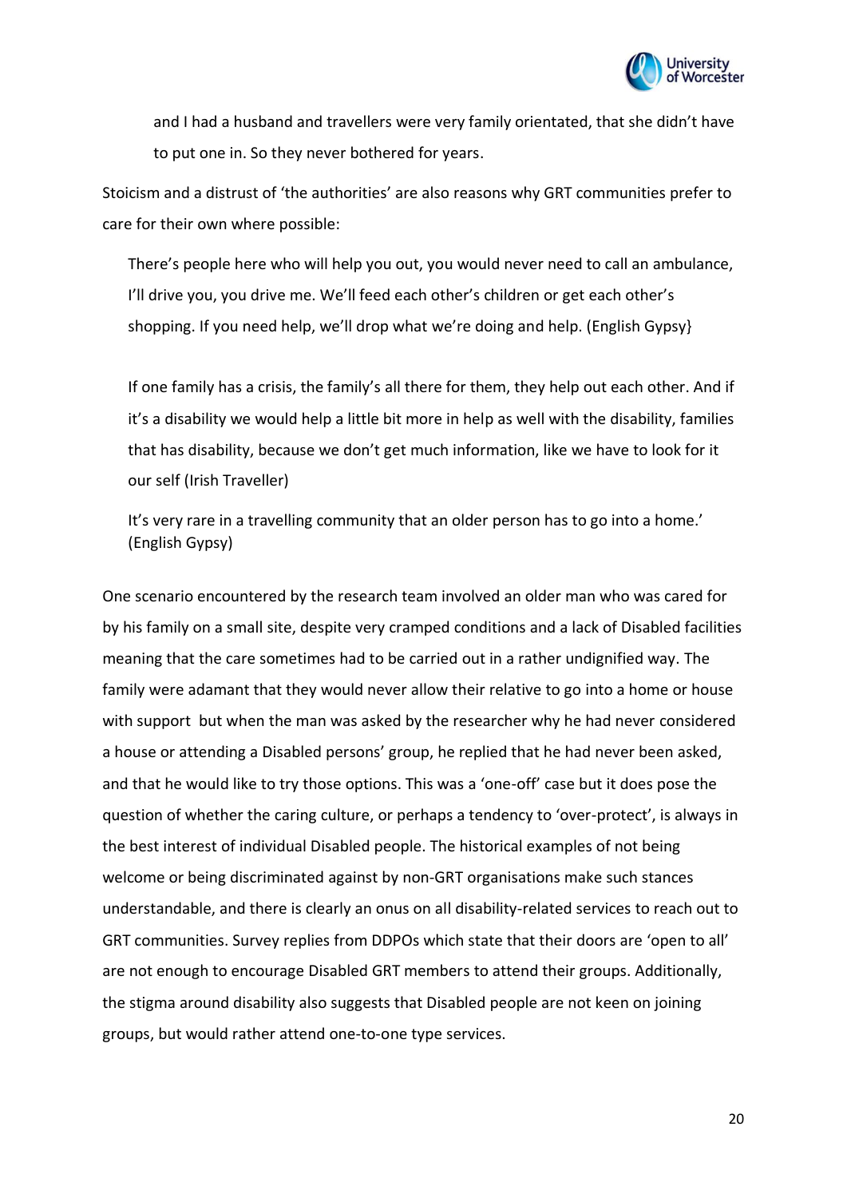and I had a husband and travellers were very family orientated, that she didn't have to put one in. So they never bothered for years.

Stoicism and a distrust of 'the authorities' are also reasons why GRT communities prefer to care for their own where possible:

> There's people here who will help you out, you would never need to call an ambulance, I'll drive you, you drive me. We'll feed each other's children or get each other's shopping. If you need help, we'll drop what we're doing and help. (English Gypsy}

> If one family has a crisis, the family's all there for them, they help out each other. And if it's a disability we would help a little bit more in help as well with the disability, families that has disability, because we don't get much information, like we have to look for it our self (Irish Traveller)

> It's very rare in a travelling community that an older person has to go into a home.' (English Gypsy)

One scenario encountered by the research team involved an older man who was cared for by his family on a small site, despite very cramped conditions and a lack of Disabled facilities meaning that the care sometimes had to be carried out in a rather undignified way. The family were adamant that they would never allow their relative to go into a home or house with support but when the man was asked by the researcher why he had never considered a house or attending a Disabled persons' group, he replied that he had never been asked, and that he would like to try those options. This was a 'one-off' case but it does pose the question of whether the caring culture, or perhaps a tendency to 'over-protect', is always in the best interest of individual Disabled people. The historical examples of not being welcome or being discriminated against by non-GRT organisations make such stances understandable, and there is clearly an onus on all disability-related services to reach out to GRT communities. Survey replies from DDPOs which state that their doors are 'open to all' are not enough to encourage Disabled GRT members to attend their groups. Additionally, the stigma around disability also suggests that Disabled people are not keen on joining groups, but would rather attend one-to-one type services.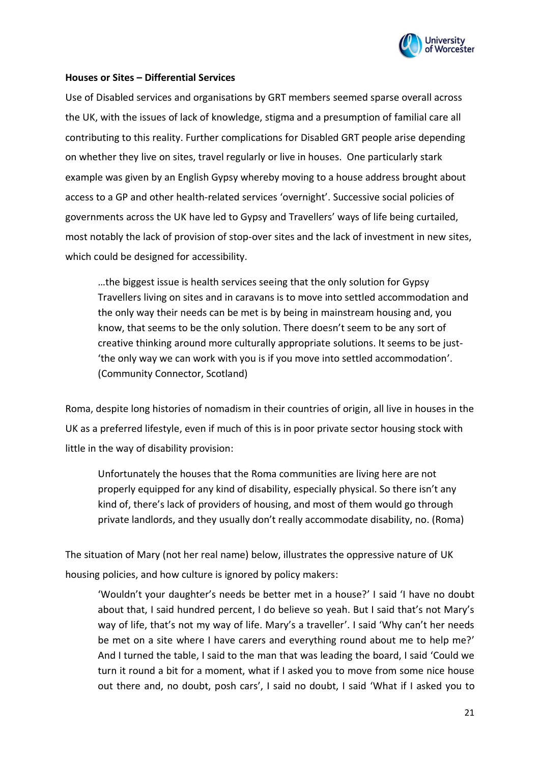**Houses or Sites – Differential Services**

Use of Disabled services and organisations by GRT members seemed sparse overall across the UK, with the issues of lack of knowledge, stigma and a presumption of familial care all contributing to this reality. Further complications for Disabled GRT people arise depending on whether they live on sites, travel regularly or live in houses. One particularly stark example was given by an English Gypsy whereby moving to a house address brought about access to a GP and other health-related services 'overnight'. Successive social policies of governments across the UK have led to Gypsy and Travellers' ways of life being curtailed, most notably the lack of provision of stop-over sites and the lack of investment in new sites, which could be designed for accessibility.

> …the biggest issue is health services seeing that the only solution for Gypsy Travellers living on sites and in caravans is to move into settled accommodation and the only way their needs can be met is by being in mainstream housing and, you know, that seems to be the only solution. There doesn't seem to be any sort of creative thinking around more culturally appropriate solutions. It seems to be just- 'the only way we can work with you is if you move into settled accommodation'. (Community Connector, Scotland)

Roma, despite long histories of nomadism in their countries of origin, all live in houses in the UK as a preferred lifestyle, even if much of this is in poor private sector housing stock with little in the way of disability provision:

> Unfortunately the houses that the Roma communities are living here are not properly equipped for any kind of disability, especially physical. So there isn't any kind of, there's lack of providers of housing, and most of them would go through private landlords, and they usually don't really accommodate disability, no. (Roma)

The situation of Mary (not her real name) below, illustrates the oppressive nature of UK housing policies, and how culture is ignored by policy makers:

> 'Wouldn't your daughter's needs be better met in a house?' I said 'I have no doubt about that, I said hundred percent, I do believe so yeah. But I said that's not Mary's way of life, that's not my way of life. Mary's a traveller'. I said 'Why can't her needs be met on a site where I have carers and everything round about me to help me?' And I turned the table, I said to the man that was leading the board, I said 'Could we turn it round a bit for a moment, what if I asked you to move from some nice house out there and, no doubt, posh cars', I said no doubt, I said 'What if I asked you to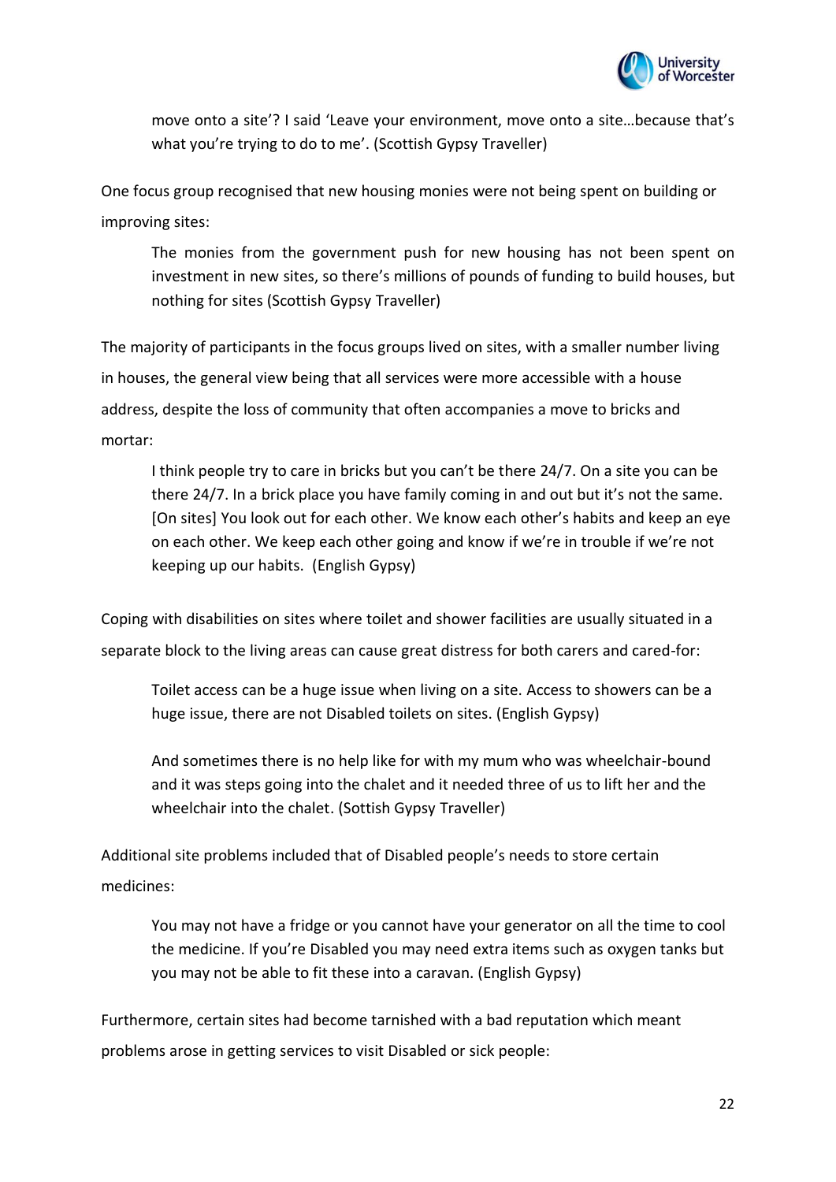> move onto a site'? I said 'Leave your environment, move onto a site…because that's what you're trying to do to me'. (Scottish Gypsy Traveller)

One focus group recognised that new housing monies were not being spent on building or improving sites:

> The monies from the government push for new housing has not been spent on investment in new sites, so there's millions of pounds of funding to build houses, but nothing for sites (Scottish Gypsy Traveller)

The majority of participants in the focus groups lived on sites, with a smaller number living in houses, the general view being that all services were more accessible with a house address, despite the loss of community that often accompanies a move to bricks and mortar:

> I think people try to care in bricks but you can't be there 24/7. On a site you can be there 24/7. In a brick place you have family coming in and out but it's not the same. [On sites] You look out for each other. We know each other's habits and keep an eye on each other. We keep each other going and know if we're in trouble if we're not keeping up our habits. (English Gypsy)

Coping with disabilities on sites where toilet and shower facilities are usually situated in a separate block to the living areas can cause great distress for both carers and cared-for:

> Toilet access can be a huge issue when living on a site. Access to showers can be a huge issue, there are not Disabled toilets on sites. (English Gypsy)
>
> And sometimes there is no help like for with my mum who was wheelchair-bound and it was steps going into the chalet and it needed three of us to lift her and the wheelchair into the chalet. (Sottish Gypsy Traveller)

Additional site problems included that of Disabled people's needs to store certain medicines:

> You may not have a fridge or you cannot have your generator on all the time to cool the medicine. If you're Disabled you may need extra items such as oxygen tanks but you may not be able to fit these into a caravan. (English Gypsy)

Furthermore, certain sites had become tarnished with a bad reputation which meant problems arose in getting services to visit Disabled or sick people: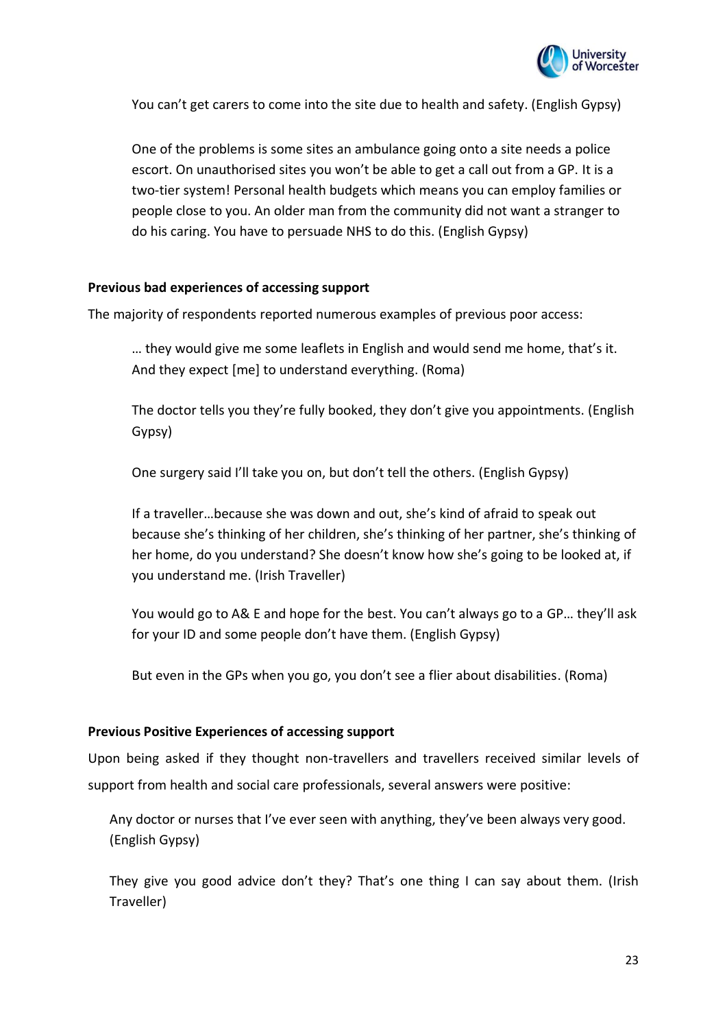> You can't get carers to come into the site due to health and safety. (English Gypsy)

> One of the problems is some sites an ambulance going onto a site needs a police escort. On unauthorised sites you won't be able to get a call out from a GP. It is a two-tier system! Personal health budgets which means you can employ families or people close to you. An older man from the community did not want a stranger to do his caring. You have to persuade NHS to do this. (English Gypsy)

**Previous bad experiences of accessing support**

The majority of respondents reported numerous examples of previous poor access:

> … they would give me some leaflets in English and would send me home, that's it. And they expect [me] to understand everything. (Roma)

> The doctor tells you they're fully booked, they don't give you appointments. (English Gypsy)

> One surgery said I'll take you on, but don't tell the others. (English Gypsy)

> If a traveller…because she was down and out, she's kind of afraid to speak out because she's thinking of her children, she's thinking of her partner, she's thinking of her home, do you understand? She doesn't know how she's going to be looked at, if you understand me. (Irish Traveller)

> You would go to A& E and hope for the best. You can't always go to a GP… they'll ask for your ID and some people don't have them. (English Gypsy)

> But even in the GPs when you go, you don't see a flier about disabilities. (Roma)

**Previous Positive Experiences of accessing support**

Upon being asked if they thought non-travellers and travellers received similar levels of support from health and social care professionals, several answers were positive:

> Any doctor or nurses that I've ever seen with anything, they've been always very good. (English Gypsy)

> They give you good advice don't they? That's one thing I can say about them. (Irish Traveller)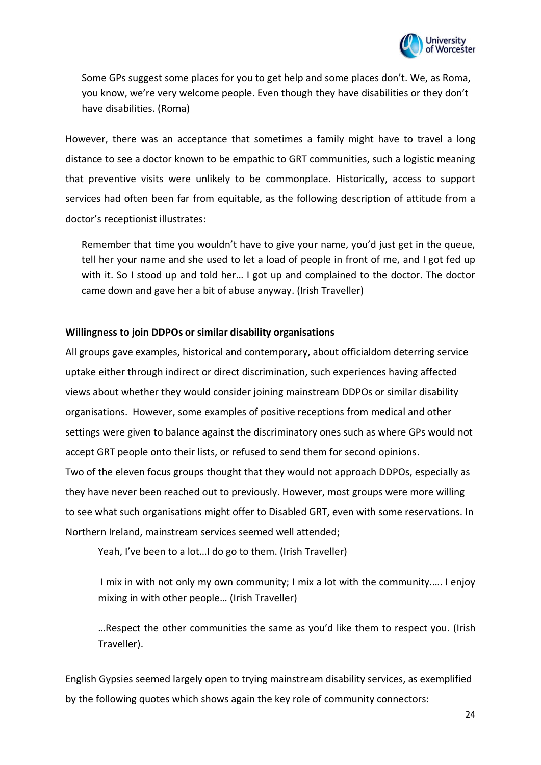> Some GPs suggest some places for you to get help and some places don't. We, as Roma, you know, we're very welcome people. Even though they have disabilities or they don't have disabilities. (Roma)

However, there was an acceptance that sometimes a family might have to travel a long distance to see a doctor known to be empathic to GRT communities, such a logistic meaning that preventive visits were unlikely to be commonplace. Historically, access to support services had often been far from equitable, as the following description of attitude from a doctor's receptionist illustrates:

> Remember that time you wouldn't have to give your name, you'd just get in the queue, tell her your name and she used to let a load of people in front of me, and I got fed up with it. So I stood up and told her… I got up and complained to the doctor. The doctor came down and gave her a bit of abuse anyway. (Irish Traveller)

**Willingness to join DDPOs or similar disability organisations**

All groups gave examples, historical and contemporary, about officialdom deterring service uptake either through indirect or direct discrimination, such experiences having affected views about whether they would consider joining mainstream DDPOs or similar disability organisations. However, some examples of positive receptions from medical and other settings were given to balance against the discriminatory ones such as where GPs would not accept GRT people onto their lists, or refused to send them for second opinions.

Two of the eleven focus groups thought that they would not approach DDPOs, especially as they have never been reached out to previously. However, most groups were more willing to see what such organisations might offer to Disabled GRT, even with some reservations. In Northern Ireland, mainstream services seemed well attended;

> Yeah, I've been to a lot…I do go to them. (Irish Traveller)

> I mix in with not only my own community; I mix a lot with the community….. I enjoy mixing in with other people… (Irish Traveller)

> …Respect the other communities the same as you'd like them to respect you. (Irish Traveller).

English Gypsies seemed largely open to trying mainstream disability services, as exemplified by the following quotes which shows again the key role of community connectors: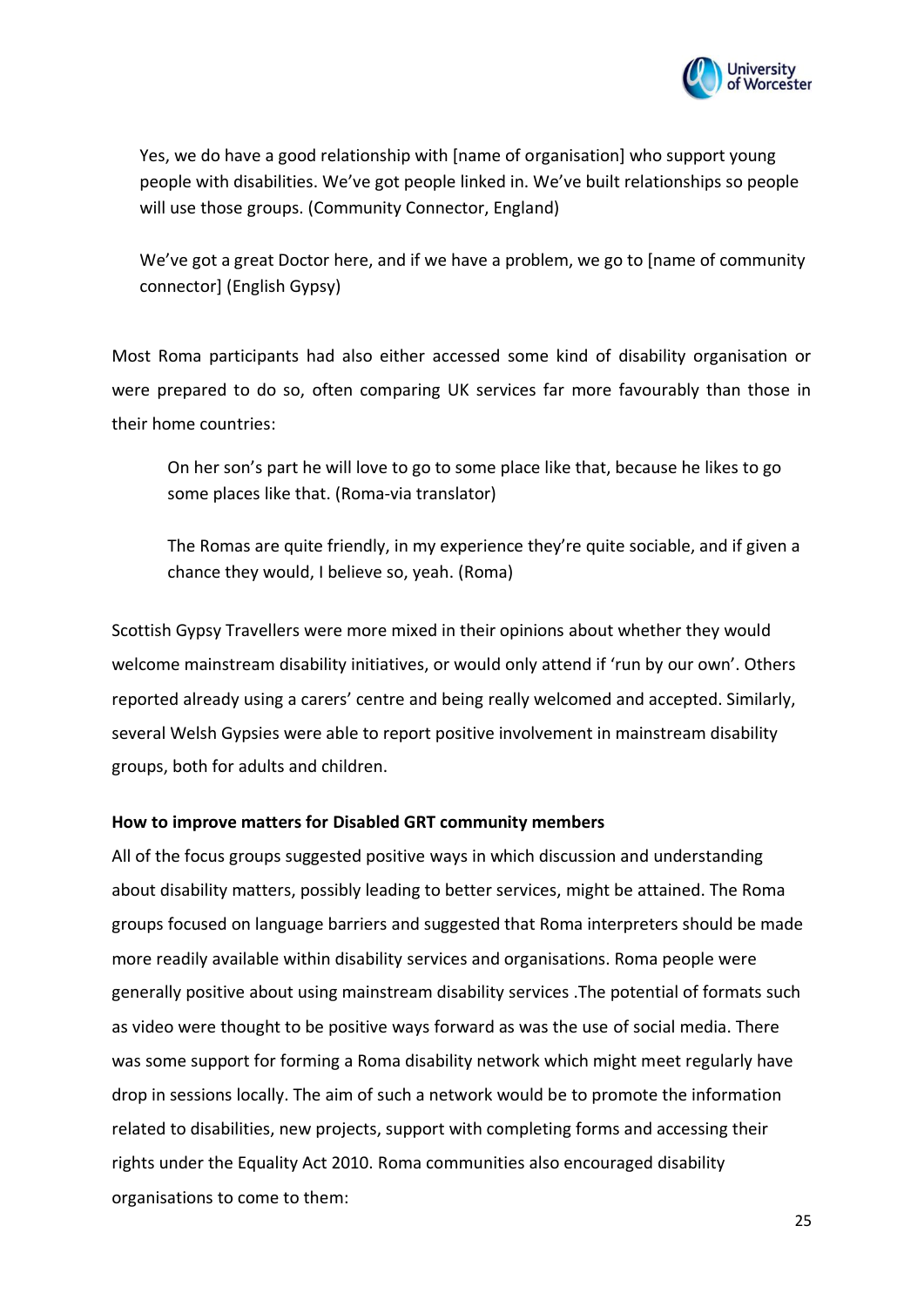> Yes, we do have a good relationship with [name of organisation] who support young people with disabilities. We've got people linked in. We've built relationships so people will use those groups. (Community Connector, England)

> We've got a great Doctor here, and if we have a problem, we go to [name of community connector] (English Gypsy)

Most Roma participants had also either accessed some kind of disability organisation or were prepared to do so, often comparing UK services far more favourably than those in their home countries:

> On her son's part he will love to go to some place like that, because he likes to go some places like that. (Roma-via translator)

> The Romas are quite friendly, in my experience they're quite sociable, and if given a chance they would, I believe so, yeah. (Roma)

Scottish Gypsy Travellers were more mixed in their opinions about whether they would welcome mainstream disability initiatives, or would only attend if 'run by our own'. Others reported already using a carers' centre and being really welcomed and accepted. Similarly, several Welsh Gypsies were able to report positive involvement in mainstream disability groups, both for adults and children.

**How to improve matters for Disabled GRT community members**

All of the focus groups suggested positive ways in which discussion and understanding about disability matters, possibly leading to better services, might be attained. The Roma groups focused on language barriers and suggested that Roma interpreters should be made more readily available within disability services and organisations. Roma people were generally positive about using mainstream disability services .The potential of formats such as video were thought to be positive ways forward as was the use of social media. There was some support for forming a Roma disability network which might meet regularly have drop in sessions locally. The aim of such a network would be to promote the information related to disabilities, new projects, support with completing forms and accessing their rights under the Equality Act 2010. Roma communities also encouraged disability organisations to come to them: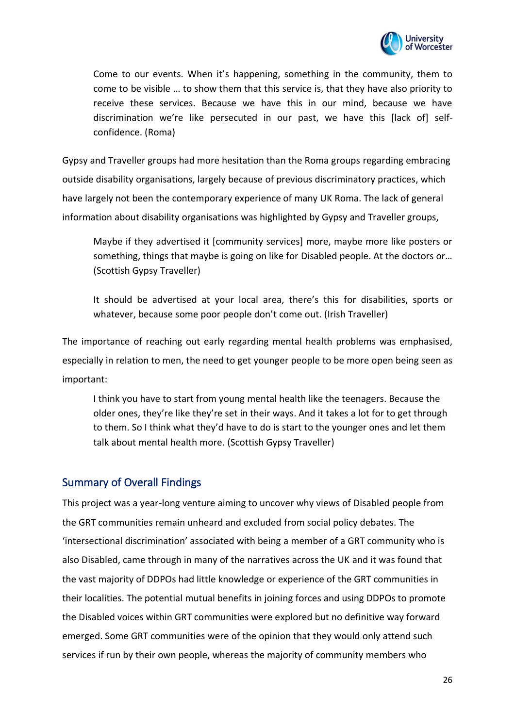> Come to our events. When it's happening, something in the community, them to come to be visible … to show them that this service is, that they have also priority to receive these services. Because we have this in our mind, because we have discrimination we're like persecuted in our past, we have this [lack of] self-confidence. (Roma)

Gypsy and Traveller groups had more hesitation than the Roma groups regarding embracing outside disability organisations, largely because of previous discriminatory practices, which have largely not been the contemporary experience of many UK Roma. The lack of general information about disability organisations was highlighted by Gypsy and Traveller groups,

> Maybe if they advertised it [community services] more, maybe more like posters or something, things that maybe is going on like for Disabled people. At the doctors or… (Scottish Gypsy Traveller)

> It should be advertised at your local area, there's this for disabilities, sports or whatever, because some poor people don't come out. (Irish Traveller)

The importance of reaching out early regarding mental health problems was emphasised, especially in relation to men, the need to get younger people to be more open being seen as important:

> I think you have to start from young mental health like the teenagers. Because the older ones, they're like they're set in their ways. And it takes a lot for to get through to them. So I think what they'd have to do is start to the younger ones and let them talk about mental health more. (Scottish Gypsy Traveller)

## Summary of Overall Findings

This project was a year-long venture aiming to uncover why views of Disabled people from the GRT communities remain unheard and excluded from social policy debates. The 'intersectional discrimination' associated with being a member of a GRT community who is also Disabled, came through in many of the narratives across the UK and it was found that the vast majority of DDPOs had little knowledge or experience of the GRT communities in their localities. The potential mutual benefits in joining forces and using DDPOs to promote the Disabled voices within GRT communities were explored but no definitive way forward emerged. Some GRT communities were of the opinion that they would only attend such services if run by their own people, whereas the majority of community members who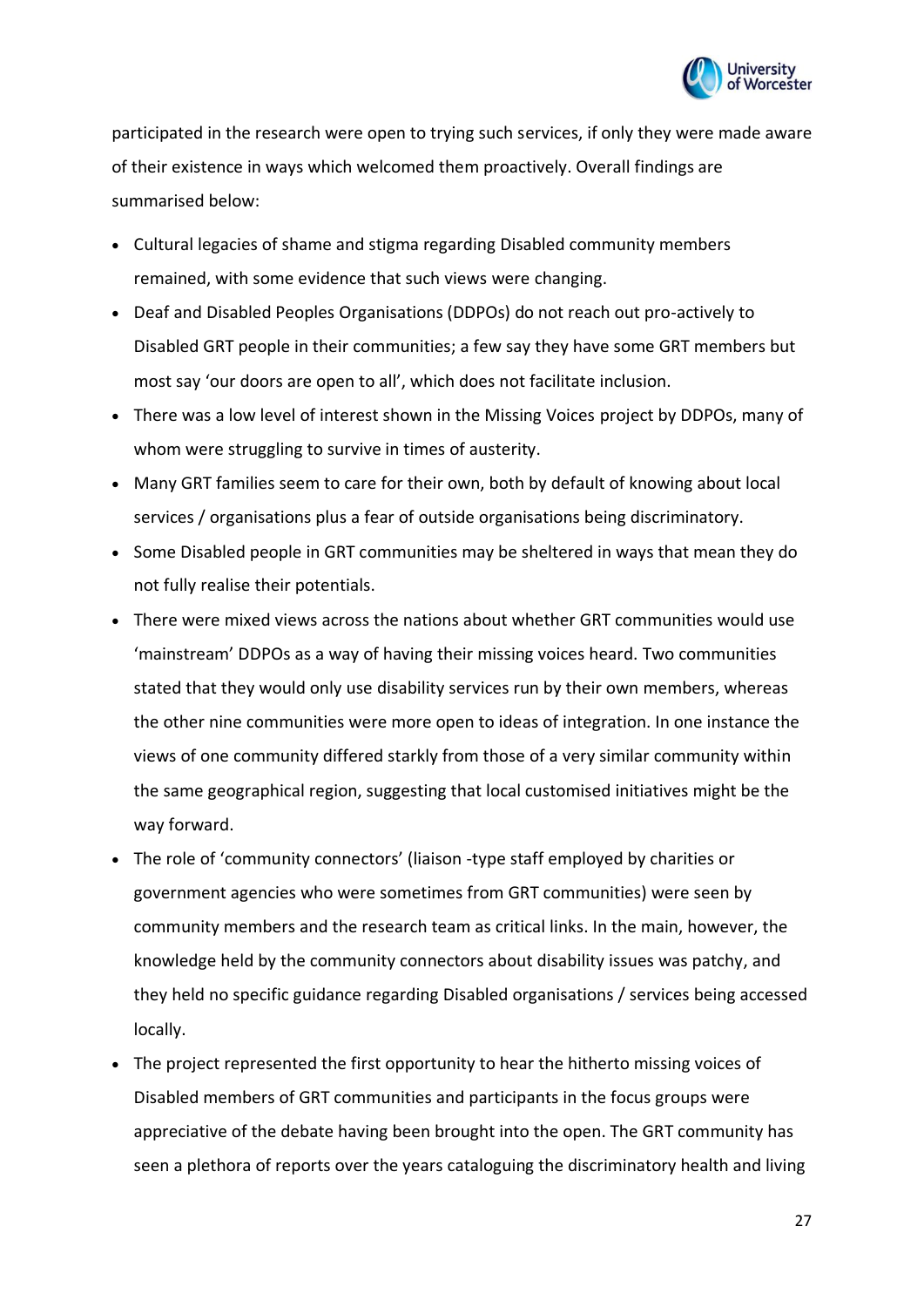participated in the research were open to trying such services, if only they were made aware of their existence in ways which welcomed them proactively. Overall findings are summarised below:

- Cultural legacies of shame and stigma regarding Disabled community members remained, with some evidence that such views were changing.
- Deaf and Disabled Peoples Organisations (DDPOs) do not reach out pro-actively to Disabled GRT people in their communities; a few say they have some GRT members but most say 'our doors are open to all', which does not facilitate inclusion.
- There was a low level of interest shown in the Missing Voices project by DDPOs, many of whom were struggling to survive in times of austerity.
- Many GRT families seem to care for their own, both by default of knowing about local services / organisations plus a fear of outside organisations being discriminatory.
- Some Disabled people in GRT communities may be sheltered in ways that mean they do not fully realise their potentials.
- There were mixed views across the nations about whether GRT communities would use 'mainstream' DDPOs as a way of having their missing voices heard. Two communities stated that they would only use disability services run by their own members, whereas the other nine communities were more open to ideas of integration. In one instance the views of one community differed starkly from those of a very similar community within the same geographical region, suggesting that local customised initiatives might be the way forward.
- The role of 'community connectors' (liaison -type staff employed by charities or government agencies who were sometimes from GRT communities) were seen by community members and the research team as critical links. In the main, however, the knowledge held by the community connectors about disability issues was patchy, and they held no specific guidance regarding Disabled organisations / services being accessed locally.
- The project represented the first opportunity to hear the hitherto missing voices of Disabled members of GRT communities and participants in the focus groups were appreciative of the debate having been brought into the open. The GRT community has seen a plethora of reports over the years cataloguing the discriminatory health and living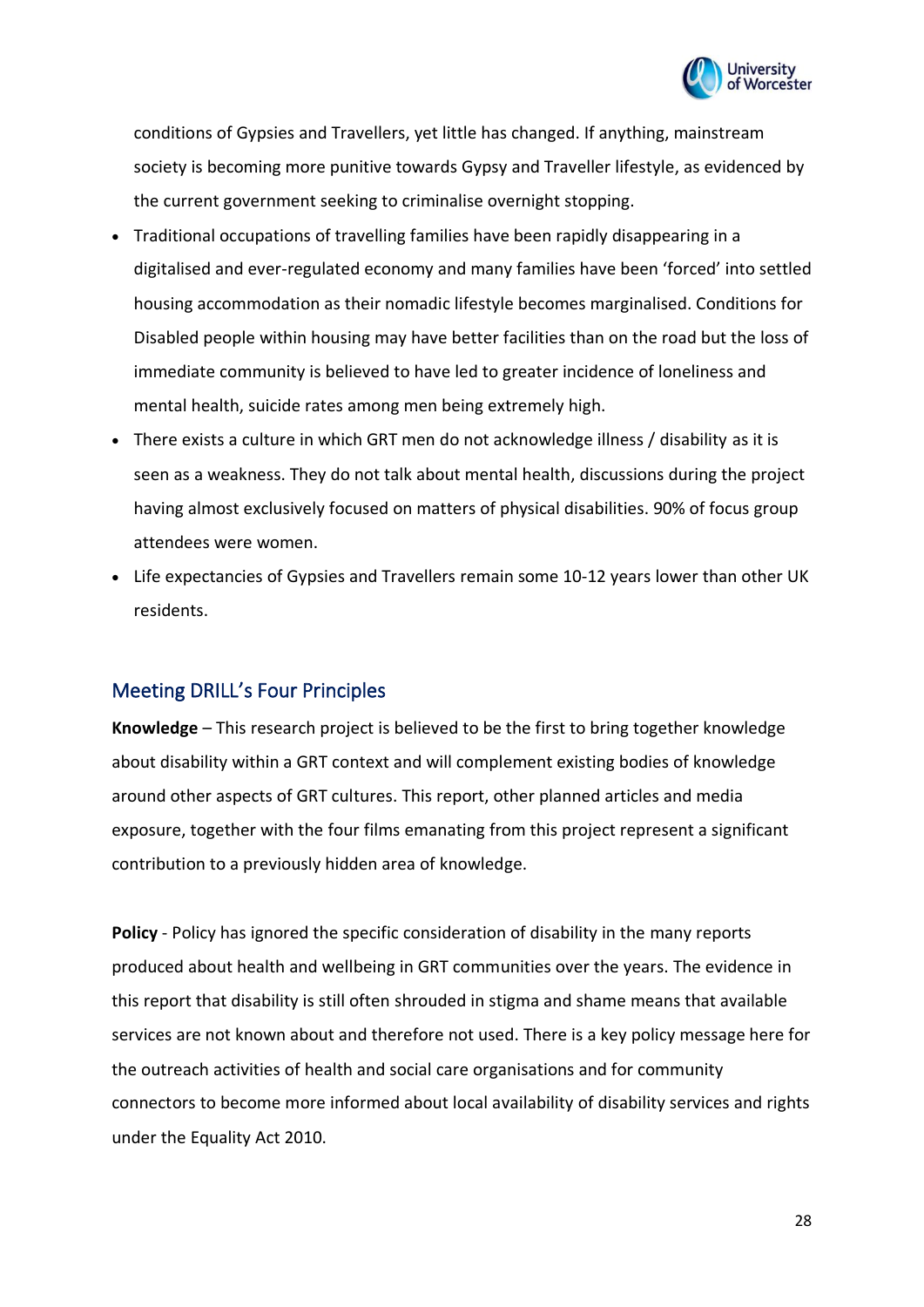conditions of Gypsies and Travellers, yet little has changed. If anything, mainstream society is becoming more punitive towards Gypsy and Traveller lifestyle, as evidenced by the current government seeking to criminalise overnight stopping.

- Traditional occupations of travelling families have been rapidly disappearing in a digitalised and ever-regulated economy and many families have been 'forced' into settled housing accommodation as their nomadic lifestyle becomes marginalised. Conditions for Disabled people within housing may have better facilities than on the road but the loss of immediate community is believed to have led to greater incidence of loneliness and mental health, suicide rates among men being extremely high.
- There exists a culture in which GRT men do not acknowledge illness / disability as it is seen as a weakness. They do not talk about mental health, discussions during the project having almost exclusively focused on matters of physical disabilities. 90% of focus group attendees were women.
- Life expectancies of Gypsies and Travellers remain some 10-12 years lower than other UK residents.

## Meeting DRILL's Four Principles

**Knowledge** – This research project is believed to be the first to bring together knowledge about disability within a GRT context and will complement existing bodies of knowledge around other aspects of GRT cultures. This report, other planned articles and media exposure, together with the four films emanating from this project represent a significant contribution to a previously hidden area of knowledge.

**Policy** - Policy has ignored the specific consideration of disability in the many reports produced about health and wellbeing in GRT communities over the years. The evidence in this report that disability is still often shrouded in stigma and shame means that available services are not known about and therefore not used. There is a key policy message here for the outreach activities of health and social care organisations and for community connectors to become more informed about local availability of disability services and rights under the Equality Act 2010.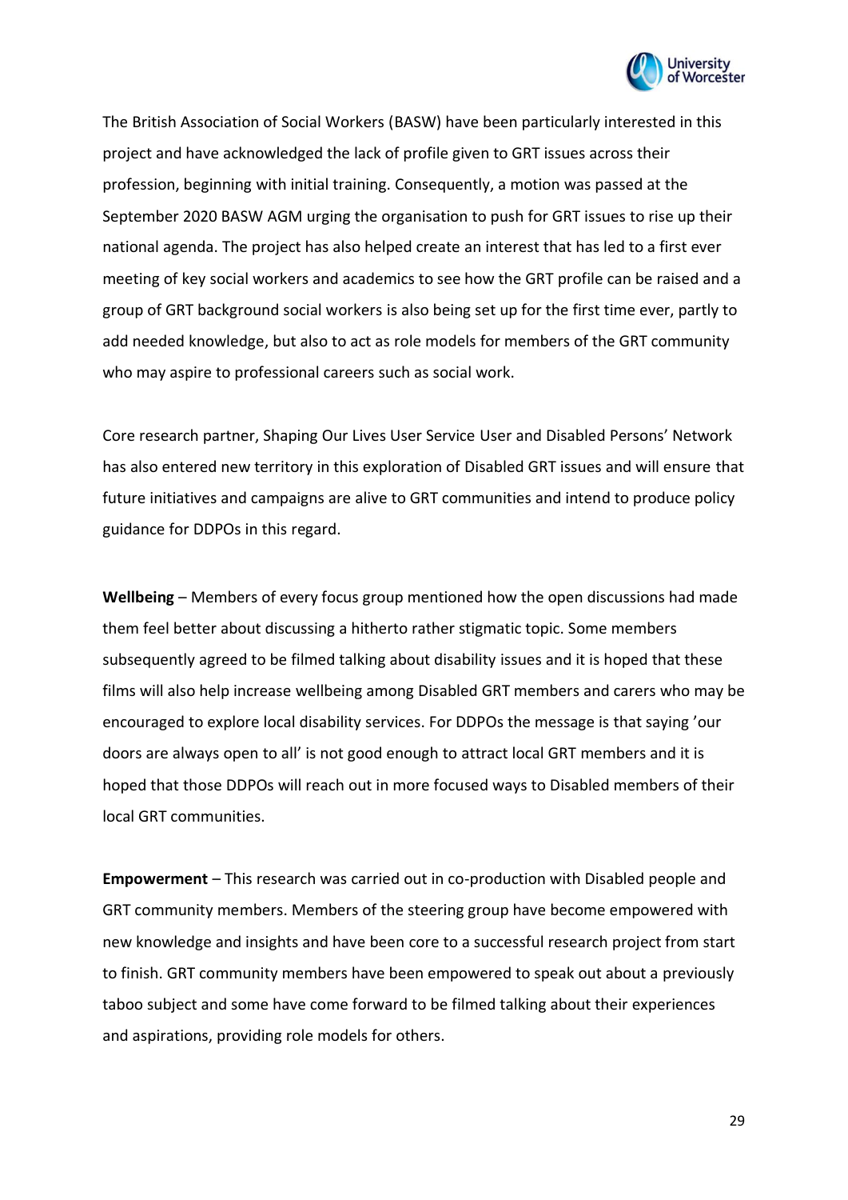The British Association of Social Workers (BASW) have been particularly interested in this project and have acknowledged the lack of profile given to GRT issues across their profession, beginning with initial training. Consequently, a motion was passed at the September 2020 BASW AGM urging the organisation to push for GRT issues to rise up their national agenda. The project has also helped create an interest that has led to a first ever meeting of key social workers and academics to see how the GRT profile can be raised and a group of GRT background social workers is also being set up for the first time ever, partly to add needed knowledge, but also to act as role models for members of the GRT community who may aspire to professional careers such as social work.

Core research partner, Shaping Our Lives User Service User and Disabled Persons' Network has also entered new territory in this exploration of Disabled GRT issues and will ensure that future initiatives and campaigns are alive to GRT communities and intend to produce policy guidance for DDPOs in this regard.

**Wellbeing** – Members of every focus group mentioned how the open discussions had made them feel better about discussing a hitherto rather stigmatic topic. Some members subsequently agreed to be filmed talking about disability issues and it is hoped that these films will also help increase wellbeing among Disabled GRT members and carers who may be encouraged to explore local disability services. For DDPOs the message is that saying 'our doors are always open to all' is not good enough to attract local GRT members and it is hoped that those DDPOs will reach out in more focused ways to Disabled members of their local GRT communities.

**Empowerment** – This research was carried out in co-production with Disabled people and GRT community members. Members of the steering group have become empowered with new knowledge and insights and have been core to a successful research project from start to finish. GRT community members have been empowered to speak out about a previously taboo subject and some have come forward to be filmed talking about their experiences and aspirations, providing role models for others.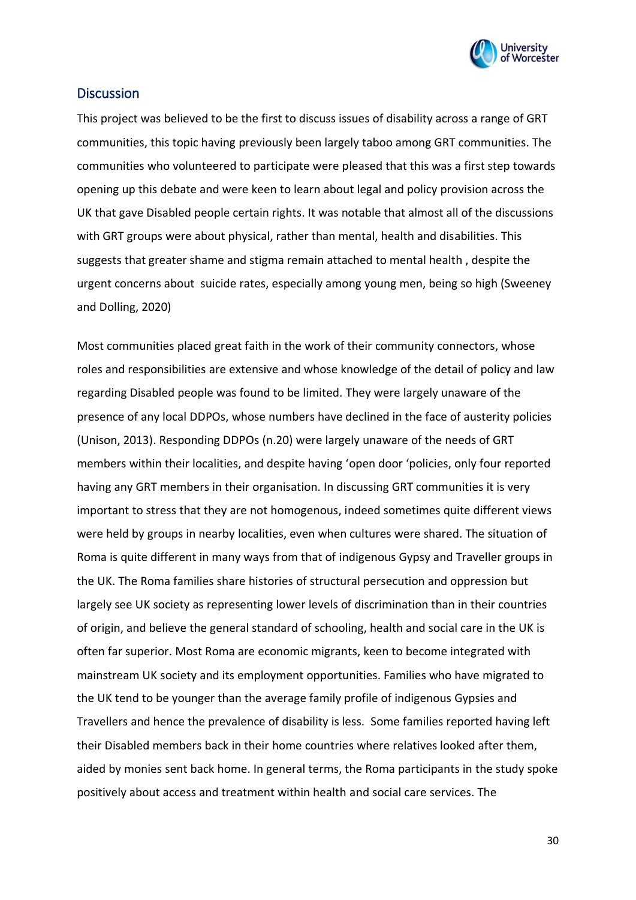## Discussion

This project was believed to be the first to discuss issues of disability across a range of GRT communities, this topic having previously been largely taboo among GRT communities. The communities who volunteered to participate were pleased that this was a first step towards opening up this debate and were keen to learn about legal and policy provision across the UK that gave Disabled people certain rights. It was notable that almost all of the discussions with GRT groups were about physical, rather than mental, health and disabilities. This suggests that greater shame and stigma remain attached to mental health , despite the urgent concerns about suicide rates, especially among young men, being so high (Sweeney and Dolling, 2020)

Most communities placed great faith in the work of their community connectors, whose roles and responsibilities are extensive and whose knowledge of the detail of policy and law regarding Disabled people was found to be limited. They were largely unaware of the presence of any local DDPOs, whose numbers have declined in the face of austerity policies (Unison, 2013). Responding DDPOs (n.20) were largely unaware of the needs of GRT members within their localities, and despite having 'open door 'policies, only four reported having any GRT members in their organisation. In discussing GRT communities it is very important to stress that they are not homogenous, indeed sometimes quite different views were held by groups in nearby localities, even when cultures were shared. The situation of Roma is quite different in many ways from that of indigenous Gypsy and Traveller groups in the UK. The Roma families share histories of structural persecution and oppression but largely see UK society as representing lower levels of discrimination than in their countries of origin, and believe the general standard of schooling, health and social care in the UK is often far superior. Most Roma are economic migrants, keen to become integrated with mainstream UK society and its employment opportunities. Families who have migrated to the UK tend to be younger than the average family profile of indigenous Gypsies and Travellers and hence the prevalence of disability is less. Some families reported having left their Disabled members back in their home countries where relatives looked after them, aided by monies sent back home. In general terms, the Roma participants in the study spoke positively about access and treatment within health and social care services. The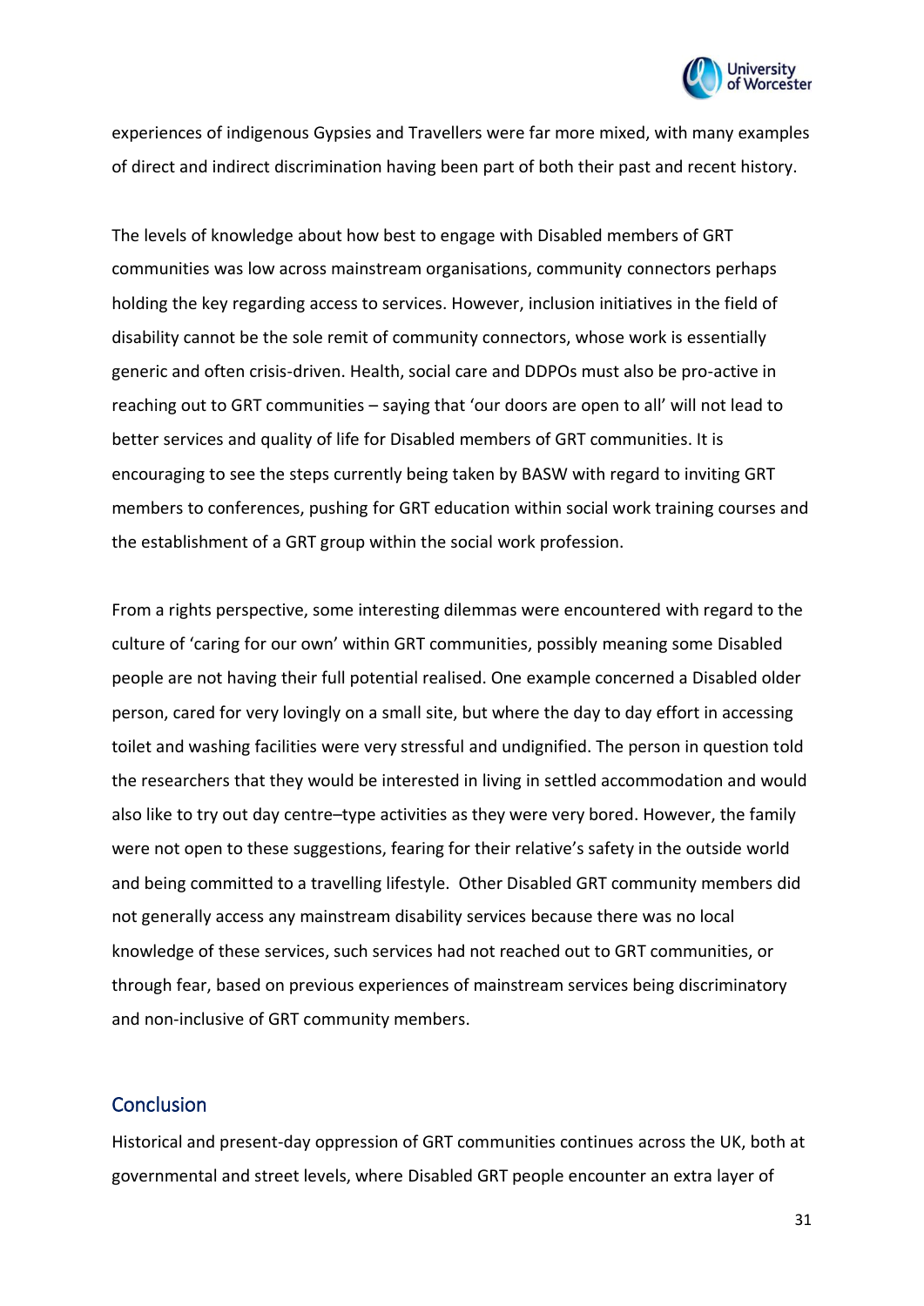experiences of indigenous Gypsies and Travellers were far more mixed, with many examples of direct and indirect discrimination having been part of both their past and recent history.

The levels of knowledge about how best to engage with Disabled members of GRT communities was low across mainstream organisations, community connectors perhaps holding the key regarding access to services. However, inclusion initiatives in the field of disability cannot be the sole remit of community connectors, whose work is essentially generic and often crisis-driven. Health, social care and DDPOs must also be pro-active in reaching out to GRT communities – saying that 'our doors are open to all' will not lead to better services and quality of life for Disabled members of GRT communities. It is encouraging to see the steps currently being taken by BASW with regard to inviting GRT members to conferences, pushing for GRT education within social work training courses and the establishment of a GRT group within the social work profession.

From a rights perspective, some interesting dilemmas were encountered with regard to the culture of 'caring for our own' within GRT communities, possibly meaning some Disabled people are not having their full potential realised. One example concerned a Disabled older person, cared for very lovingly on a small site, but where the day to day effort in accessing toilet and washing facilities were very stressful and undignified. The person in question told the researchers that they would be interested in living in settled accommodation and would also like to try out day centre–type activities as they were very bored. However, the family were not open to these suggestions, fearing for their relative's safety in the outside world and being committed to a travelling lifestyle. Other Disabled GRT community members did not generally access any mainstream disability services because there was no local knowledge of these services, such services had not reached out to GRT communities, or through fear, based on previous experiences of mainstream services being discriminatory and non-inclusive of GRT community members.

## Conclusion

Historical and present-day oppression of GRT communities continues across the UK, both at governmental and street levels, where Disabled GRT people encounter an extra layer of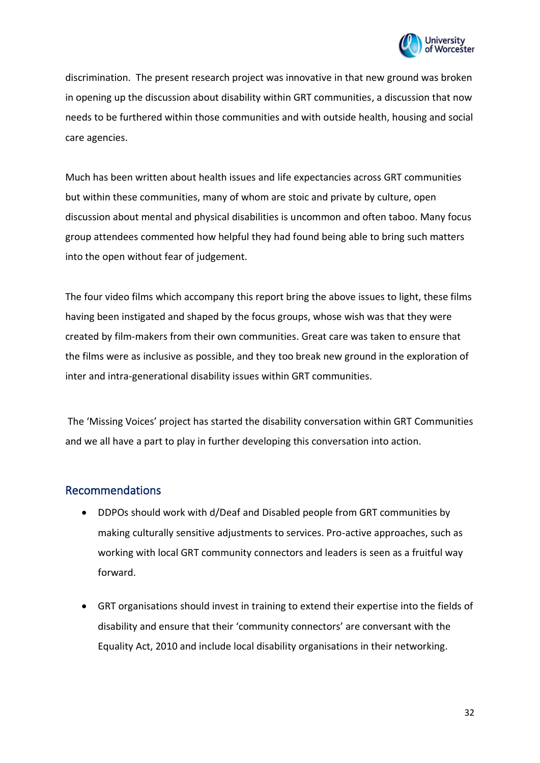discrimination. The present research project was innovative in that new ground was broken in opening up the discussion about disability within GRT communities, a discussion that now needs to be furthered within those communities and with outside health, housing and social care agencies.

Much has been written about health issues and life expectancies across GRT communities but within these communities, many of whom are stoic and private by culture, open discussion about mental and physical disabilities is uncommon and often taboo. Many focus group attendees commented how helpful they had found being able to bring such matters into the open without fear of judgement.

The four video films which accompany this report bring the above issues to light, these films having been instigated and shaped by the focus groups, whose wish was that they were created by film-makers from their own communities. Great care was taken to ensure that the films were as inclusive as possible, and they too break new ground in the exploration of inter and intra-generational disability issues within GRT communities.

The 'Missing Voices' project has started the disability conversation within GRT Communities and we all have a part to play in further developing this conversation into action.

## Recommendations

- DDPOs should work with d/Deaf and Disabled people from GRT communities by making culturally sensitive adjustments to services. Pro-active approaches, such as working with local GRT community connectors and leaders is seen as a fruitful way forward.

- GRT organisations should invest in training to extend their expertise into the fields of disability and ensure that their 'community connectors' are conversant with the Equality Act, 2010 and include local disability organisations in their networking.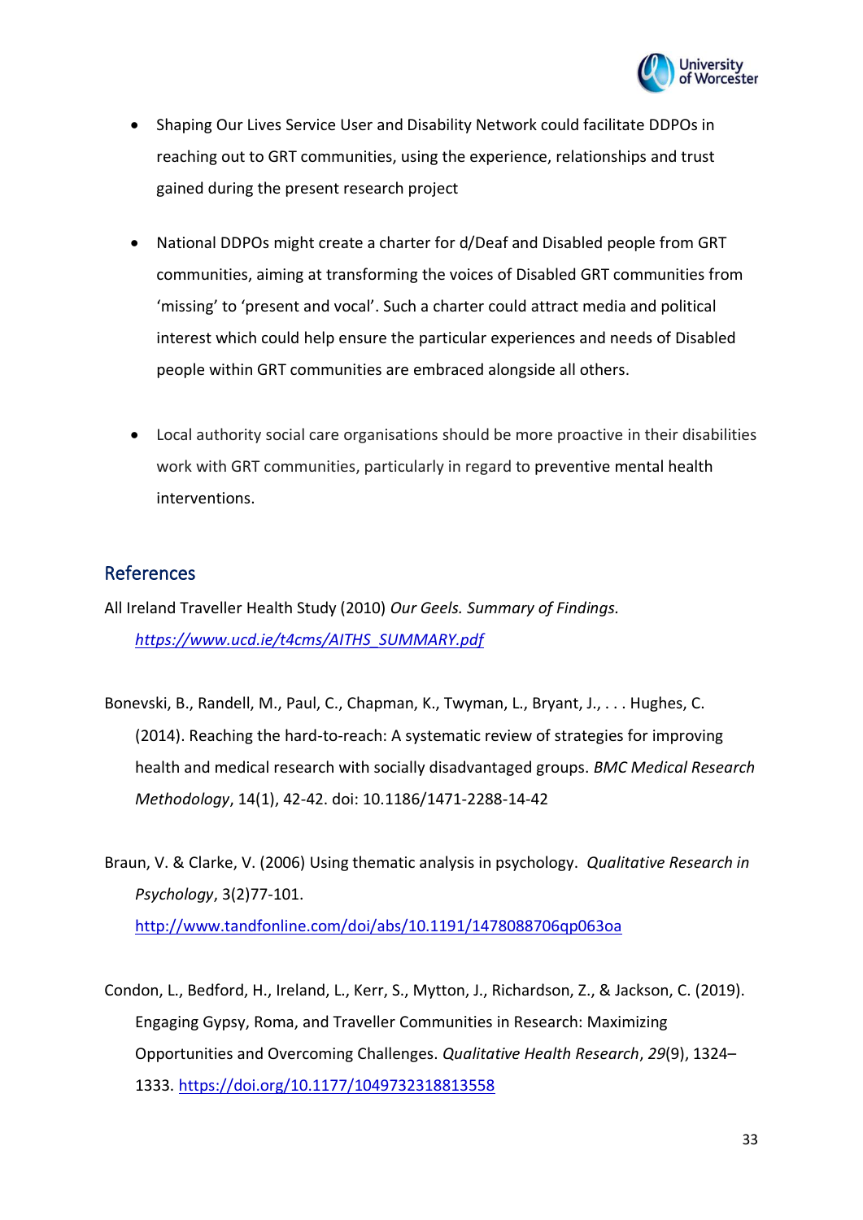- Shaping Our Lives Service User and Disability Network could facilitate DDPOs in reaching out to GRT communities, using the experience, relationships and trust gained during the present research project

- National DDPOs might create a charter for d/Deaf and Disabled people from GRT communities, aiming at transforming the voices of Disabled GRT communities from 'missing' to 'present and vocal'. Such a charter could attract media and political interest which could help ensure the particular experiences and needs of Disabled people within GRT communities are embraced alongside all others.

- Local authority social care organisations should be more proactive in their disabilities work with GRT communities, particularly in regard to preventive mental health interventions.

## References

All Ireland Traveller Health Study (2010) *Our Geels. Summary of Findings.* *https://www.ucd.ie/t4cms/AITHS_SUMMARY.pdf*

Bonevski, B., Randell, M., Paul, C., Chapman, K., Twyman, L., Bryant, J., . . . Hughes, C. (2014). Reaching the hard-to-reach: A systematic review of strategies for improving health and medical research with socially disadvantaged groups. *BMC Medical Research Methodology*, 14(1), 42-42. doi: 10.1186/1471-2288-14-42

Braun, V. & Clarke, V. (2006) Using thematic analysis in psychology. *Qualitative Research in Psychology*, 3(2)77-101. http://www.tandfonline.com/doi/abs/10.1191/1478088706qp063oa

Condon, L., Bedford, H., Ireland, L., Kerr, S., Mytton, J., Richardson, Z., & Jackson, C. (2019). Engaging Gypsy, Roma, and Traveller Communities in Research: Maximizing Opportunities and Overcoming Challenges. *Qualitative Health Research*, *29*(9), 1324–1333. https://doi.org/10.1177/1049732318813558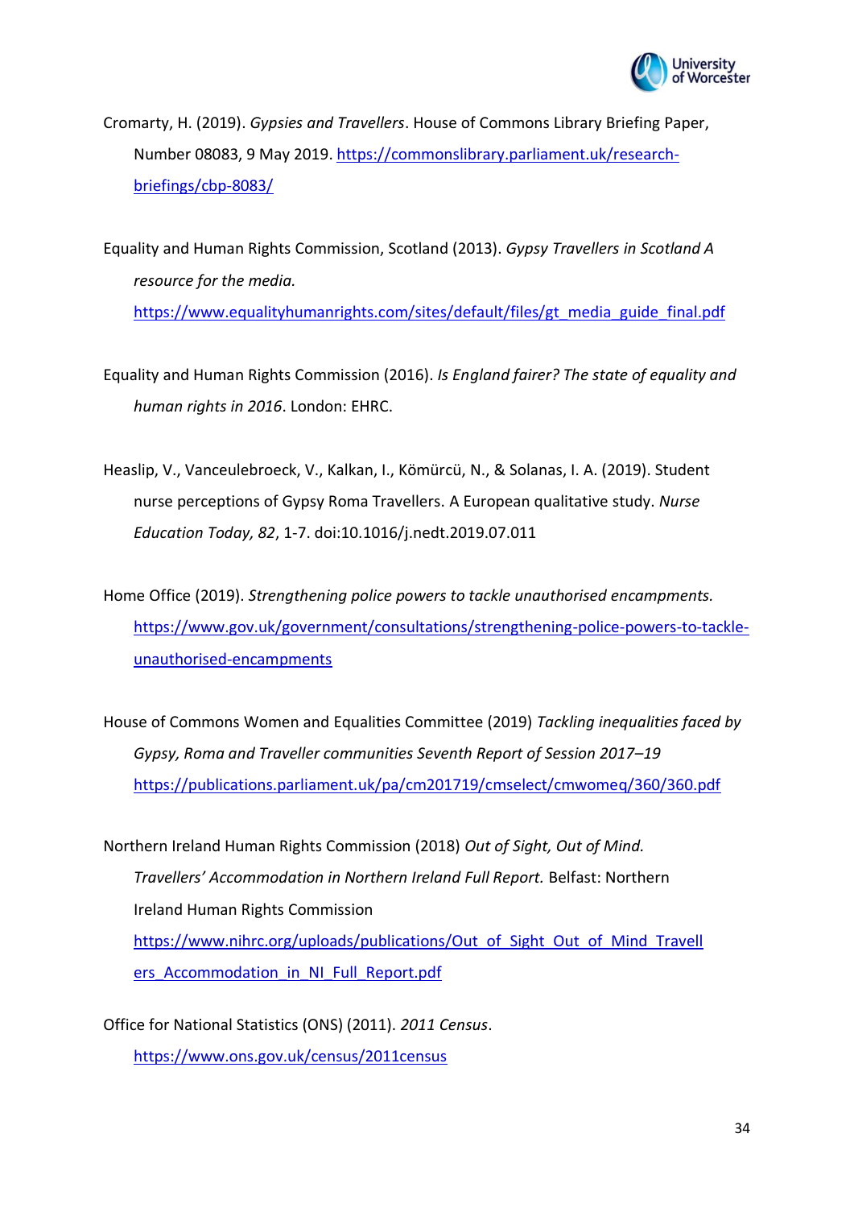Cromarty, H. (2019). *Gypsies and Travellers*. House of Commons Library Briefing Paper, Number 08083, 9 May 2019. https://commonslibrary.parliament.uk/research-briefings/cbp-8083/

Equality and Human Rights Commission, Scotland (2013). *Gypsy Travellers in Scotland A resource for the media.* https://www.equalityhumanrights.com/sites/default/files/gt_media_guide_final.pdf

Equality and Human Rights Commission (2016). *Is England fairer? The state of equality and human rights in 2016*. London: EHRC.

Heaslip, V., Vanceulebroeck, V., Kalkan, I., Kömürcü, N., & Solanas, I. A. (2019). Student nurse perceptions of Gypsy Roma Travellers. A European qualitative study. *Nurse Education Today, 82*, 1-7. doi:10.1016/j.nedt.2019.07.011

Home Office (2019). *Strengthening police powers to tackle unauthorised encampments.* https://www.gov.uk/government/consultations/strengthening-police-powers-to-tackle-unauthorised-encampments

House of Commons Women and Equalities Committee (2019) *Tackling inequalities faced by Gypsy, Roma and Traveller communities Seventh Report of Session 2017–19* https://publications.parliament.uk/pa/cm201719/cmselect/cmwomeq/360/360.pdf

Northern Ireland Human Rights Commission (2018) *Out of Sight, Out of Mind. Travellers' Accommodation in Northern Ireland Full Report.* Belfast: Northern Ireland Human Rights Commission https://www.nihrc.org/uploads/publications/Out_of_Sight_Out_of_Mind_Travellers_Accommodation_in_NI_Full_Report.pdf

Office for National Statistics (ONS) (2011). *2011 Census*. https://www.ons.gov.uk/census/2011census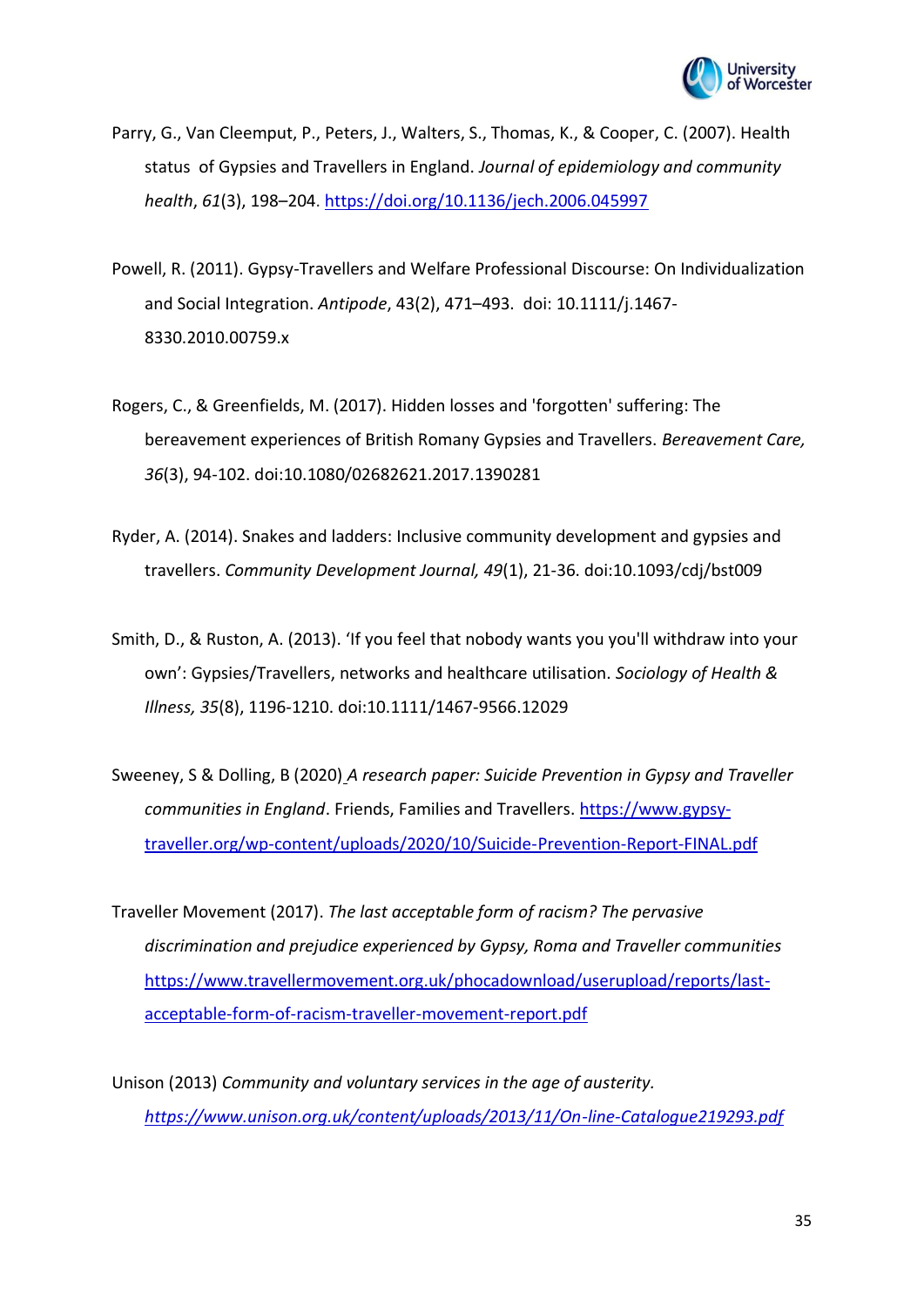Parry, G., Van Cleemput, P., Peters, J., Walters, S., Thomas, K., & Cooper, C. (2007). Health status of Gypsies and Travellers in England. *Journal of epidemiology and community health*, *61*(3), 198–204. https://doi.org/10.1136/jech.2006.045997

Powell, R. (2011). Gypsy-Travellers and Welfare Professional Discourse: On Individualization and Social Integration. *Antipode*, 43(2), 471–493. doi: 10.1111/j.1467-8330.2010.00759.x

Rogers, C., & Greenfields, M. (2017). Hidden losses and 'forgotten' suffering: The bereavement experiences of British Romany Gypsies and Travellers. *Bereavement Care, 36*(3), 94-102. doi:10.1080/02682621.2017.1390281

Ryder, A. (2014). Snakes and ladders: Inclusive community development and gypsies and travellers. *Community Development Journal, 49*(1), 21-36. doi:10.1093/cdj/bst009

Smith, D., & Ruston, A. (2013). 'If you feel that nobody wants you you'll withdraw into your own': Gypsies/Travellers, networks and healthcare utilisation. *Sociology of Health & Illness, 35*(8), 1196-1210. doi:10.1111/1467-9566.12029

Sweeney, S & Dolling, B (2020) *A research paper: Suicide Prevention in Gypsy and Traveller communities in England*. Friends, Families and Travellers. https://www.gypsy-traveller.org/wp-content/uploads/2020/10/Suicide-Prevention-Report-FINAL.pdf

Traveller Movement (2017). *The last acceptable form of racism? The pervasive discrimination and prejudice experienced by Gypsy, Roma and Traveller communities* https://www.travellermovement.org.uk/phocadownload/userupload/reports/last-acceptable-form-of-racism-traveller-movement-report.pdf

Unison (2013) *Community and voluntary services in the age of austerity.* *https://www.unison.org.uk/content/uploads/2013/11/On-line-Catalogue219293.pdf*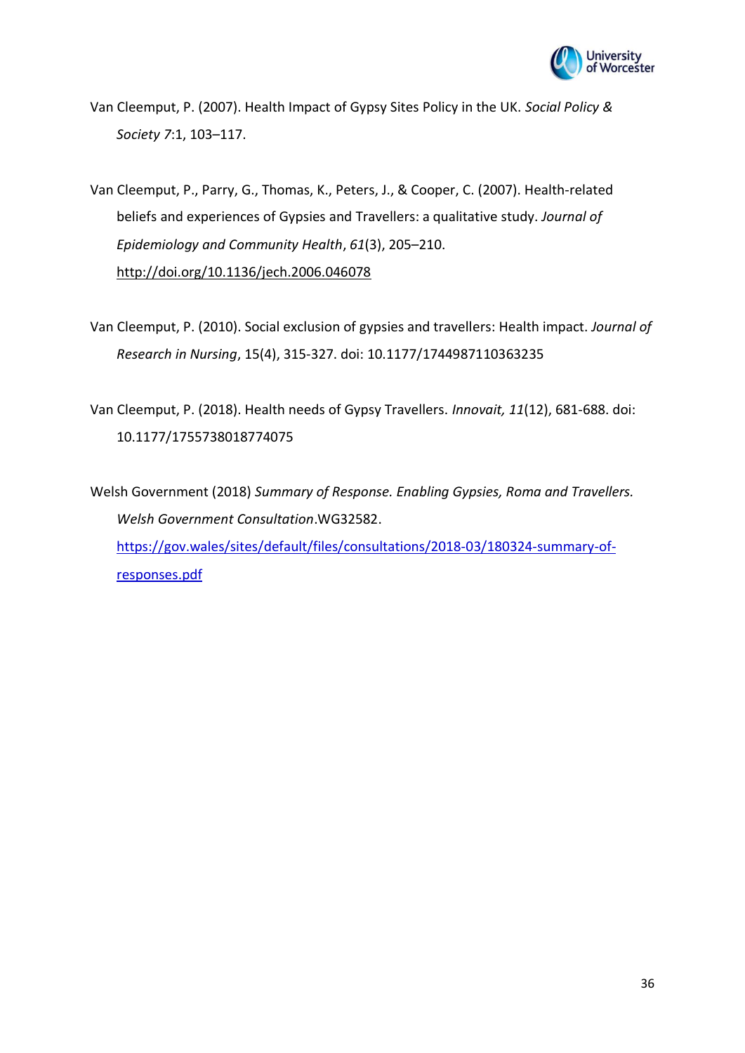Van Cleemput, P. (2007). Health Impact of Gypsy Sites Policy in the UK. *Social Policy & Society 7*:1, 103–117.

Van Cleemput, P., Parry, G., Thomas, K., Peters, J., & Cooper, C. (2007). Health-related beliefs and experiences of Gypsies and Travellers: a qualitative study. *Journal of Epidemiology and Community Health*, *61*(3), 205–210. http://doi.org/10.1136/jech.2006.046078

Van Cleemput, P. (2010). Social exclusion of gypsies and travellers: Health impact. *Journal of Research in Nursing*, 15(4), 315-327. doi: 10.1177/1744987110363235

Van Cleemput, P. (2018). Health needs of Gypsy Travellers. *Innovait, 11*(12), 681-688. doi: 10.1177/1755738018774075

Welsh Government (2018) *Summary of Response. Enabling Gypsies, Roma and Travellers. Welsh Government Consultation*.WG32582. https://gov.wales/sites/default/files/consultations/2018-03/180324-summary-of-responses.pdf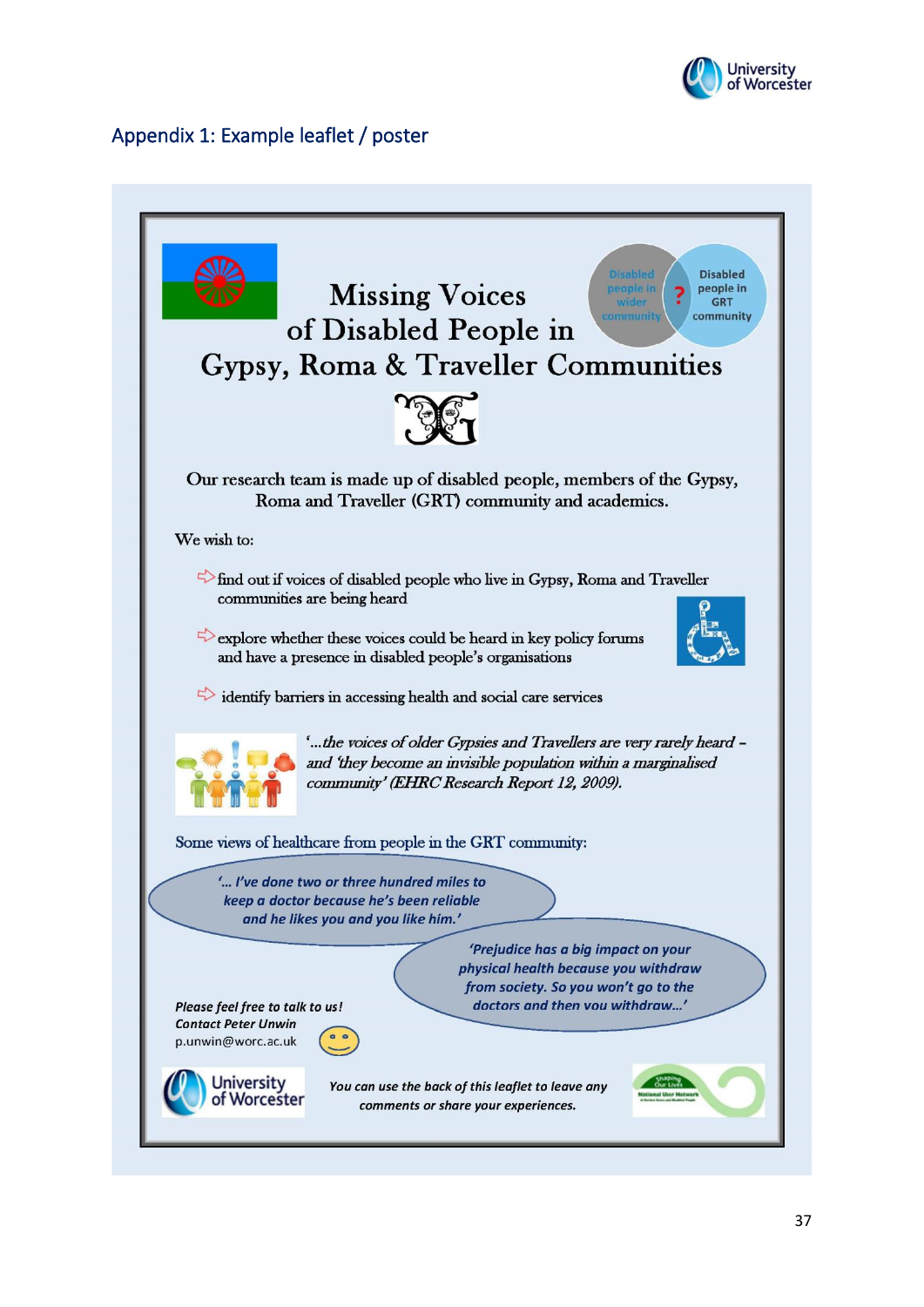## Appendix 1: Example leaflet / poster

# Missing Voices of Disabled People in Gypsy, Roma & Traveller Communities

Disabled people in wider community ? Disabled people in GRT community

Our research team is made up of disabled people, members of the Gypsy, Roma and Traveller (GRT) community and academics.

We wish to:

- find out if voices of disabled people who live in Gypsy, Roma and Traveller communities are being heard
- explore whether these voices could be heard in key policy forums and have a presence in disabled people's organisations
- identify barriers in accessing health and social care services

*'...the voices of older Gypsies and Travellers are very rarely heard – and 'they become an invisible population within a marginalised community' (EHRC Research Report 12, 2009).*

Some views of healthcare from people in the GRT community:

*'... I've done two or three hundred miles to keep a doctor because he's been reliable and he likes you and you like him.'*

*'Prejudice has a big impact on your physical health because you withdraw from society. So you won't go to the doctors and then you withdraw...'*

***Please feel free to talk to us!***
***Contact Peter Unwin***
p.unwin@worc.ac.uk

University of Worcester

*You can use the back of this leaflet to leave any comments or share your experiences.*

Shaping Our Lives – National User Network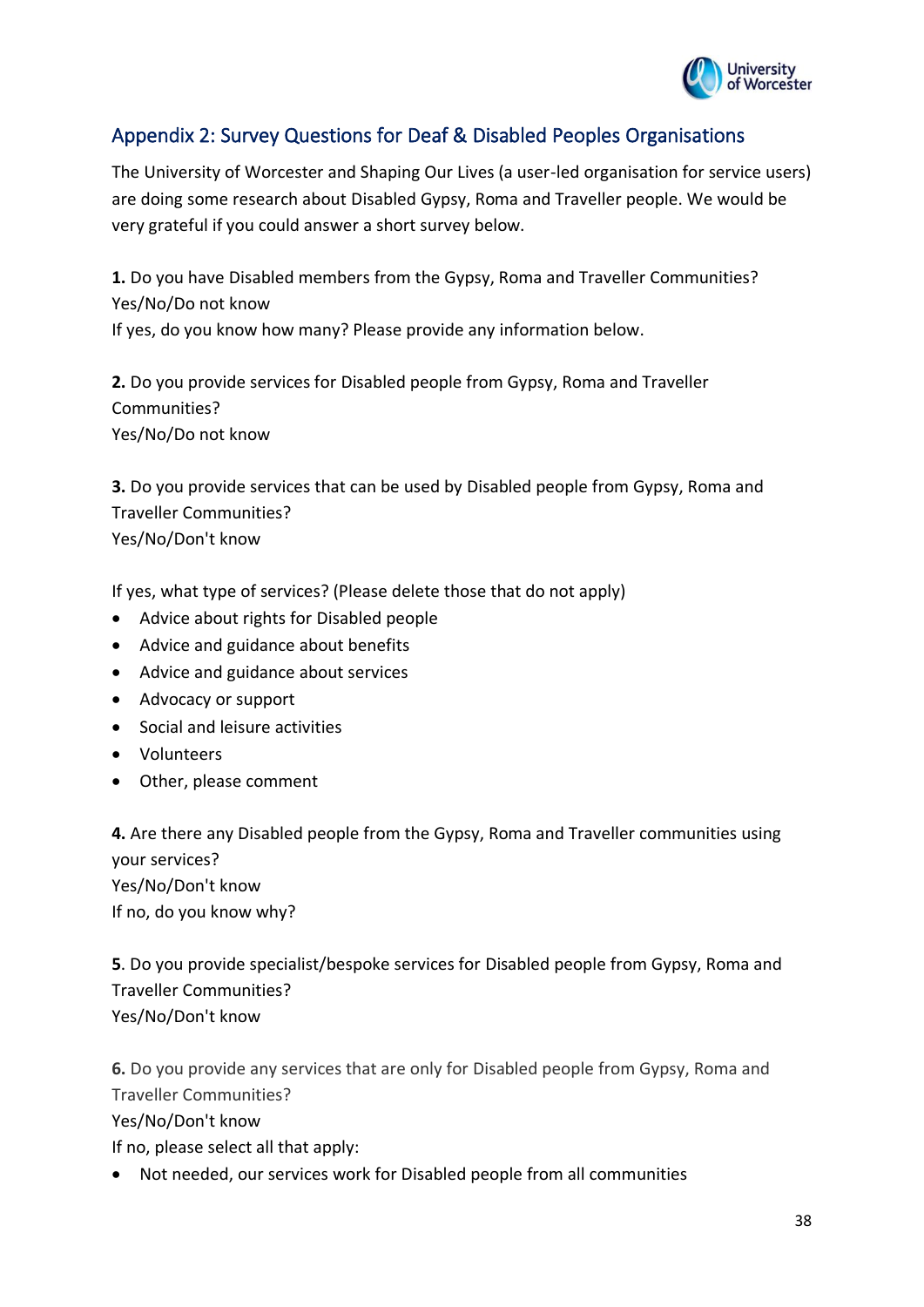## Appendix 2: Survey Questions for Deaf & Disabled Peoples Organisations

The University of Worcester and Shaping Our Lives (a user-led organisation for service users) are doing some research about Disabled Gypsy, Roma and Traveller people. We would be very grateful if you could answer a short survey below.

**1.** Do you have Disabled members from the Gypsy, Roma and Traveller Communities?
Yes/No/Do not know
If yes, do you know how many? Please provide any information below.

**2.** Do you provide services for Disabled people from Gypsy, Roma and Traveller Communities?
Yes/No/Do not know

**3.** Do you provide services that can be used by Disabled people from Gypsy, Roma and Traveller Communities?
Yes/No/Don't know

If yes, what type of services? (Please delete those that do not apply)

- Advice about rights for Disabled people
- Advice and guidance about benefits
- Advice and guidance about services
- Advocacy or support
- Social and leisure activities
- Volunteers
- Other, please comment

**4.** Are there any Disabled people from the Gypsy, Roma and Traveller communities using your services?
Yes/No/Don't know
If no, do you know why?

**5**. Do you provide specialist/bespoke services for Disabled people from Gypsy, Roma and Traveller Communities?
Yes/No/Don't know

**6.** Do you provide any services that are only for Disabled people from Gypsy, Roma and Traveller Communities?
Yes/No/Don't know
If no, please select all that apply:

- Not needed, our services work for Disabled people from all communities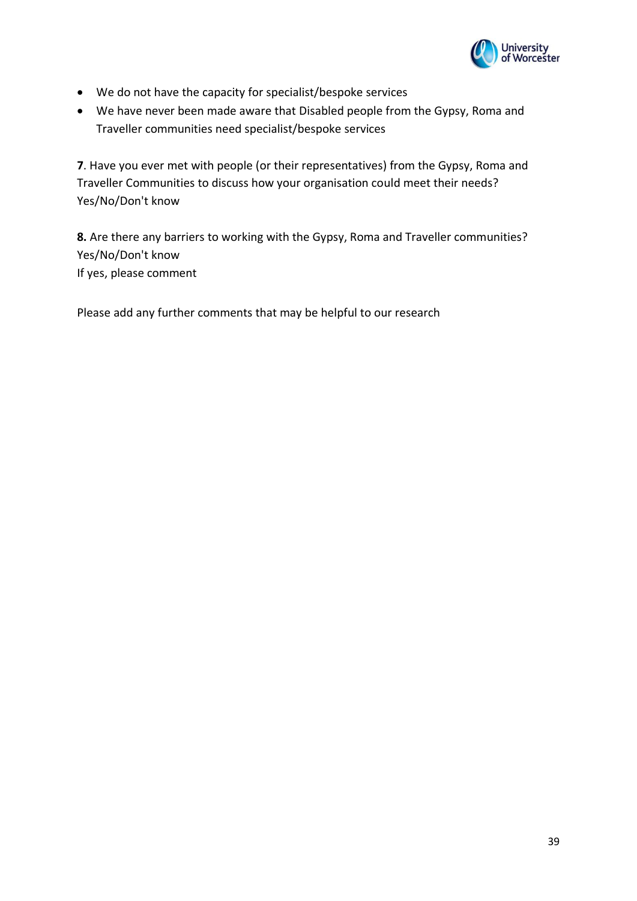- We do not have the capacity for specialist/bespoke services
- We have never been made aware that Disabled people from the Gypsy, Roma and Traveller communities need specialist/bespoke services

**7**. Have you ever met with people (or their representatives) from the Gypsy, Roma and Traveller Communities to discuss how your organisation could meet their needs?
Yes/No/Don't know

**8.** Are there any barriers to working with the Gypsy, Roma and Traveller communities?
Yes/No/Don't know
If yes, please comment

Please add any further comments that may be helpful to our research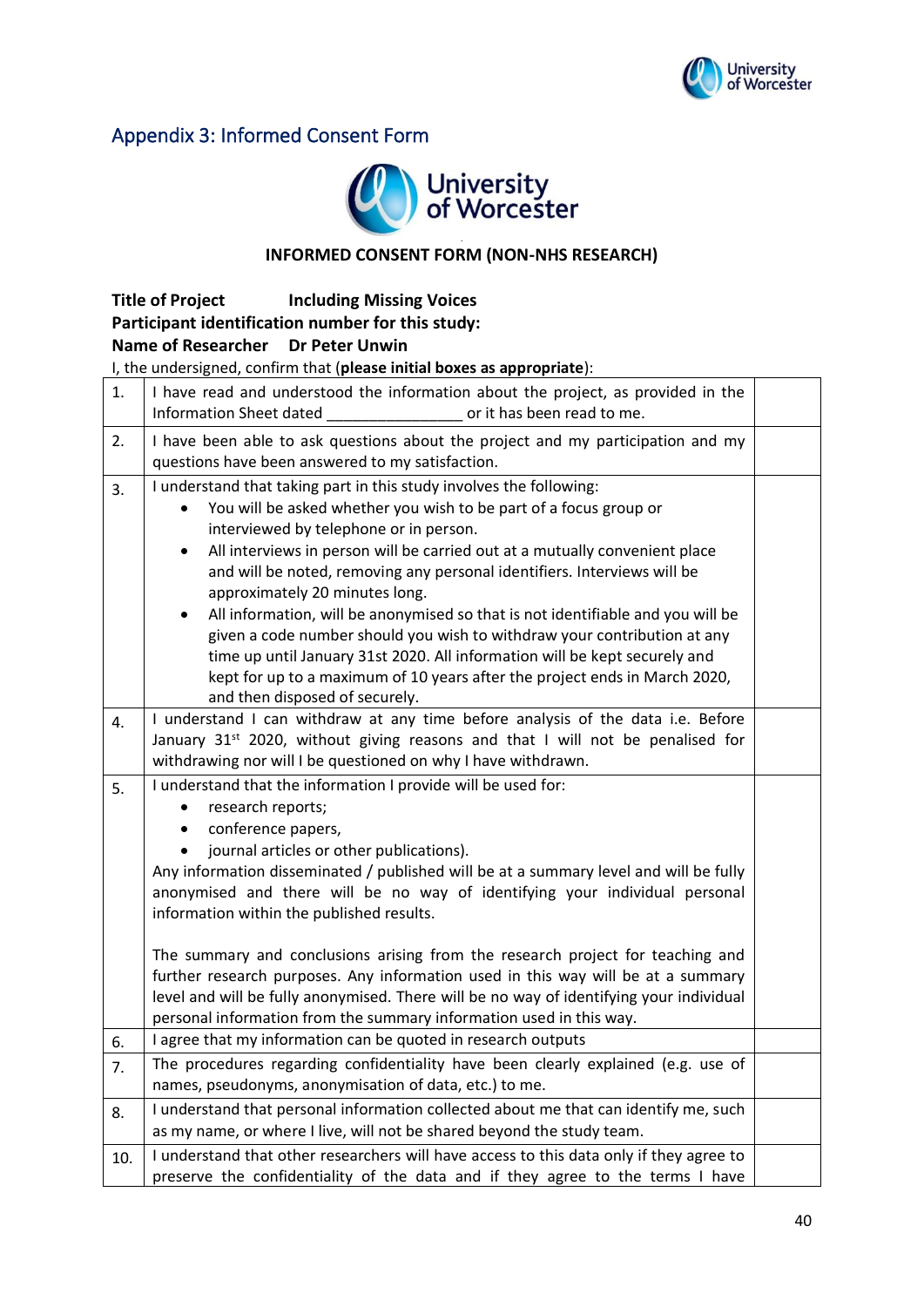## Appendix 3: Informed Consent Form

**INFORMED CONSENT FORM (NON-NHS RESEARCH)**

**Title of Project  Including Missing Voices**
**Participant identification number for this study:**
**Name of Researcher  Dr Peter Unwin**

I, the undersigned, confirm that (**please initial boxes as appropriate**):

| | | |
|---|---|---|
| 1. | I have read and understood the information about the project, as provided in the Information Sheet dated ________________ or it has been read to me. | |
| 2. | I have been able to ask questions about the project and my participation and my questions have been answered to my satisfaction. | |
| 3. | I understand that taking part in this study involves the following:<br>• You will be asked whether you wish to be part of a focus group or interviewed by telephone or in person.<br>• All interviews in person will be carried out at a mutually convenient place and will be noted, removing any personal identifiers. Interviews will be approximately 20 minutes long.<br>• All information, will be anonymised so that is not identifiable and you will be given a code number should you wish to withdraw your contribution at any time up until January 31st 2020. All information will be kept securely and kept for up to a maximum of 10 years after the project ends in March 2020, and then disposed of securely. | |
| 4. | I understand I can withdraw at any time before analysis of the data i.e. Before January 31st 2020, without giving reasons and that I will not be penalised for withdrawing nor will I be questioned on why I have withdrawn. | |
| 5. | I understand that the information I provide will be used for:<br>• research reports;<br>• conference papers,<br>• journal articles or other publications).<br>Any information disseminated / published will be at a summary level and will be fully anonymised and there will be no way of identifying your individual personal information within the published results.<br><br>The summary and conclusions arising from the research project for teaching and further research purposes. Any information used in this way will be at a summary level and will be fully anonymised. There will be no way of identifying your individual personal information from the summary information used in this way. | |
| 6. | I agree that my information can be quoted in research outputs | |
| 7. | The procedures regarding confidentiality have been clearly explained (e.g. use of names, pseudonyms, anonymisation of data, etc.) to me. | |
| 8. | I understand that personal information collected about me that can identify me, such as my name, or where I live, will not be shared beyond the study team. | |
| 10. | I understand that other researchers will have access to this data only if they agree to preserve the confidentiality of the data and if they agree to the terms I have | |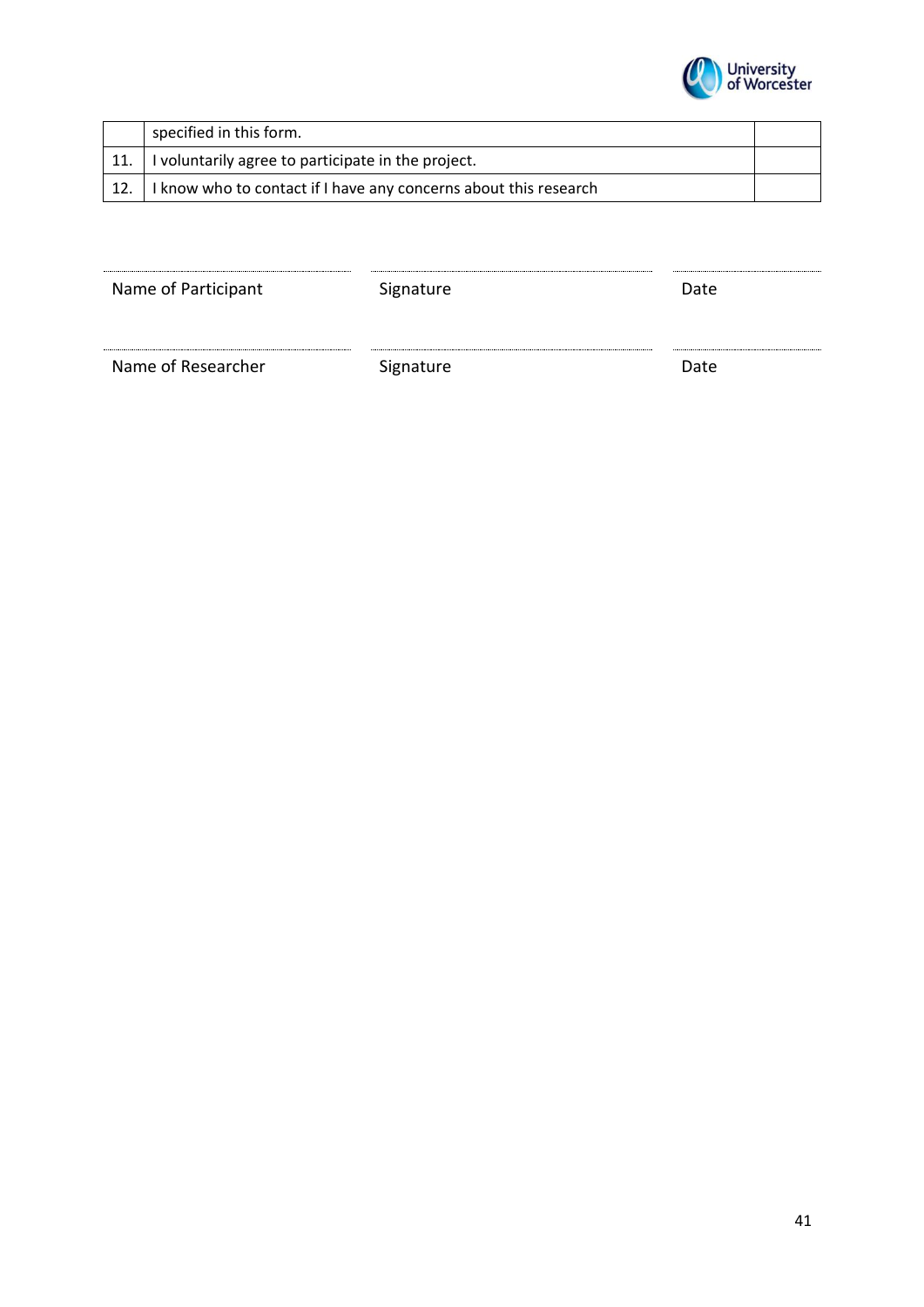| | | |
|---|---|---|
| | specified in this form. | |
| 11. | I voluntarily agree to participate in the project. | |
| 12. | I know who to contact if I have any concerns about this research | |

| | | |
|---|---|---|
| Name of Participant | Signature | Date |
| Name of Researcher | Signature | Date |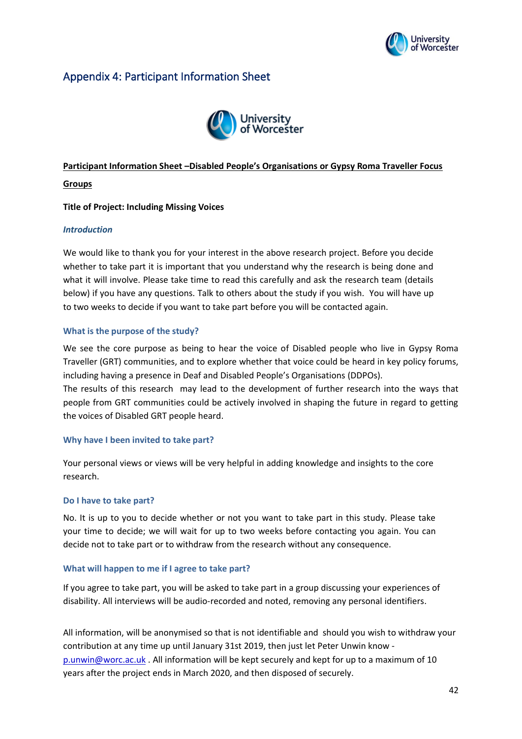## Appendix 4: Participant Information Sheet

**Participant Information Sheet –Disabled People's Organisations or Gypsy Roma Traveller Focus Groups**

**Title of Project: Including Missing Voices**

***Introduction***

We would like to thank you for your interest in the above research project. Before you decide whether to take part it is important that you understand why the research is being done and what it will involve. Please take time to read this carefully and ask the research team (details below) if you have any questions. Talk to others about the study if you wish. You will have up to two weeks to decide if you want to take part before you will be contacted again.

### What is the purpose of the study?

We see the core purpose as being to hear the voice of Disabled people who live in Gypsy Roma Traveller (GRT) communities, and to explore whether that voice could be heard in key policy forums, including having a presence in Deaf and Disabled People's Organisations (DDPOs).
The results of this research may lead to the development of further research into the ways that people from GRT communities could be actively involved in shaping the future in regard to getting the voices of Disabled GRT people heard.

### Why have I been invited to take part?

Your personal views or views will be very helpful in adding knowledge and insights to the core research.

### Do I have to take part?

No. It is up to you to decide whether or not you want to take part in this study. Please take your time to decide; we will wait for up to two weeks before contacting you again. You can decide not to take part or to withdraw from the research without any consequence.

### What will happen to me if I agree to take part?

If you agree to take part, you will be asked to take part in a group discussing your experiences of disability. All interviews will be audio-recorded and noted, removing any personal identifiers.

All information, will be anonymised so that is not identifiable and should you wish to withdraw your contribution at any time up until January 31st 2019, then just let Peter Unwin know - p.unwin@worc.ac.uk . All information will be kept securely and kept for up to a maximum of 10 years after the project ends in March 2020, and then disposed of securely.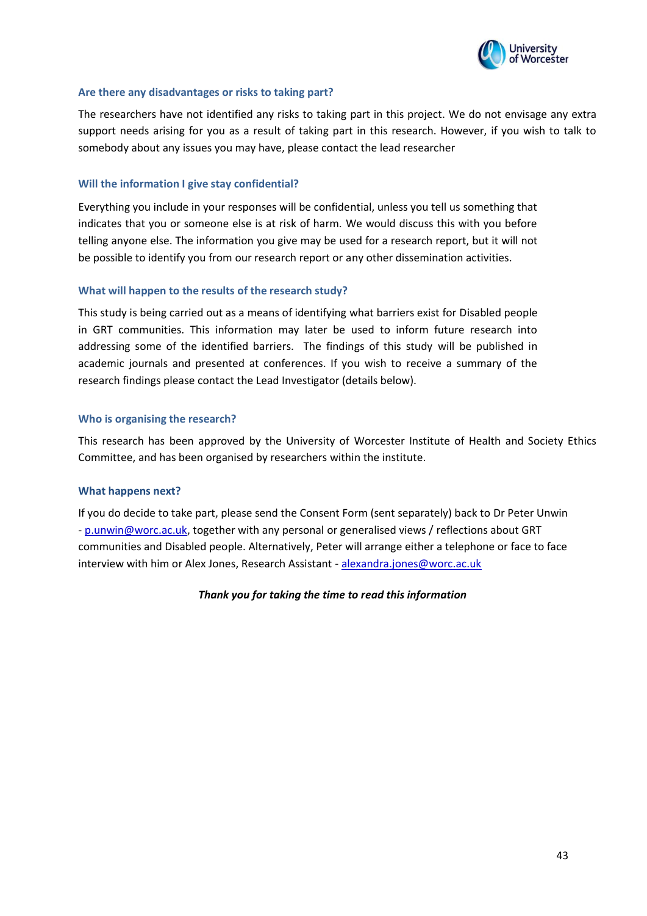### Are there any disadvantages or risks to taking part?

The researchers have not identified any risks to taking part in this project. We do not envisage any extra support needs arising for you as a result of taking part in this research. However, if you wish to talk to somebody about any issues you may have, please contact the lead researcher

### Will the information I give stay confidential?

Everything you include in your responses will be confidential, unless you tell us something that indicates that you or someone else is at risk of harm. We would discuss this with you before telling anyone else. The information you give may be used for a research report, but it will not be possible to identify you from our research report or any other dissemination activities.

### What will happen to the results of the research study?

This study is being carried out as a means of identifying what barriers exist for Disabled people in GRT communities. This information may later be used to inform future research into addressing some of the identified barriers. The findings of this study will be published in academic journals and presented at conferences. If you wish to receive a summary of the research findings please contact the Lead Investigator (details below).

### Who is organising the research?

This research has been approved by the University of Worcester Institute of Health and Society Ethics Committee, and has been organised by researchers within the institute.

### What happens next?

If you do decide to take part, please send the Consent Form (sent separately) back to Dr Peter Unwin - p.unwin@worc.ac.uk, together with any personal or generalised views / reflections about GRT communities and Disabled people. Alternatively, Peter will arrange either a telephone or face to face interview with him or Alex Jones, Research Assistant - alexandra.jones@worc.ac.uk

***Thank you for taking the time to read this information***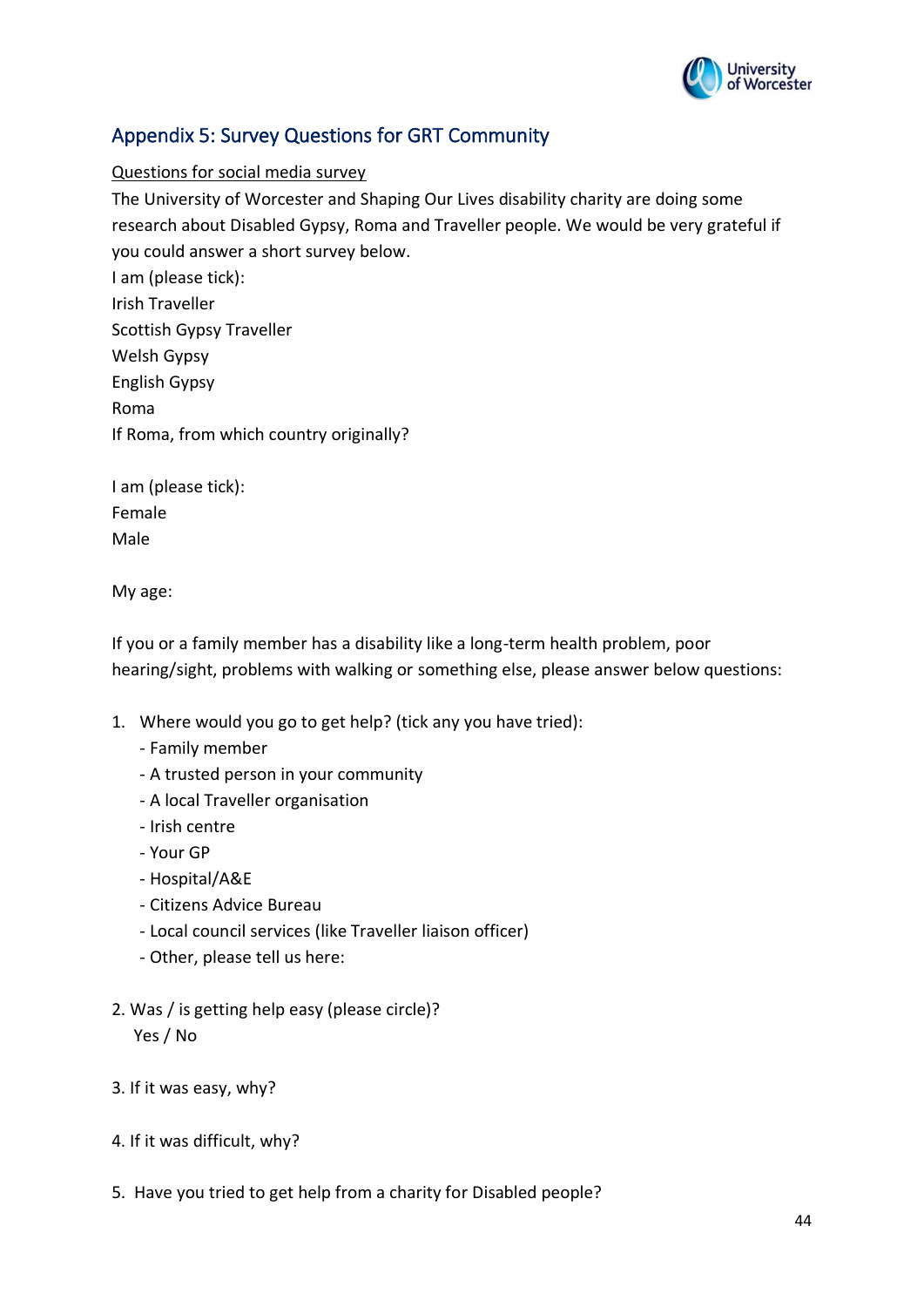## Appendix 5: Survey Questions for GRT Community

<u>Questions for social media survey</u>

The University of Worcester and Shaping Our Lives disability charity are doing some research about Disabled Gypsy, Roma and Traveller people. We would be very grateful if you could answer a short survey below.

I am (please tick):

Irish Traveller

Scottish Gypsy Traveller

Welsh Gypsy

English Gypsy

Roma

If Roma, from which country originally?

I am (please tick):

Female

Male

My age:

If you or a family member has a disability like a long-term health problem, poor hearing/sight, problems with walking or something else, please answer below questions:

1. Where would you go to get help? (tick any you have tried):
   - Family member
   - A trusted person in your community
   - A local Traveller organisation
   - Irish centre
   - Your GP
   - Hospital/A&E
   - Citizens Advice Bureau
   - Local council services (like Traveller liaison officer)
   - Other, please tell us here:

2. Was / is getting help easy (please circle)?
   Yes / No

3. If it was easy, why?

4. If it was difficult, why?

5. Have you tried to get help from a charity for Disabled people?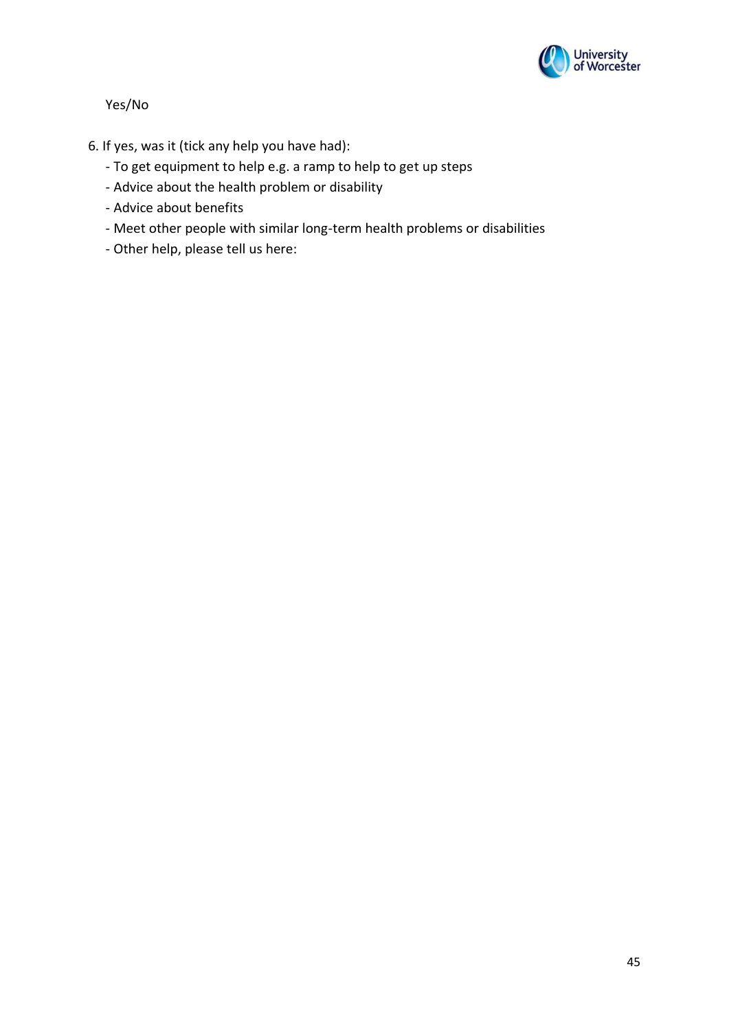Yes/No

6. If yes, was it (tick any help you have had):
   - To get equipment to help e.g. a ramp to help to get up steps
   - Advice about the health problem or disability
   - Advice about benefits
   - Meet other people with similar long-term health problems or disabilities
   - Other help, please tell us here: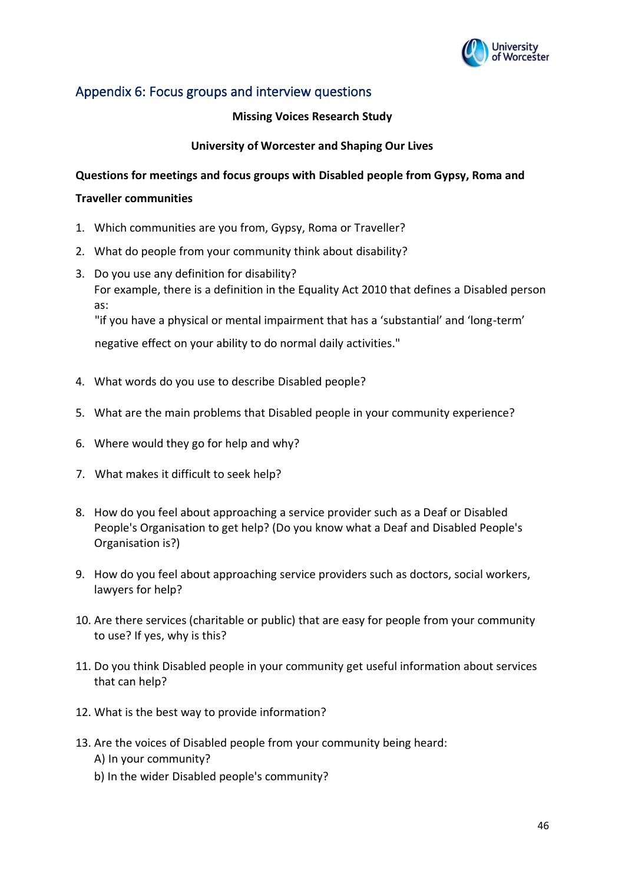## Appendix 6: Focus groups and interview questions

**Missing Voices Research Study**

**University of Worcester and Shaping Our Lives**

**Questions for meetings and focus groups with Disabled people from Gypsy, Roma and Traveller communities**

1. Which communities are you from, Gypsy, Roma or Traveller?
2. What do people from your community think about disability?
3. Do you use any definition for disability?
   For example, there is a definition in the Equality Act 2010 that defines a Disabled person as:
   "if you have a physical or mental impairment that has a 'substantial' and 'long-term' negative effect on your ability to do normal daily activities."
4. What words do you use to describe Disabled people?
5. What are the main problems that Disabled people in your community experience?
6. Where would they go for help and why?
7. What makes it difficult to seek help?
8. How do you feel about approaching a service provider such as a Deaf or Disabled People's Organisation to get help? (Do you know what a Deaf and Disabled People's Organisation is?)
9. How do you feel about approaching service providers such as doctors, social workers, lawyers for help?
10. Are there services (charitable or public) that are easy for people from your community to use? If yes, why is this?
11. Do you think Disabled people in your community get useful information about services that can help?
12. What is the best way to provide information?
13. Are the voices of Disabled people from your community being heard:
    A) In your community?
    b) In the wider Disabled people's community?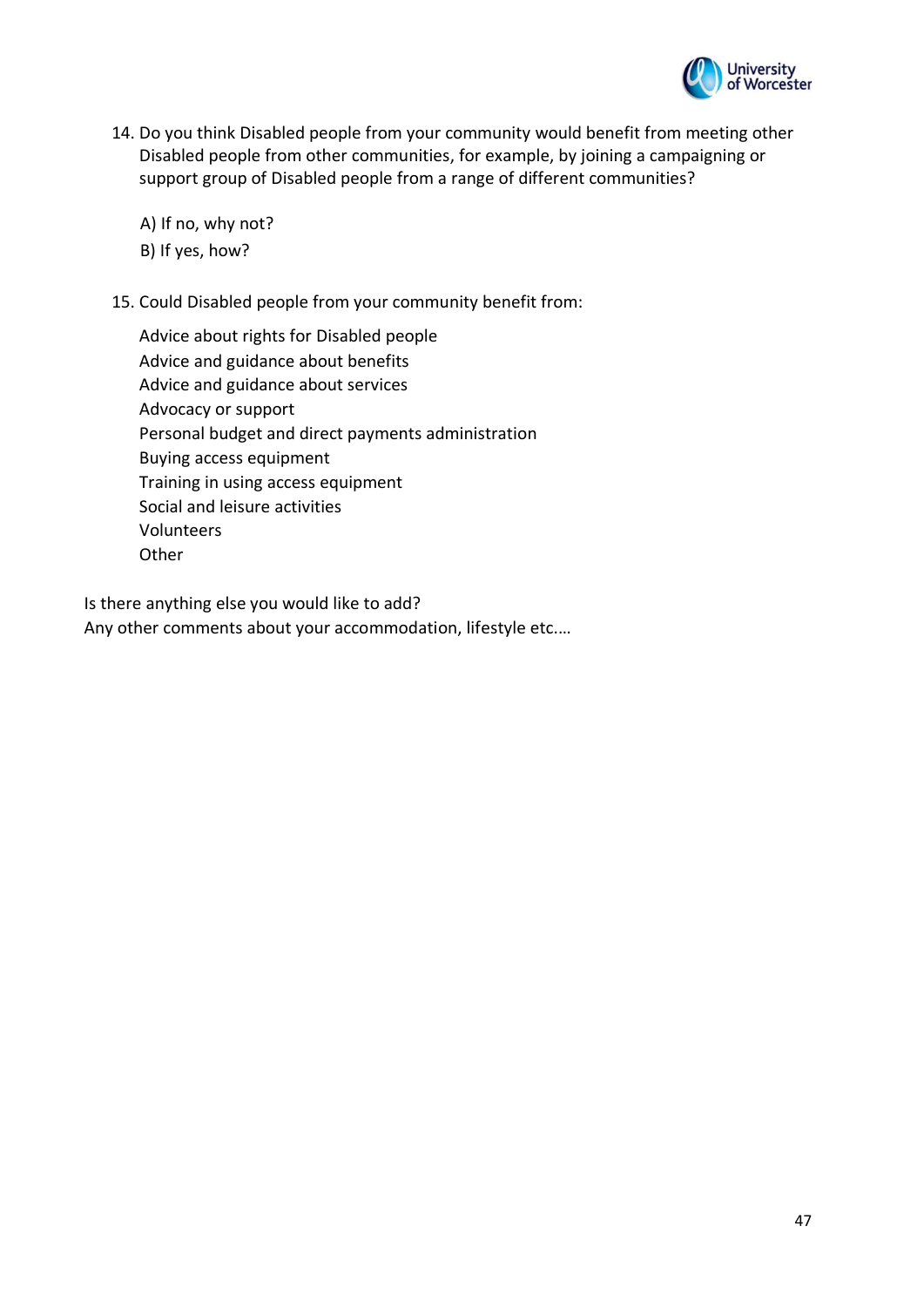14. Do you think Disabled people from your community would benefit from meeting other Disabled people from other communities, for example, by joining a campaigning or support group of Disabled people from a range of different communities?

    A) If no, why not?

    B) If yes, how?

15. Could Disabled people from your community benefit from:

    Advice about rights for Disabled people
    Advice and guidance about benefits
    Advice and guidance about services
    Advocacy or support
    Personal budget and direct payments administration
    Buying access equipment
    Training in using access equipment
    Social and leisure activities
    Volunteers
    Other

Is there anything else you would like to add?
Any other comments about your accommodation, lifestyle etc.…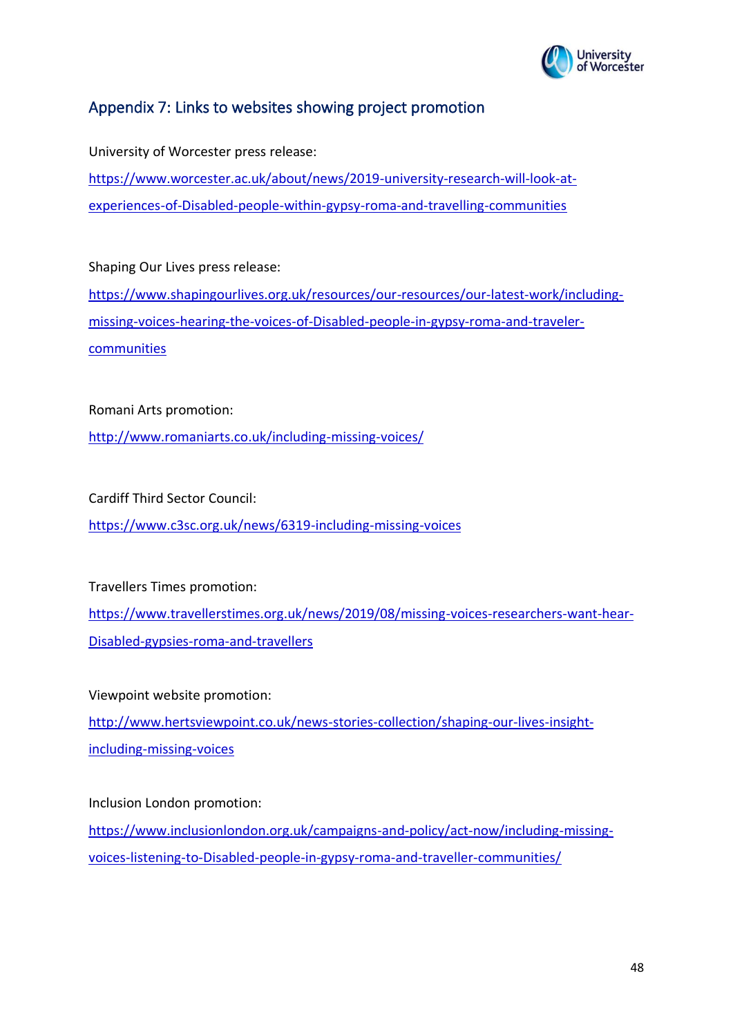## Appendix 7: Links to websites showing project promotion

University of Worcester press release:
https://www.worcester.ac.uk/about/news/2019-university-research-will-look-at-experiences-of-Disabled-people-within-gypsy-roma-and-travelling-communities

Shaping Our Lives press release:
https://www.shapingourlives.org.uk/resources/our-resources/our-latest-work/including-missing-voices-hearing-the-voices-of-Disabled-people-in-gypsy-roma-and-traveler-communities

Romani Arts promotion:
http://www.romaniarts.co.uk/including-missing-voices/

Cardiff Third Sector Council:
https://www.c3sc.org.uk/news/6319-including-missing-voices

Travellers Times promotion:
https://www.travellerstimes.org.uk/news/2019/08/missing-voices-researchers-want-hear-Disabled-gypsies-roma-and-travellers

Viewpoint website promotion:
http://www.hertsviewpoint.co.uk/news-stories-collection/shaping-our-lives-insight-including-missing-voices

Inclusion London promotion:
https://www.inclusionlondon.org.uk/campaigns-and-policy/act-now/including-missing-voices-listening-to-Disabled-people-in-gypsy-roma-and-traveller-communities/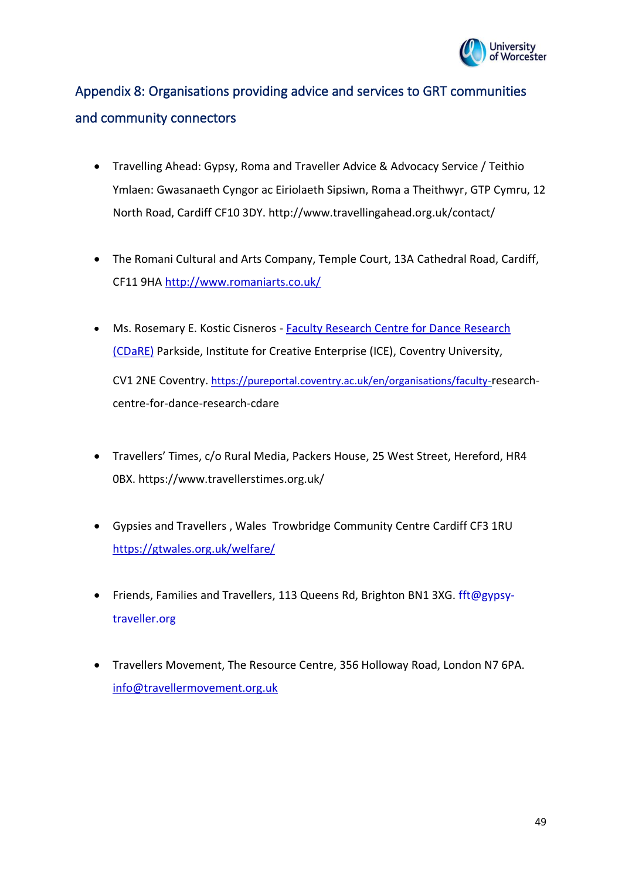## Appendix 8: Organisations providing advice and services to GRT communities and community connectors

- Travelling Ahead: Gypsy, Roma and Traveller Advice & Advocacy Service / Teithio Ymlaen: Gwasanaeth Cyngor ac Eiriolaeth Sipsiwn, Roma a Theithwyr, GTP Cymru, 12 North Road, Cardiff CF10 3DY. http://www.travellingahead.org.uk/contact/

- The Romani Cultural and Arts Company, Temple Court, 13A Cathedral Road, Cardiff, CF11 9HA http://www.romaniarts.co.uk/

- Ms. Rosemary E. Kostic Cisneros - Faculty Research Centre for Dance Research (CDaRE) Parkside, Institute for Creative Enterprise (ICE), Coventry University, CV1 2NE Coventry. https://pureportal.coventry.ac.uk/en/organisations/faculty-research-centre-for-dance-research-cdare

- Travellers' Times, c/o Rural Media, Packers House, 25 West Street, Hereford, HR4 0BX. https://www.travellerstimes.org.uk/

- Gypsies and Travellers , Wales Trowbridge Community Centre Cardiff CF3 1RU https://gtwales.org.uk/welfare/

- Friends, Families and Travellers, 113 Queens Rd, Brighton BN1 3XG. fft@gypsy-traveller.org

- Travellers Movement, The Resource Centre, 356 Holloway Road, London N7 6PA. info@travellermovement.org.uk